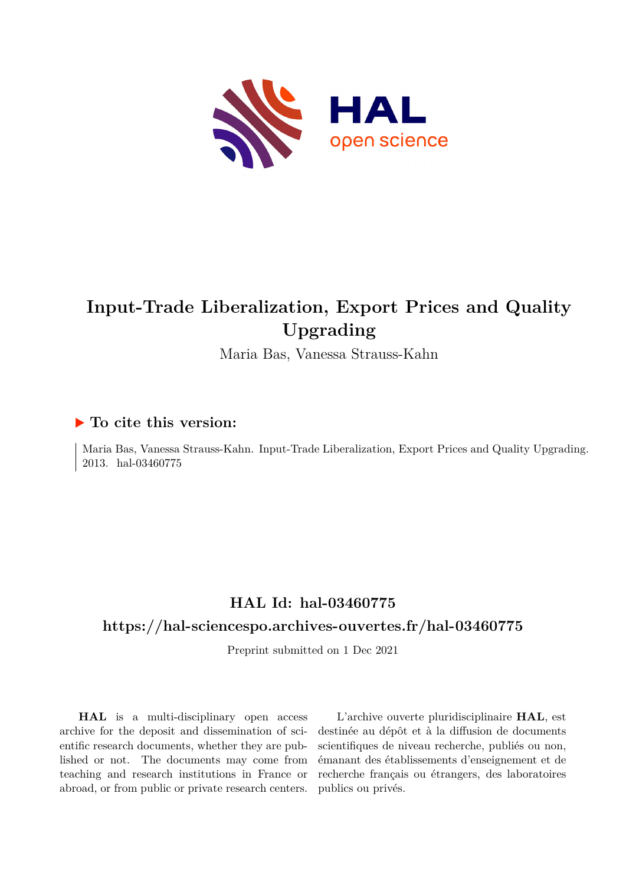# Input-Trade Liberalization, Export Prices and Quality Upgrading

Maria Bas, Vanessa Strauss-Kahn

## ▶ To cite this version:

Maria Bas, Vanessa Strauss-Kahn. Input-Trade Liberalization, Export Prices and Quality Upgrading. 2013. hal-03460775

## HAL Id: hal-03460775

## https://hal-sciencespo.archives-ouvertes.fr/hal-03460775

Preprint submitted on 1 Dec 2021

**HAL** is a multi-disciplinary open access archive for the deposit and dissemination of scientific research documents, whether they are published or not. The documents may come from teaching and research institutions in France or abroad, or from public or private research centers.

L'archive ouverte pluridisciplinaire **HAL**, est destinée au dépôt et à la diffusion de documents scientifiques de niveau recherche, publiés ou non, émanant des établissements d'enseignement et de recherche français ou étrangers, des laboratoires publics ou privés.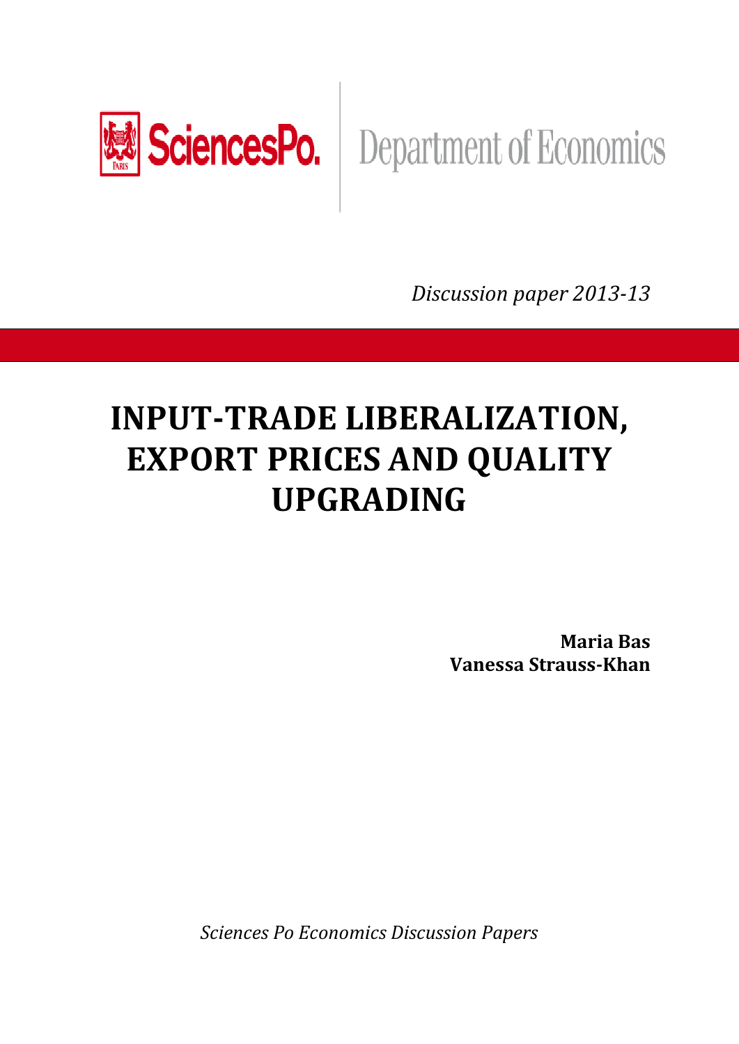Discussion paper 2013-13

# INPUT-TRADE LIBERALIZATION, EXPORT PRICES AND QUALITY UPGRADING

**Maria Bas**
**Vanessa Strauss-Khan**

*Sciences Po Economics Discussion Papers*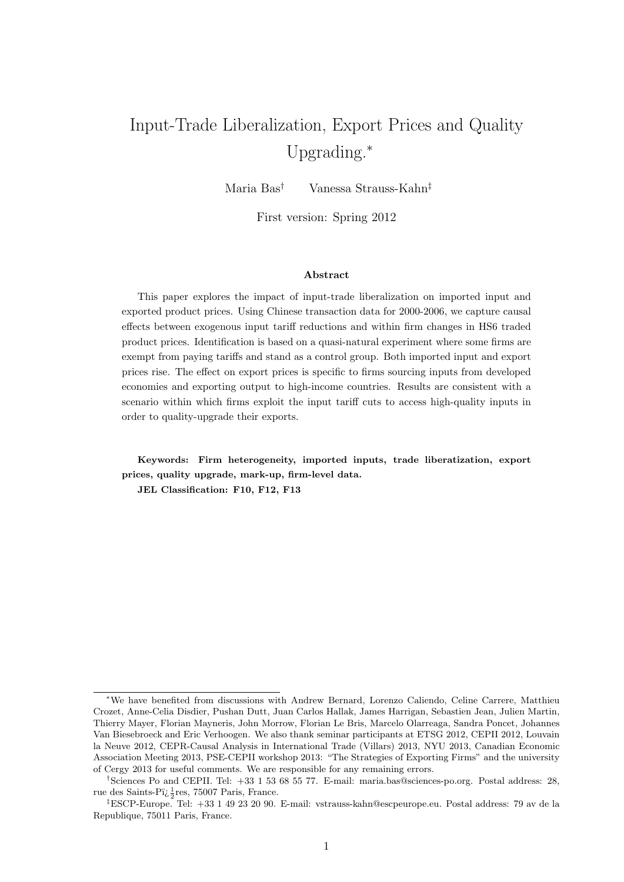# Input-Trade Liberalization, Export Prices and Quality Upgrading.[*]

Maria Bas[†] Vanessa Strauss-Kahn[‡]

First version: Spring 2012

### Abstract

This paper explores the impact of input-trade liberalization on imported input and exported product prices. Using Chinese transaction data for 2000-2006, we capture causal effects between exogenous input tariff reductions and within firm changes in HS6 traded product prices. Identification is based on a quasi-natural experiment where some firms are exempt from paying tariffs and stand as a control group. Both imported input and export prices rise. The effect on export prices is specific to firms sourcing inputs from developed economies and exporting output to high-income countries. Results are consistent with a scenario within which firms exploit the input tariff cuts to access high-quality inputs in order to quality-upgrade their exports.

**Keywords: Firm heterogeneity, imported inputs, trade liberatization, export prices, quality upgrade, mark-up, firm-level data.**

**JEL Classification: F10, F12, F13**

---

[*]We have benefited from discussions with Andrew Bernard, Lorenzo Caliendo, Celine Carrere, Matthieu Crozet, Anne-Celia Disdier, Pushan Dutt, Juan Carlos Hallak, James Harrigan, Sebastien Jean, Julien Martin, Thierry Mayer, Florian Mayneris, John Morrow, Florian Le Bris, Marcelo Olarreaga, Sandra Poncet, Johannes Van Biesebroeck and Eric Verhoogen. We also thank seminar participants at ETSG 2012, CEPII 2012, Louvain la Neuve 2012, CEPR-Causal Analysis in International Trade (Villars) 2013, NYU 2013, Canadian Economic Association Meeting 2013, PSE-CEPII workshop 2013: "The Strategies of Exporting Firms" and the university of Cergy 2013 for useful comments. We are responsible for any remaining errors.

[†]Sciences Po and CEPII. Tel: +33 1 53 68 55 77. E-mail: maria.bas@sciences-po.org. Postal address: 28, rue des Saints-Pï¿½res, 75007 Paris, France.

[‡]ESCP-Europe. Tel: +33 1 49 23 20 90. E-mail: vstrauss-kahn@escpeurope.eu. Postal address: 79 av de la Republique, 75011 Paris, France.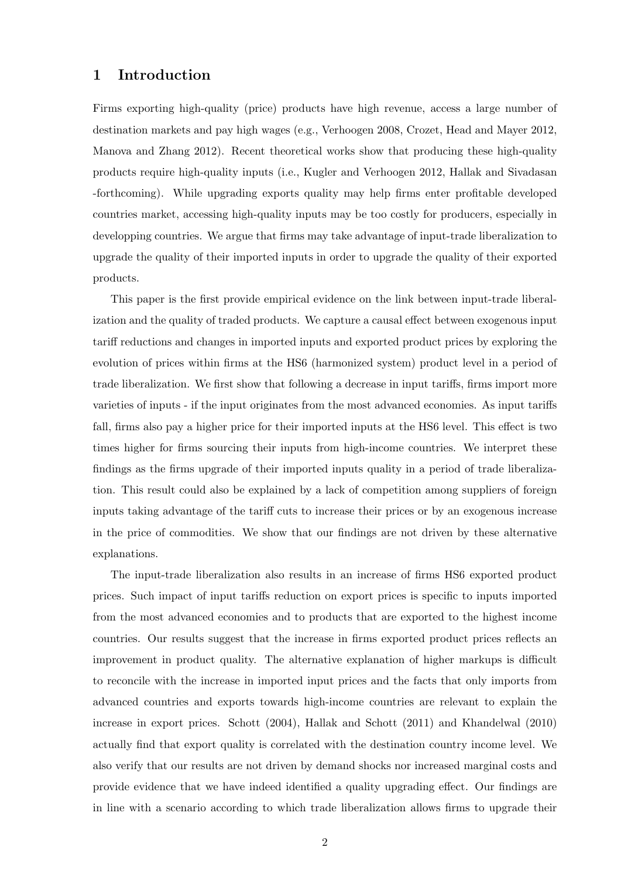# 1 Introduction

Firms exporting high-quality (price) products have high revenue, access a large number of destination markets and pay high wages (e.g., Verhoogen 2008, Crozet, Head and Mayer 2012, Manova and Zhang 2012). Recent theoretical works show that producing these high-quality products require high-quality inputs (i.e., Kugler and Verhoogen 2012, Hallak and Sivadasan -forthcoming). While upgrading exports quality may help firms enter profitable developed countries market, accessing high-quality inputs may be too costly for producers, especially in developping countries. We argue that firms may take advantage of input-trade liberalization to upgrade the quality of their imported inputs in order to upgrade the quality of their exported products.

This paper is the first provide empirical evidence on the link between input-trade liberalization and the quality of traded products. We capture a causal effect between exogenous input tariff reductions and changes in imported inputs and exported product prices by exploring the evolution of prices within firms at the HS6 (harmonized system) product level in a period of trade liberalization. We first show that following a decrease in input tariffs, firms import more varieties of inputs - if the input originates from the most advanced economies. As input tariffs fall, firms also pay a higher price for their imported inputs at the HS6 level. This effect is two times higher for firms sourcing their inputs from high-income countries. We interpret these findings as the firms upgrade of their imported inputs quality in a period of trade liberalization. This result could also be explained by a lack of competition among suppliers of foreign inputs taking advantage of the tariff cuts to increase their prices or by an exogenous increase in the price of commodities. We show that our findings are not driven by these alternative explanations.

The input-trade liberalization also results in an increase of firms HS6 exported product prices. Such impact of input tariffs reduction on export prices is specific to inputs imported from the most advanced economies and to products that are exported to the highest income countries. Our results suggest that the increase in firms exported product prices reflects an improvement in product quality. The alternative explanation of higher markups is difficult to reconcile with the increase in imported input prices and the facts that only imports from advanced countries and exports towards high-income countries are relevant to explain the increase in export prices. Schott (2004), Hallak and Schott (2011) and Khandelwal (2010) actually find that export quality is correlated with the destination country income level. We also verify that our results are not driven by demand shocks nor increased marginal costs and provide evidence that we have indeed identified a quality upgrading effect. Our findings are in line with a scenario according to which trade liberalization allows firms to upgrade their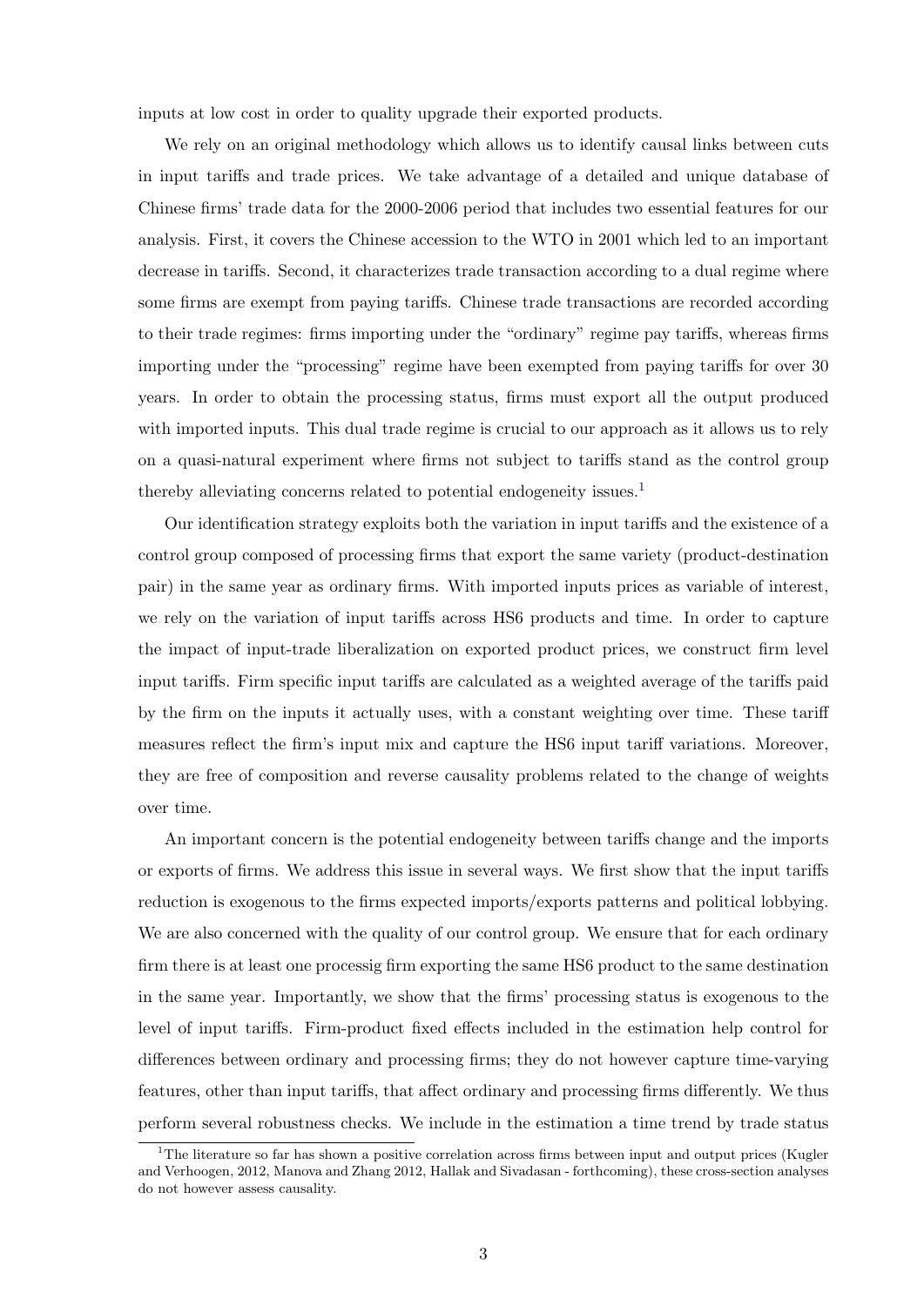inputs at low cost in order to quality upgrade their exported products.

We rely on an original methodology which allows us to identify causal links between cuts in input tariffs and trade prices. We take advantage of a detailed and unique database of Chinese firms' trade data for the 2000-2006 period that includes two essential features for our analysis. First, it covers the Chinese accession to the WTO in 2001 which led to an important decrease in tariffs. Second, it characterizes trade transaction according to a dual regime where some firms are exempt from paying tariffs. Chinese trade transactions are recorded according to their trade regimes: firms importing under the "ordinary" regime pay tariffs, whereas firms importing under the "processing" regime have been exempted from paying tariffs for over 30 years. In order to obtain the processing status, firms must export all the output produced with imported inputs. This dual trade regime is crucial to our approach as it allows us to rely on a quasi-natural experiment where firms not subject to tariffs stand as the control group thereby alleviating concerns related to potential endogeneity issues.[1]

Our identification strategy exploits both the variation in input tariffs and the existence of a control group composed of processing firms that export the same variety (product-destination pair) in the same year as ordinary firms. With imported inputs prices as variable of interest, we rely on the variation of input tariffs across HS6 products and time. In order to capture the impact of input-trade liberalization on exported product prices, we construct firm level input tariffs. Firm specific input tariffs are calculated as a weighted average of the tariffs paid by the firm on the inputs it actually uses, with a constant weighting over time. These tariff measures reflect the firm's input mix and capture the HS6 input tariff variations. Moreover, they are free of composition and reverse causality problems related to the change of weights over time.

An important concern is the potential endogeneity between tariffs change and the imports or exports of firms. We address this issue in several ways. We first show that the input tariffs reduction is exogenous to the firms expected imports/exports patterns and political lobbying. We are also concerned with the quality of our control group. We ensure that for each ordinary firm there is at least one processig firm exporting the same HS6 product to the same destination in the same year. Importantly, we show that the firms' processing status is exogenous to the level of input tariffs. Firm-product fixed effects included in the estimation help control for differences between ordinary and processing firms; they do not however capture time-varying features, other than input tariffs, that affect ordinary and processing firms differently. We thus perform several robustness checks. We include in the estimation a time trend by trade status

[1] The literature so far has shown a positive correlation across firms between input and output prices (Kugler and Verhoogen, 2012, Manova and Zhang 2012, Hallak and Sivadasan - forthcoming), these cross-section analyses do not however assess causality.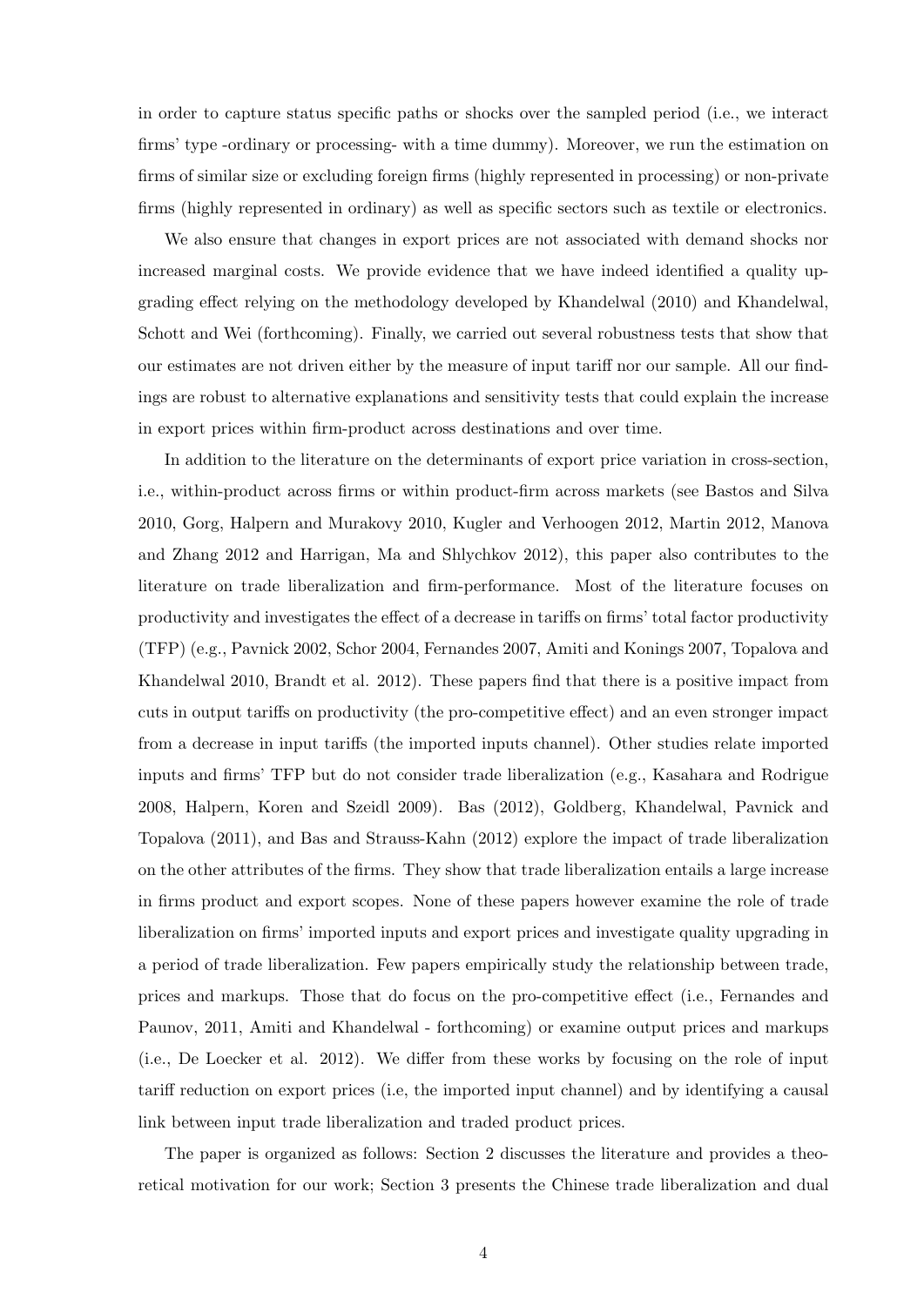in order to capture status specific paths or shocks over the sampled period (i.e., we interact firms' type -ordinary or processing- with a time dummy). Moreover, we run the estimation on firms of similar size or excluding foreign firms (highly represented in processing) or non-private firms (highly represented in ordinary) as well as specific sectors such as textile or electronics.

We also ensure that changes in export prices are not associated with demand shocks nor increased marginal costs. We provide evidence that we have indeed identified a quality upgrading effect relying on the methodology developed by Khandelwal (2010) and Khandelwal, Schott and Wei (forthcoming). Finally, we carried out several robustness tests that show that our estimates are not driven either by the measure of input tariff nor our sample. All our findings are robust to alternative explanations and sensitivity tests that could explain the increase in export prices within firm-product across destinations and over time.

In addition to the literature on the determinants of export price variation in cross-section, i.e., within-product across firms or within product-firm across markets (see Bastos and Silva 2010, Gorg, Halpern and Murakovy 2010, Kugler and Verhoogen 2012, Martin 2012, Manova and Zhang 2012 and Harrigan, Ma and Shlychkov 2012), this paper also contributes to the literature on trade liberalization and firm-performance. Most of the literature focuses on productivity and investigates the effect of a decrease in tariffs on firms' total factor productivity (TFP) (e.g., Pavnick 2002, Schor 2004, Fernandes 2007, Amiti and Konings 2007, Topalova and Khandelwal 2010, Brandt et al. 2012). These papers find that there is a positive impact from cuts in output tariffs on productivity (the pro-competitive effect) and an even stronger impact from a decrease in input tariffs (the imported inputs channel). Other studies relate imported inputs and firms' TFP but do not consider trade liberalization (e.g., Kasahara and Rodrigue 2008, Halpern, Koren and Szeidl 2009). Bas (2012), Goldberg, Khandelwal, Pavnick and Topalova (2011), and Bas and Strauss-Kahn (2012) explore the impact of trade liberalization on the other attributes of the firms. They show that trade liberalization entails a large increase in firms product and export scopes. None of these papers however examine the role of trade liberalization on firms' imported inputs and export prices and investigate quality upgrading in a period of trade liberalization. Few papers empirically study the relationship between trade, prices and markups. Those that do focus on the pro-competitive effect (i.e., Fernandes and Paunov, 2011, Amiti and Khandelwal - forthcoming) or examine output prices and markups (i.e., De Loecker et al. 2012). We differ from these works by focusing on the role of input tariff reduction on export prices (i.e, the imported input channel) and by identifying a causal link between input trade liberalization and traded product prices.

The paper is organized as follows: Section 2 discusses the literature and provides a theoretical motivation for our work; Section 3 presents the Chinese trade liberalization and dual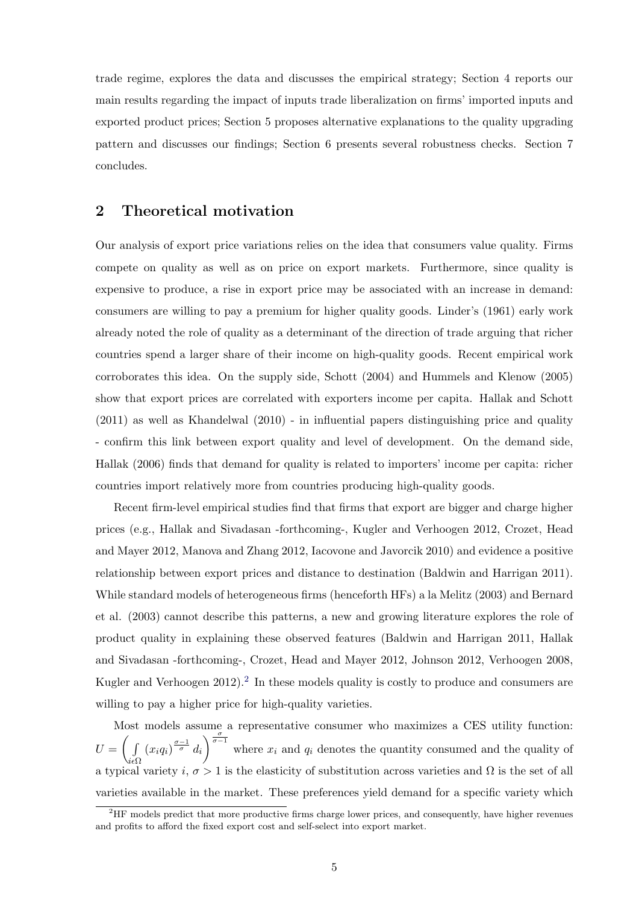trade regime, explores the data and discusses the empirical strategy; Section 4 reports our main results regarding the impact of inputs trade liberalization on firms' imported inputs and exported product prices; Section 5 proposes alternative explanations to the quality upgrading pattern and discusses our findings; Section 6 presents several robustness checks. Section 7 concludes.

## 2 Theoretical motivation

Our analysis of export price variations relies on the idea that consumers value quality. Firms compete on quality as well as on price on export markets. Furthermore, since quality is expensive to produce, a rise in export price may be associated with an increase in demand: consumers are willing to pay a premium for higher quality goods. Linder's (1961) early work already noted the role of quality as a determinant of the direction of trade arguing that richer countries spend a larger share of their income on high-quality goods. Recent empirical work corroborates this idea. On the supply side, Schott (2004) and Hummels and Klenow (2005) show that export prices are correlated with exporters income per capita. Hallak and Schott (2011) as well as Khandelwal (2010) - in influential papers distinguishing price and quality - confirm this link between export quality and level of development. On the demand side, Hallak (2006) finds that demand for quality is related to importers' income per capita: richer countries import relatively more from countries producing high-quality goods.

Recent firm-level empirical studies find that firms that export are bigger and charge higher prices (e.g., Hallak and Sivadasan -forthcoming-, Kugler and Verhoogen 2012, Crozet, Head and Mayer 2012, Manova and Zhang 2012, Iacovone and Javorcik 2010) and evidence a positive relationship between export prices and distance to destination (Baldwin and Harrigan 2011). While standard models of heterogeneous firms (henceforth HFs) a la Melitz (2003) and Bernard et al. (2003) cannot describe this patterns, a new and growing literature explores the role of product quality in explaining these observed features (Baldwin and Harrigan 2011, Hallak and Sivadasan -forthcoming-, Crozet, Head and Mayer 2012, Johnson 2012, Verhoogen 2008, Kugler and Verhoogen 2012).[2] In these models quality is costly to produce and consumers are willing to pay a higher price for high-quality varieties.

Most models assume a representative consumer who maximizes a CES utility function: $U = \left( \int\limits_{i \epsilon \Omega} (x_i q_i)^{\frac{\sigma-1}{\sigma}} d_i \right)^{\frac{\sigma}{\sigma-1}}$ where $x_i$ and $q_i$ denotes the quantity consumed and the quality of a typical variety $i$, $\sigma > 1$ is the elasticity of substitution across varieties and $\Omega$ is the set of all varieties available in the market. These preferences yield demand for a specific variety which

[2] HF models predict that more productive firms charge lower prices, and consequently, have higher revenues and profits to afford the fixed export cost and self-select into export market.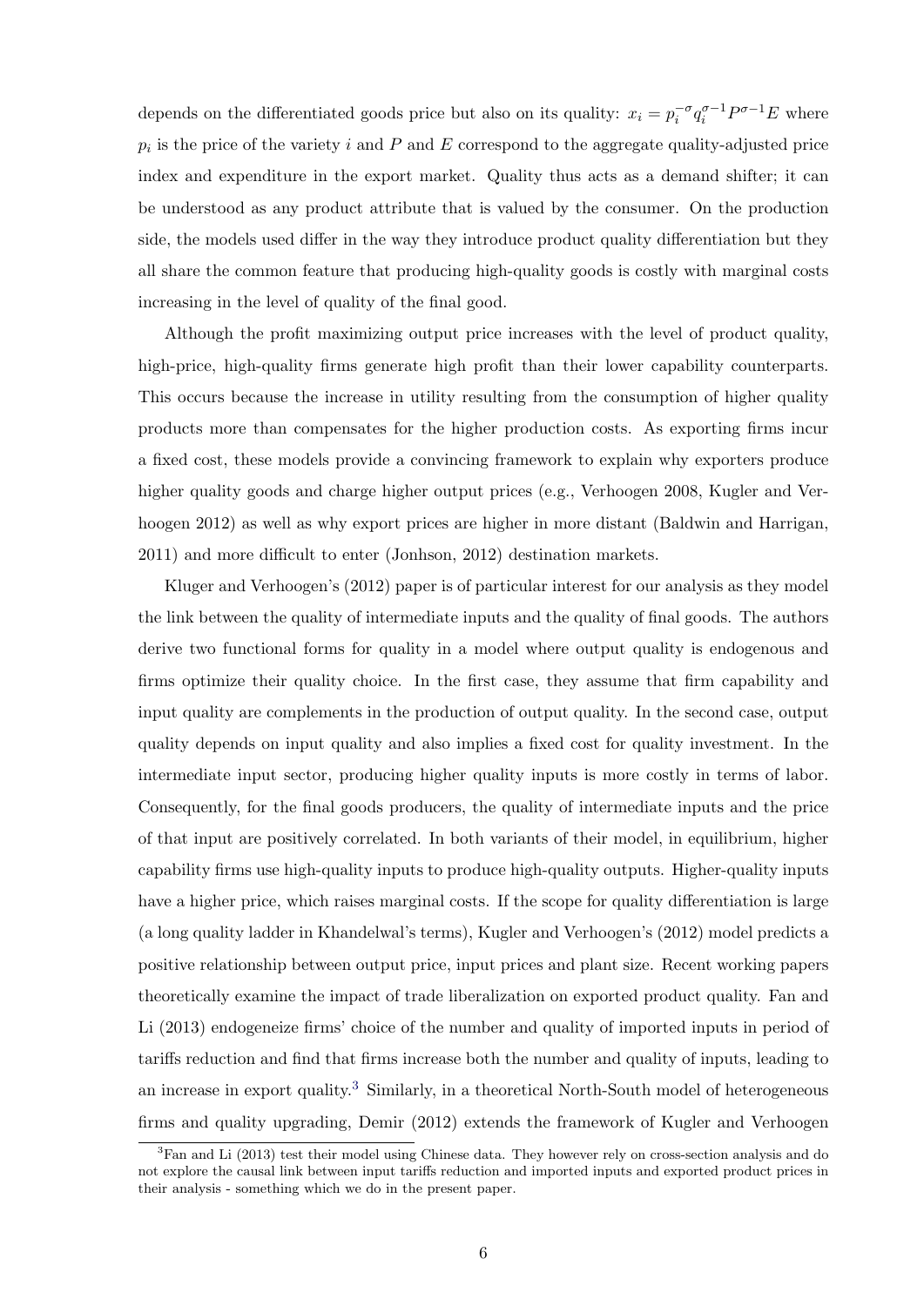depends on the differentiated goods price but also on its quality: $x_i = p_i^{-\sigma} q_i^{\sigma-1} P^{\sigma-1} E$ where $p_i$ is the price of the variety $i$ and $P$ and $E$ correspond to the aggregate quality-adjusted price index and expenditure in the export market. Quality thus acts as a demand shifter; it can be understood as any product attribute that is valued by the consumer. On the production side, the models used differ in the way they introduce product quality differentiation but they all share the common feature that producing high-quality goods is costly with marginal costs increasing in the level of quality of the final good.

Although the profit maximizing output price increases with the level of product quality, high-price, high-quality firms generate high profit than their lower capability counterparts. This occurs because the increase in utility resulting from the consumption of higher quality products more than compensates for the higher production costs. As exporting firms incur a fixed cost, these models provide a convincing framework to explain why exporters produce higher quality goods and charge higher output prices (e.g., Verhoogen 2008, Kugler and Verhoogen 2012) as well as why export prices are higher in more distant (Baldwin and Harrigan, 2011) and more difficult to enter (Jonhson, 2012) destination markets.

Kluger and Verhoogen's (2012) paper is of particular interest for our analysis as they model the link between the quality of intermediate inputs and the quality of final goods. The authors derive two functional forms for quality in a model where output quality is endogenous and firms optimize their quality choice. In the first case, they assume that firm capability and input quality are complements in the production of output quality. In the second case, output quality depends on input quality and also implies a fixed cost for quality investment. In the intermediate input sector, producing higher quality inputs is more costly in terms of labor. Consequently, for the final goods producers, the quality of intermediate inputs and the price of that input are positively correlated. In both variants of their model, in equilibrium, higher capability firms use high-quality inputs to produce high-quality outputs. Higher-quality inputs have a higher price, which raises marginal costs. If the scope for quality differentiation is large (a long quality ladder in Khandelwal's terms), Kugler and Verhoogen's (2012) model predicts a positive relationship between output price, input prices and plant size. Recent working papers theoretically examine the impact of trade liberalization on exported product quality. Fan and Li (2013) endogeneize firms' choice of the number and quality of imported inputs in period of tariffs reduction and find that firms increase both the number and quality of inputs, leading to an increase in export quality.[3] Similarly, in a theoretical North-South model of heterogeneous firms and quality upgrading, Demir (2012) extends the framework of Kugler and Verhoogen

[3]Fan and Li (2013) test their model using Chinese data. They however rely on cross-section analysis and do not explore the causal link between input tariffs reduction and imported inputs and exported product prices in their analysis - something which we do in the present paper.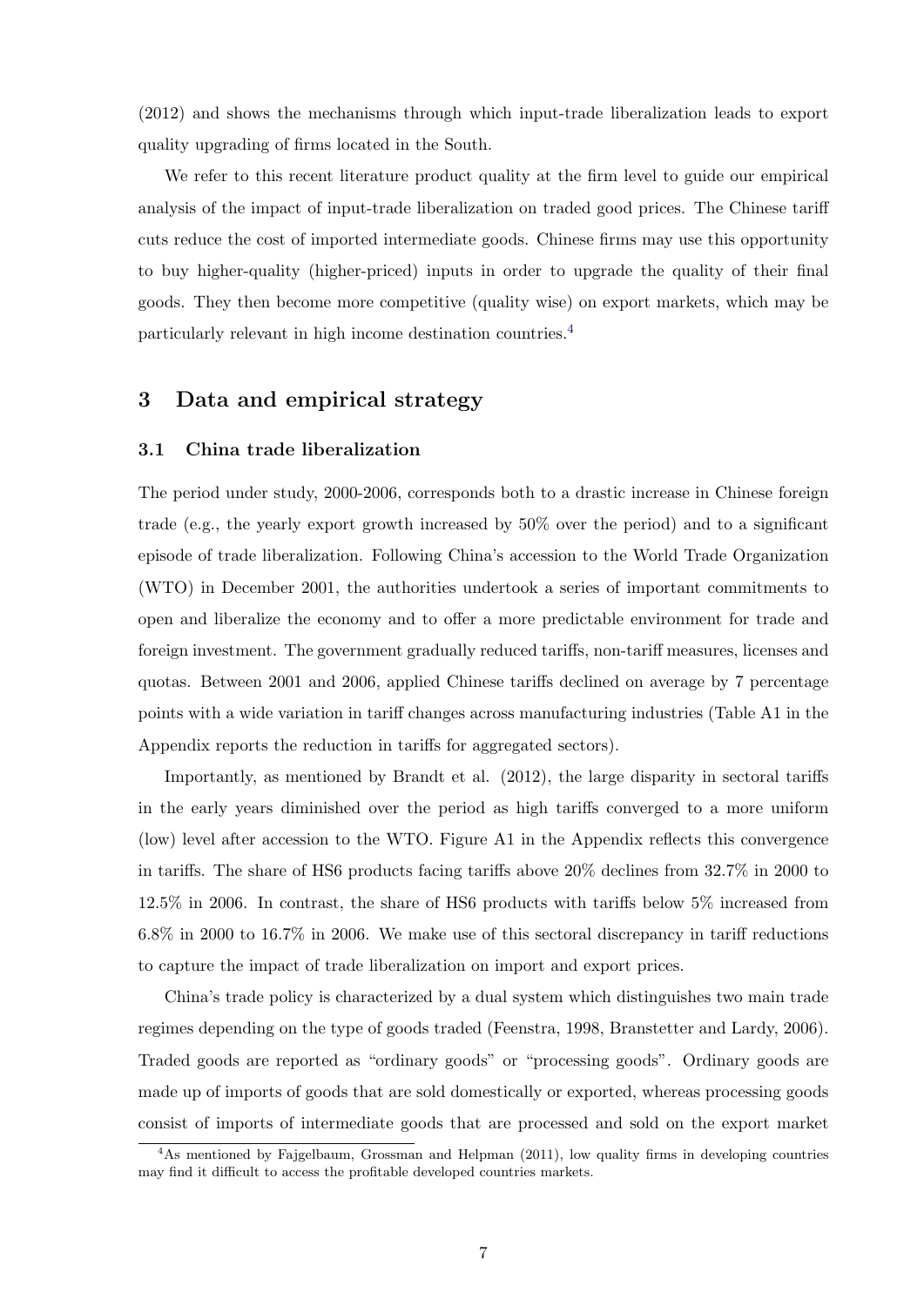(2012) and shows the mechanisms through which input-trade liberalization leads to export quality upgrading of firms located in the South.

We refer to this recent literature product quality at the firm level to guide our empirical analysis of the impact of input-trade liberalization on traded good prices. The Chinese tariff cuts reduce the cost of imported intermediate goods. Chinese firms may use this opportunity to buy higher-quality (higher-priced) inputs in order to upgrade the quality of their final goods. They then become more competitive (quality wise) on export markets, which may be particularly relevant in high income destination countries.[4]

## 3 Data and empirical strategy

### 3.1 China trade liberalization

The period under study, 2000-2006, corresponds both to a drastic increase in Chinese foreign trade (e.g., the yearly export growth increased by 50% over the period) and to a significant episode of trade liberalization. Following China's accession to the World Trade Organization (WTO) in December 2001, the authorities undertook a series of important commitments to open and liberalize the economy and to offer a more predictable environment for trade and foreign investment. The government gradually reduced tariffs, non-tariff measures, licenses and quotas. Between 2001 and 2006, applied Chinese tariffs declined on average by 7 percentage points with a wide variation in tariff changes across manufacturing industries (Table A1 in the Appendix reports the reduction in tariffs for aggregated sectors).

Importantly, as mentioned by Brandt et al. (2012), the large disparity in sectoral tariffs in the early years diminished over the period as high tariffs converged to a more uniform (low) level after accession to the WTO. Figure A1 in the Appendix reflects this convergence in tariffs. The share of HS6 products facing tariffs above 20% declines from 32.7% in 2000 to 12.5% in 2006. In contrast, the share of HS6 products with tariffs below 5% increased from 6.8% in 2000 to 16.7% in 2006. We make use of this sectoral discrepancy in tariff reductions to capture the impact of trade liberalization on import and export prices.

China's trade policy is characterized by a dual system which distinguishes two main trade regimes depending on the type of goods traded (Feenstra, 1998, Branstetter and Lardy, 2006). Traded goods are reported as "ordinary goods" or "processing goods". Ordinary goods are made up of imports of goods that are sold domestically or exported, whereas processing goods consist of imports of intermediate goods that are processed and sold on the export market

[4] As mentioned by Fajgelbaum, Grossman and Helpman (2011), low quality firms in developing countries may find it difficult to access the profitable developed countries markets.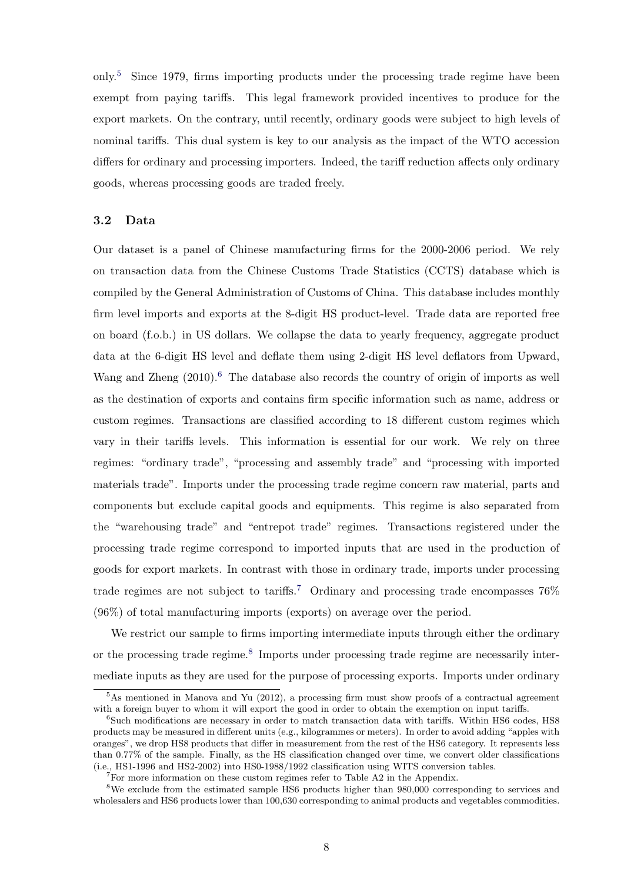only.[5] Since 1979, firms importing products under the processing trade regime have been exempt from paying tariffs. This legal framework provided incentives to produce for the export markets. On the contrary, until recently, ordinary goods were subject to high levels of nominal tariffs. This dual system is key to our analysis as the impact of the WTO accession differs for ordinary and processing importers. Indeed, the tariff reduction affects only ordinary goods, whereas processing goods are traded freely.

### 3.2 Data

Our dataset is a panel of Chinese manufacturing firms for the 2000-2006 period. We rely on transaction data from the Chinese Customs Trade Statistics (CCTS) database which is compiled by the General Administration of Customs of China. This database includes monthly firm level imports and exports at the 8-digit HS product-level. Trade data are reported free on board (f.o.b.) in US dollars. We collapse the data to yearly frequency, aggregate product data at the 6-digit HS level and deflate them using 2-digit HS level deflators from Upward, Wang and Zheng (2010).[6] The database also records the country of origin of imports as well as the destination of exports and contains firm specific information such as name, address or custom regimes. Transactions are classified according to 18 different custom regimes which vary in their tariffs levels. This information is essential for our work. We rely on three regimes: "ordinary trade", "processing and assembly trade" and "processing with imported materials trade". Imports under the processing trade regime concern raw material, parts and components but exclude capital goods and equipments. This regime is also separated from the "warehousing trade" and "entrepot trade" regimes. Transactions registered under the processing trade regime correspond to imported inputs that are used in the production of goods for export markets. In contrast with those in ordinary trade, imports under processing trade regimes are not subject to tariffs.[7] Ordinary and processing trade encompasses 76% (96%) of total manufacturing imports (exports) on average over the period.

We restrict our sample to firms importing intermediate inputs through either the ordinary or the processing trade regime.[8] Imports under processing trade regime are necessarily intermediate inputs as they are used for the purpose of processing exports. Imports under ordinary

---

[5] As mentioned in Manova and Yu (2012), a processing firm must show proofs of a contractual agreement with a foreign buyer to whom it will export the good in order to obtain the exemption on input tariffs.

[6] Such modifications are necessary in order to match transaction data with tariffs. Within HS6 codes, HS8 products may be measured in different units (e.g., kilogrammes or meters). In order to avoid adding "apples with oranges", we drop HS8 products that differ in measurement from the rest of the HS6 category. It represents less than 0.77% of the sample. Finally, as the HS classification changed over time, we convert older classifications (i.e., HS1-1996 and HS2-2002) into HS0-1988/1992 classification using WITS conversion tables.

[7] For more information on these custom regimes refer to Table A2 in the Appendix.

[8] We exclude from the estimated sample HS6 products higher than 980,000 corresponding to services and wholesalers and HS6 products lower than 100,630 corresponding to animal products and vegetables commodities.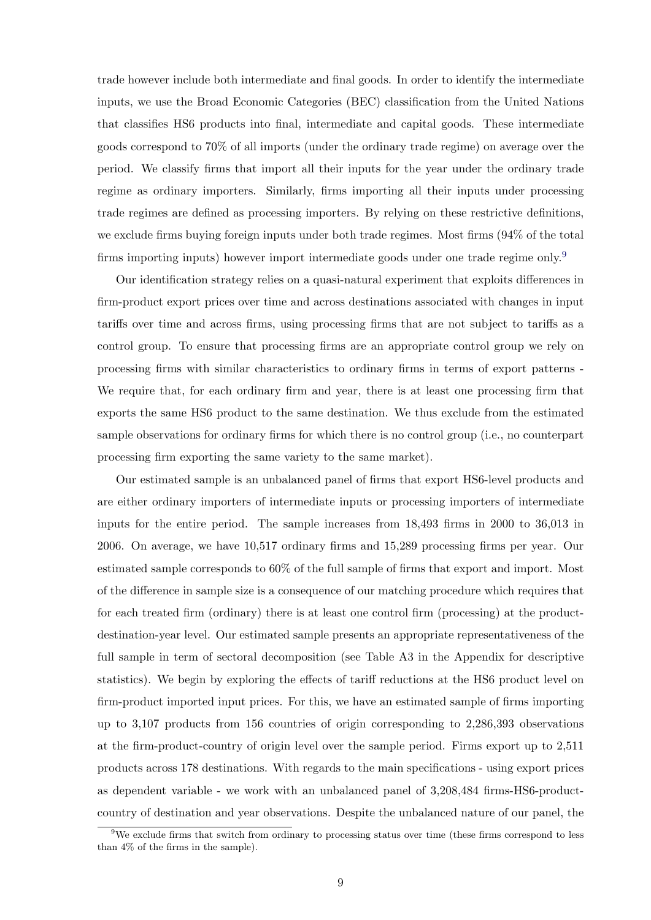trade however include both intermediate and final goods. In order to identify the intermediate inputs, we use the Broad Economic Categories (BEC) classification from the United Nations that classifies HS6 products into final, intermediate and capital goods. These intermediate goods correspond to 70% of all imports (under the ordinary trade regime) on average over the period. We classify firms that import all their inputs for the year under the ordinary trade regime as ordinary importers. Similarly, firms importing all their inputs under processing trade regimes are defined as processing importers. By relying on these restrictive definitions, we exclude firms buying foreign inputs under both trade regimes. Most firms (94% of the total firms importing inputs) however import intermediate goods under one trade regime only.[9]

Our identification strategy relies on a quasi-natural experiment that exploits differences in firm-product export prices over time and across destinations associated with changes in input tariffs over time and across firms, using processing firms that are not subject to tariffs as a control group. To ensure that processing firms are an appropriate control group we rely on processing firms with similar characteristics to ordinary firms in terms of export patterns - We require that, for each ordinary firm and year, there is at least one processing firm that exports the same HS6 product to the same destination. We thus exclude from the estimated sample observations for ordinary firms for which there is no control group (i.e., no counterpart processing firm exporting the same variety to the same market).

Our estimated sample is an unbalanced panel of firms that export HS6-level products and are either ordinary importers of intermediate inputs or processing importers of intermediate inputs for the entire period. The sample increases from 18,493 firms in 2000 to 36,013 in 2006. On average, we have 10,517 ordinary firms and 15,289 processing firms per year. Our estimated sample corresponds to 60% of the full sample of firms that export and import. Most of the difference in sample size is a consequence of our matching procedure which requires that for each treated firm (ordinary) there is at least one control firm (processing) at the product-destination-year level. Our estimated sample presents an appropriate representativeness of the full sample in term of sectoral decomposition (see Table A3 in the Appendix for descriptive statistics). We begin by exploring the effects of tariff reductions at the HS6 product level on firm-product imported input prices. For this, we have an estimated sample of firms importing up to 3,107 products from 156 countries of origin corresponding to 2,286,393 observations at the firm-product-country of origin level over the sample period. Firms export up to 2,511 products across 178 destinations. With regards to the main specifications - using export prices as dependent variable - we work with an unbalanced panel of 3,208,484 firms-HS6-product-country of destination and year observations. Despite the unbalanced nature of our panel, the

[9] We exclude firms that switch from ordinary to processing status over time (these firms correspond to less than 4% of the firms in the sample).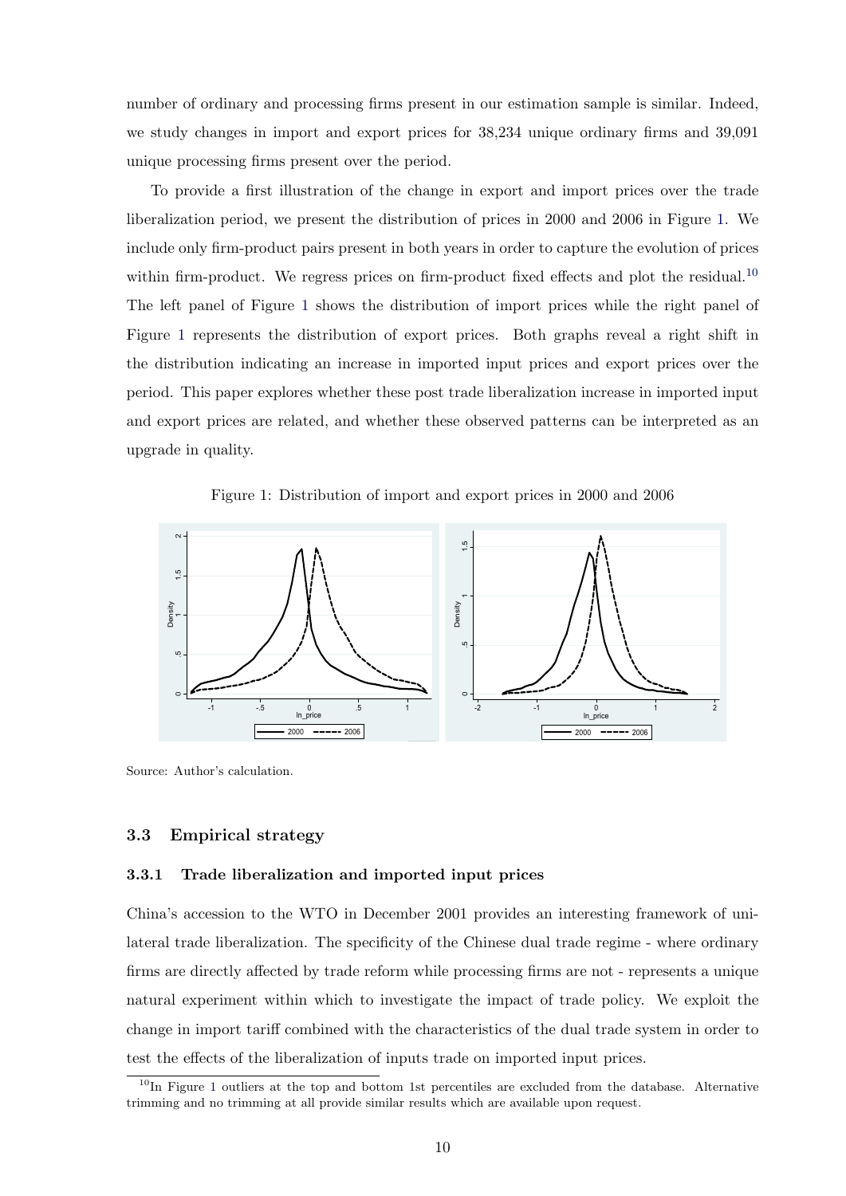number of ordinary and processing firms present in our estimation sample is similar. Indeed, we study changes in import and export prices for 38,234 unique ordinary firms and 39,091 unique processing firms present over the period.

To provide a first illustration of the change in export and import prices over the trade liberalization period, we present the distribution of prices in 2000 and 2006 in Figure 1. We include only firm-product pairs present in both years in order to capture the evolution of prices within firm-product. We regress prices on firm-product fixed effects and plot the residual.[10] The left panel of Figure 1 shows the distribution of import prices while the right panel of Figure 1 represents the distribution of export prices. Both graphs reveal a right shift in the distribution indicating an increase in imported input prices and export prices over the period. This paper explores whether these post trade liberalization increase in imported input and export prices are related, and whether these observed patterns can be interpreted as an upgrade in quality.

Figure 1: Distribution of import and export prices in 2000 and 2006

Source: Author's calculation.

### 3.3 Empirical strategy

#### 3.3.1 Trade liberalization and imported input prices

China's accession to the WTO in December 2001 provides an interesting framework of unilateral trade liberalization. The specificity of the Chinese dual trade regime - where ordinary firms are directly affected by trade reform while processing firms are not - represents a unique natural experiment within which to investigate the impact of trade policy. We exploit the change in import tariff combined with the characteristics of the dual trade system in order to test the effects of the liberalization of inputs trade on imported input prices.

[10] In Figure 1 outliers at the top and bottom 1st percentiles are excluded from the database. Alternative trimming and no trimming at all provide similar results which are available upon request.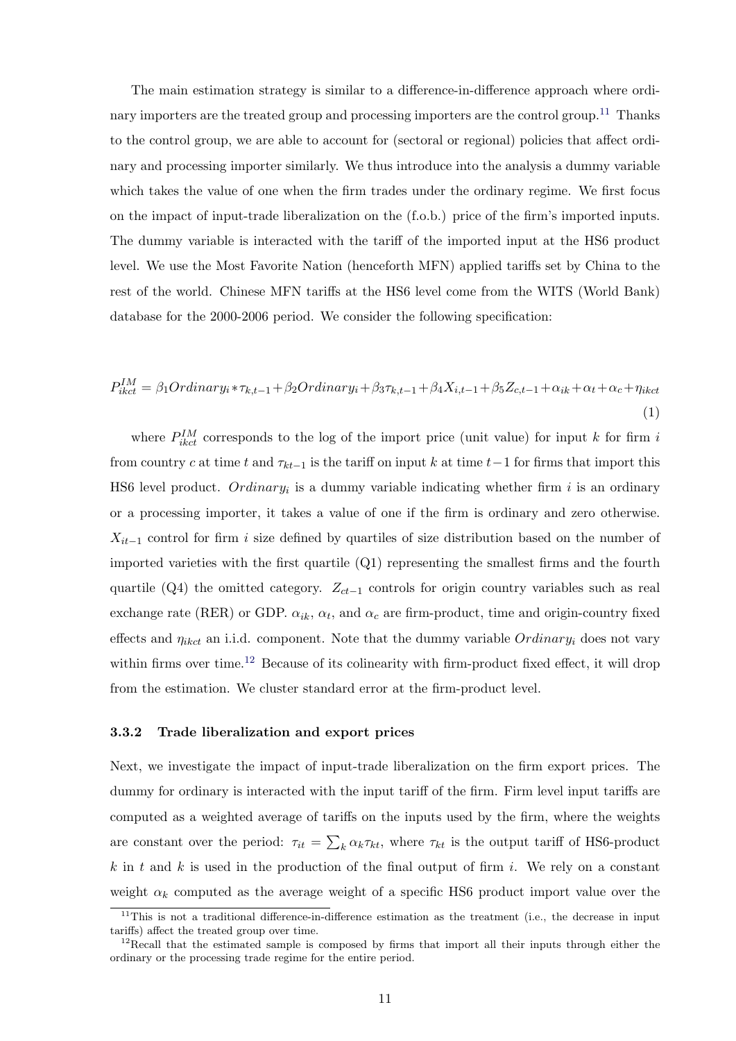The main estimation strategy is similar to a difference-in-difference approach where ordinary importers are the treated group and processing importers are the control group.[11] Thanks to the control group, we are able to account for (sectoral or regional) policies that affect ordinary and processing importer similarly. We thus introduce into the analysis a dummy variable which takes the value of one when the firm trades under the ordinary regime. We first focus on the impact of input-trade liberalization on the (f.o.b.) price of the firm's imported inputs. The dummy variable is interacted with the tariff of the imported input at the HS6 product level. We use the Most Favorite Nation (henceforth MFN) applied tariffs set by China to the rest of the world. Chinese MFN tariffs at the HS6 level come from the WITS (World Bank) database for the 2000-2006 period. We consider the following specification:

$$P_{ikct}^{IM} = \beta_1 Ordinary_i * \tau_{k,t-1} + \beta_2 Ordinary_i + \beta_3 \tau_{k,t-1} + \beta_4 X_{i,t-1} + \beta_5 Z_{c,t-1} + \alpha_{ik} + \alpha_t + \alpha_c + \eta_{ikct} \tag{1}$$

where $P_{ikct}^{IM}$ corresponds to the log of the import price (unit value) for input $k$ for firm $i$ from country $c$ at time $t$ and $\tau_{kt-1}$ is the tariff on input $k$ at time $t-1$ for firms that import this HS6 level product. $Ordinary_i$ is a dummy variable indicating whether firm $i$ is an ordinary or a processing importer, it takes a value of one if the firm is ordinary and zero otherwise. $X_{it-1}$ control for firm $i$ size defined by quartiles of size distribution based on the number of imported varieties with the first quartile (Q1) representing the smallest firms and the fourth quartile (Q4) the omitted category. $Z_{ct-1}$ controls for origin country variables such as real exchange rate (RER) or GDP. $\alpha_{ik}$, $\alpha_t$, and $\alpha_c$ are firm-product, time and origin-country fixed effects and $\eta_{ikct}$ an i.i.d. component. Note that the dummy variable $Ordinary_i$ does not vary within firms over time.[12] Because of its colinearity with firm-product fixed effect, it will drop from the estimation. We cluster standard error at the firm-product level.

### 3.3.2 Trade liberalization and export prices

Next, we investigate the impact of input-trade liberalization on the firm export prices. The dummy for ordinary is interacted with the input tariff of the firm. Firm level input tariffs are computed as a weighted average of tariffs on the inputs used by the firm, where the weights are constant over the period: $\tau_{it} = \sum_k \alpha_k \tau_{kt}$, where $\tau_{kt}$ is the output tariff of HS6-product $k$ in $t$ and $k$ is used in the production of the final output of firm $i$. We rely on a constant weight $\alpha_k$ computed as the average weight of a specific HS6 product import value over the

[11] This is not a traditional difference-in-difference estimation as the treatment (i.e., the decrease in input tariffs) affect the treated group over time.

[12] Recall that the estimated sample is composed by firms that import all their inputs through either the ordinary or the processing trade regime for the entire period.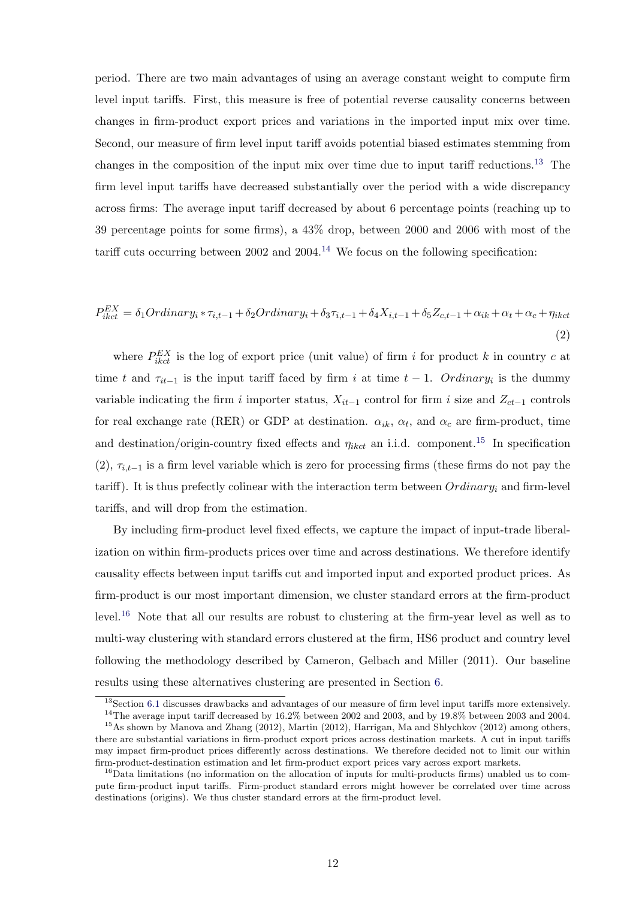period. There are two main advantages of using an average constant weight to compute firm level input tariffs. First, this measure is free of potential reverse causality concerns between changes in firm-product export prices and variations in the imported input mix over time. Second, our measure of firm level input tariff avoids potential biased estimates stemming from changes in the composition of the input mix over time due to input tariff reductions.[13] The firm level input tariffs have decreased substantially over the period with a wide discrepancy across firms: The average input tariff decreased by about 6 percentage points (reaching up to 39 percentage points for some firms), a 43% drop, between 2000 and 2006 with most of the tariff cuts occurring between 2002 and 2004.[14] We focus on the following specification:

$$P_{ikct}^{EX} = \delta_1 Ordinary_i * \tau_{i,t-1} + \delta_2 Ordinary_i + \delta_3 \tau_{i,t-1} + \delta_4 X_{i,t-1} + \delta_5 Z_{c,t-1} + \alpha_{ik} + \alpha_t + \alpha_c + \eta_{ikct} \tag{2}$$

where $P_{ikct}^{EX}$ is the log of export price (unit value) of firm $i$ for product $k$ in country $c$ at time $t$ and $\tau_{it-1}$ is the input tariff faced by firm $i$ at time $t-1$. $Ordinary_i$ is the dummy variable indicating the firm $i$ importer status, $X_{it-1}$ control for firm $i$ size and $Z_{ct-1}$ controls for real exchange rate (RER) or GDP at destination. $\alpha_{ik}$, $\alpha_t$, and $\alpha_c$ are firm-product, time and destination/origin-country fixed effects and $\eta_{ikct}$ an i.i.d. component.[15] In specification (2), $\tau_{i,t-1}$ is a firm level variable which is zero for processing firms (these firms do not pay the tariff). It is thus prefectly colinear with the interaction term between $Ordinary_i$ and firm-level tariffs, and will drop from the estimation.

By including firm-product level fixed effects, we capture the impact of input-trade liberalization on within firm-products prices over time and across destinations. We therefore identify causality effects between input tariffs cut and imported input and exported product prices. As firm-product is our most important dimension, we cluster standard errors at the firm-product level.[16] Note that all our results are robust to clustering at the firm-year level as well as to multi-way clustering with standard errors clustered at the firm, HS6 product and country level following the methodology described by Cameron, Gelbach and Miller (2011). Our baseline results using these alternatives clustering are presented in Section 6.

[13] Section 6.1 discusses drawbacks and advantages of our measure of firm level input tariffs more extensively.

[14] The average input tariff decreased by 16.2% between 2002 and 2003, and by 19.8% between 2003 and 2004.

[15] As shown by Manova and Zhang (2012), Martin (2012), Harrigan, Ma and Shlychkov (2012) among others, there are substantial variations in firm-product export prices across destination markets. A cut in input tariffs may impact firm-product prices differently across destinations. We therefore decided not to limit our within firm-product-destination estimation and let firm-product export prices vary across export markets.

[16] Data limitations (no information on the allocation of inputs for multi-products firms) unabled us to compute firm-product input tariffs. Firm-product standard errors might however be correlated over time across destinations (origins). We thus cluster standard errors at the firm-product level.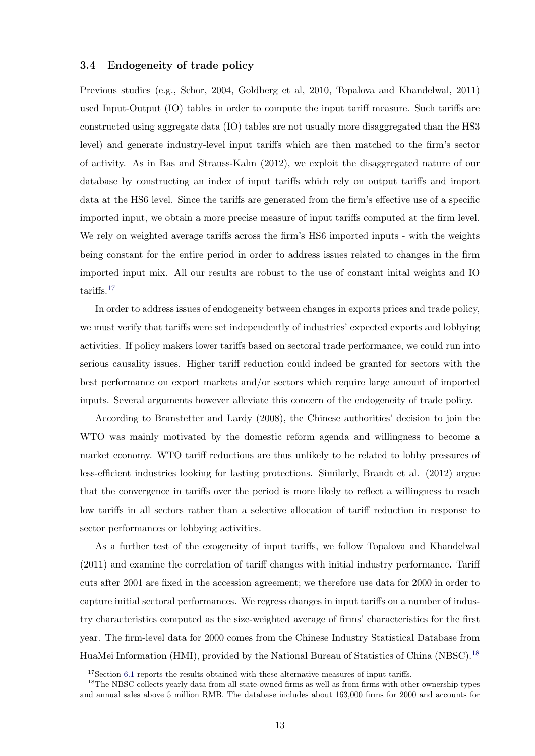### 3.4 Endogeneity of trade policy

Previous studies (e.g., Schor, 2004, Goldberg et al, 2010, Topalova and Khandelwal, 2011) used Input-Output (IO) tables in order to compute the input tariff measure. Such tariffs are constructed using aggregate data (IO) tables are not usually more disaggregated than the HS3 level) and generate industry-level input tariffs which are then matched to the firm's sector of activity. As in Bas and Strauss-Kahn (2012), we exploit the disaggregated nature of our database by constructing an index of input tariffs which rely on output tariffs and import data at the HS6 level. Since the tariffs are generated from the firm's effective use of a specific imported input, we obtain a more precise measure of input tariffs computed at the firm level. We rely on weighted average tariffs across the firm's HS6 imported inputs - with the weights being constant for the entire period in order to address issues related to changes in the firm imported input mix. All our results are robust to the use of constant inital weights and IO tariffs.[17]

In order to address issues of endogeneity between changes in exports prices and trade policy, we must verify that tariffs were set independently of industries' expected exports and lobbying activities. If policy makers lower tariffs based on sectoral trade performance, we could run into serious causality issues. Higher tariff reduction could indeed be granted for sectors with the best performance on export markets and/or sectors which require large amount of imported inputs. Several arguments however alleviate this concern of the endogeneity of trade policy.

According to Branstetter and Lardy (2008), the Chinese authorities' decision to join the WTO was mainly motivated by the domestic reform agenda and willingness to become a market economy. WTO tariff reductions are thus unlikely to be related to lobby pressures of less-efficient industries looking for lasting protections. Similarly, Brandt et al. (2012) argue that the convergence in tariffs over the period is more likely to reflect a willingness to reach low tariffs in all sectors rather than a selective allocation of tariff reduction in response to sector performances or lobbying activities.

As a further test of the exogeneity of input tariffs, we follow Topalova and Khandelwal (2011) and examine the correlation of tariff changes with initial industry performance. Tariff cuts after 2001 are fixed in the accession agreement; we therefore use data for 2000 in order to capture initial sectoral performances. We regress changes in input tariffs on a number of industry characteristics computed as the size-weighted average of firms' characteristics for the first year. The firm-level data for 2000 comes from the Chinese Industry Statistical Database from HuaMei Information (HMI), provided by the National Bureau of Statistics of China (NBSC).[18]

[17] Section 6.1 reports the results obtained with these alternative measures of input tariffs.

[18] The NBSC collects yearly data from all state-owned firms as well as from firms with other ownership types and annual sales above 5 million RMB. The database includes about 163,000 firms for 2000 and accounts for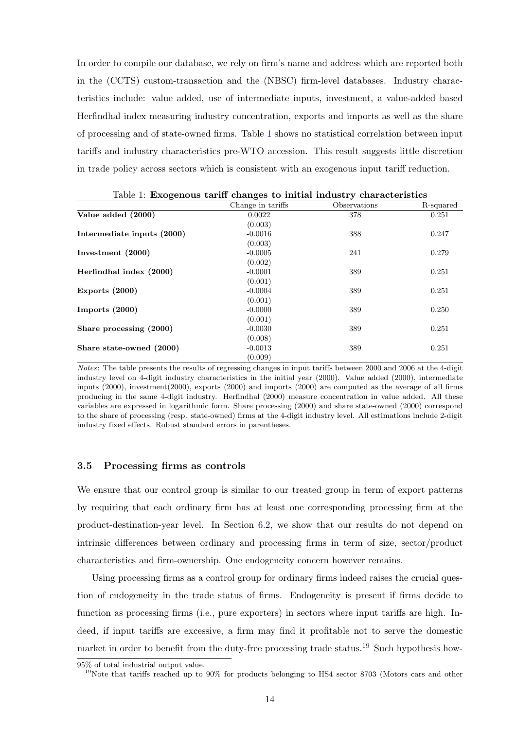In order to compile our database, we rely on firm's name and address which are reported both in the (CCTS) custom-transaction and the (NBSC) firm-level databases. Industry characteristics include: value added, use of intermediate inputs, investment, a value-added based Herfindhal index measuring industry concentration, exports and imports as well as the share of processing and of state-owned firms. Table 1 shows no statistical correlation between input tariffs and industry characteristics pre-WTO accession. This result suggests little discretion in trade policy across sectors which is consistent with an exogenous input tariff reduction.

Table 1: **Exogenous tariff changes to initial industry characteristics**

| | Change in tariffs | Observations | R-squared |
|---|---|---|---|
| **Value added (2000)** | 0.0022 | 378 | 0.251 |
| | (0.003) | | |
| **Intermediate inputs (2000)** | -0.0016 | 388 | 0.247 |
| | (0.003) | | |
| **Investment (2000)** | -0.0005 | 241 | 0.279 |
| | (0.002) | | |
| **Herfindhal index (2000)** | -0.0001 | 389 | 0.251 |
| | (0.001) | | |
| **Exports (2000)** | -0.0004 | 389 | 0.251 |
| | (0.001) | | |
| **Imports (2000)** | -0.0000 | 389 | 0.250 |
| | (0.001) | | |
| **Share processing (2000)** | -0.0030 | 389 | 0.251 |
| | (0.008) | | |
| **Share state-owned (2000)** | -0.0013 | 389 | 0.251 |
| | (0.009) | | |

*Notes*: The table presents the results of regressing changes in input tariffs between 2000 and 2006 at the 4-digit industry level on 4-digit industry characteristics in the initial year (2000). Value added (2000), intermediate inputs (2000), investment(2000), exports (2000) and imports (2000) are computed as the average of all firms producing in the same 4-digit industry. Herfindhal (2000) measure concentration in value added. All these variables are expressed in logarithmic form. Share processing (2000) and share state-owned (2000) correspond to the share of processing (resp. state-owned) firms at the 4-digit industry level. All estimations include 2-digit industry fixed effects. Robust standard errors in parentheses.

### 3.5 Processing firms as controls

We ensure that our control group is similar to our treated group in term of export patterns by requiring that each ordinary firm has at least one corresponding processing firm at the product-destination-year level. In Section 6.2, we show that our results do not depend on intrinsic differences between ordinary and processing firms in term of size, sector/product characteristics and firm-ownership. One endogeneity concern however remains.

Using processing firms as a control group for ordinary firms indeed raises the crucial question of endogeneity in the trade status of firms. Endogeneity is present if firms decide to function as processing firms (i.e., pure exporters) in sectors where input tariffs are high. Indeed, if input tariffs are excessive, a firm may find it profitable not to serve the domestic market in order to benefit from the duty-free processing trade status.[19] Such hypothesis how-

95% of total industrial output value.

[19]Note that tariffs reached up to 90% for products belonging to HS4 sector 8703 (Motors cars and other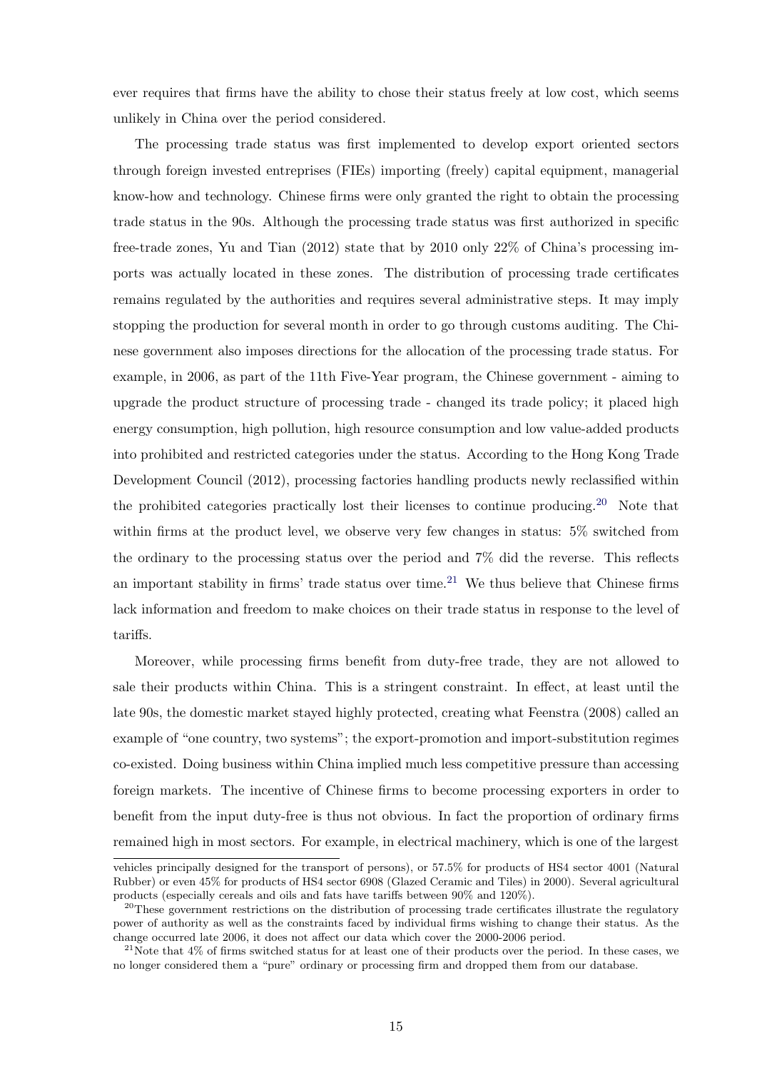ever requires that firms have the ability to chose their status freely at low cost, which seems unlikely in China over the period considered.

The processing trade status was first implemented to develop export oriented sectors through foreign invested entreprises (FIEs) importing (freely) capital equipment, managerial know-how and technology. Chinese firms were only granted the right to obtain the processing trade status in the 90s. Although the processing trade status was first authorized in specific free-trade zones, Yu and Tian (2012) state that by 2010 only 22% of China's processing imports was actually located in these zones. The distribution of processing trade certificates remains regulated by the authorities and requires several administrative steps. It may imply stopping the production for several month in order to go through customs auditing. The Chinese government also imposes directions for the allocation of the processing trade status. For example, in 2006, as part of the 11th Five-Year program, the Chinese government - aiming to upgrade the product structure of processing trade - changed its trade policy; it placed high energy consumption, high pollution, high resource consumption and low value-added products into prohibited and restricted categories under the status. According to the Hong Kong Trade Development Council (2012), processing factories handling products newly reclassified within the prohibited categories practically lost their licenses to continue producing.[20] Note that within firms at the product level, we observe very few changes in status: 5% switched from the ordinary to the processing status over the period and 7% did the reverse. This reflects an important stability in firms' trade status over time.[21] We thus believe that Chinese firms lack information and freedom to make choices on their trade status in response to the level of tariffs.

Moreover, while processing firms benefit from duty-free trade, they are not allowed to sale their products within China. This is a stringent constraint. In effect, at least until the late 90s, the domestic market stayed highly protected, creating what Feenstra (2008) called an example of "one country, two systems"; the export-promotion and import-substitution regimes co-existed. Doing business within China implied much less competitive pressure than accessing foreign markets. The incentive of Chinese firms to become processing exporters in order to benefit from the input duty-free is thus not obvious. In fact the proportion of ordinary firms remained high in most sectors. For example, in electrical machinery, which is one of the largest

vehicles principally designed for the transport of persons), or 57.5% for products of HS4 sector 4001 (Natural Rubber) or even 45% for products of HS4 sector 6908 (Glazed Ceramic and Tiles) in 2000). Several agricultural products (especially cereals and oils and fats have tariffs between 90% and 120%).

[20] These government restrictions on the distribution of processing trade certificates illustrate the regulatory power of authority as well as the constraints faced by individual firms wishing to change their status. As the change occurred late 2006, it does not affect our data which cover the 2000-2006 period.

[21] Note that 4% of firms switched status for at least one of their products over the period. In these cases, we no longer considered them a "pure" ordinary or processing firm and dropped them from our database.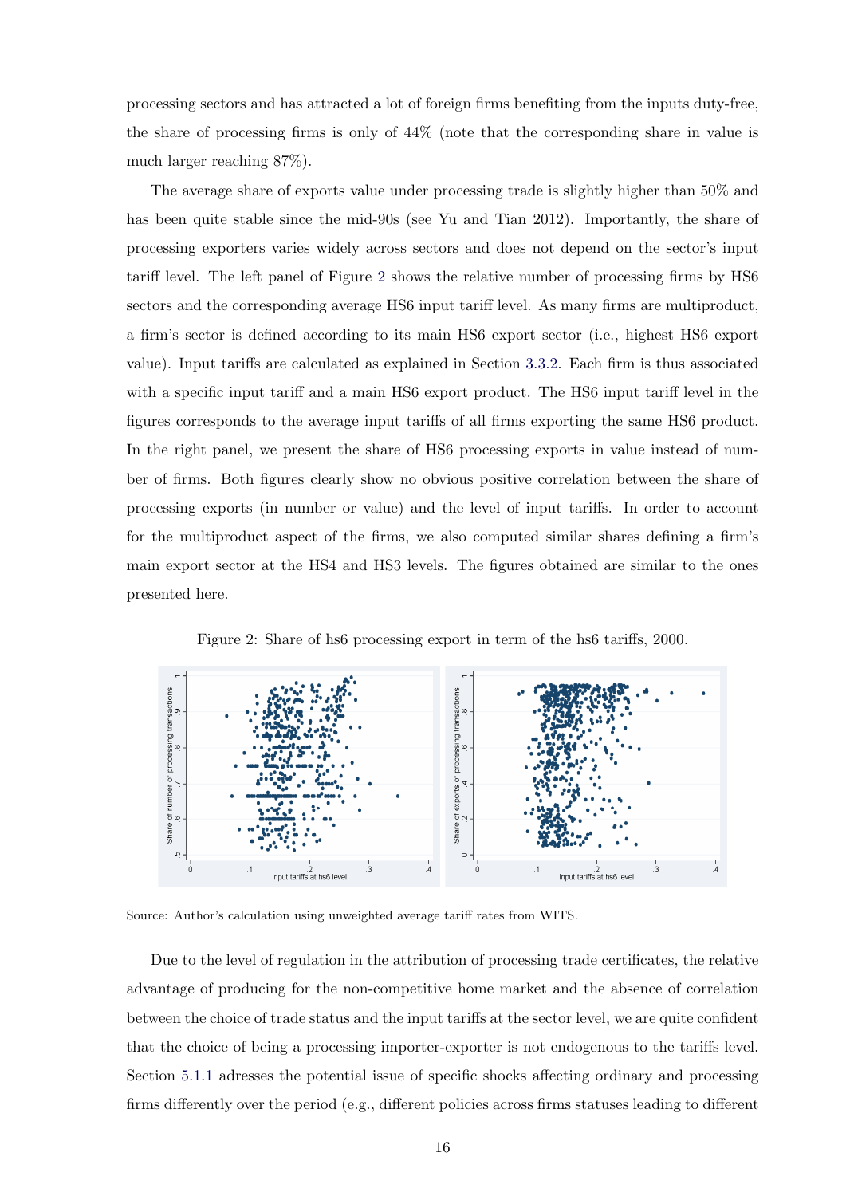processing sectors and has attracted a lot of foreign firms benefiting from the inputs duty-free, the share of processing firms is only of 44% (note that the corresponding share in value is much larger reaching 87%).

The average share of exports value under processing trade is slightly higher than 50% and has been quite stable since the mid-90s (see Yu and Tian 2012). Importantly, the share of processing exporters varies widely across sectors and does not depend on the sector's input tariff level. The left panel of Figure 2 shows the relative number of processing firms by HS6 sectors and the corresponding average HS6 input tariff level. As many firms are multiproduct, a firm's sector is defined according to its main HS6 export sector (i.e., highest HS6 export value). Input tariffs are calculated as explained in Section 3.3.2. Each firm is thus associated with a specific input tariff and a main HS6 export product. The HS6 input tariff level in the figures corresponds to the average input tariffs of all firms exporting the same HS6 product. In the right panel, we present the share of HS6 processing exports in value instead of number of firms. Both figures clearly show no obvious positive correlation between the share of processing exports (in number or value) and the level of input tariffs. In order to account for the multiproduct aspect of the firms, we also computed similar shares defining a firm's main export sector at the HS4 and HS3 levels. The figures obtained are similar to the ones presented here.

Figure 2: Share of hs6 processing export in term of the hs6 tariffs, 2000.

Source: Author's calculation using unweighted average tariff rates from WITS.

Due to the level of regulation in the attribution of processing trade certificates, the relative advantage of producing for the non-competitive home market and the absence of correlation between the choice of trade status and the input tariffs at the sector level, we are quite confident that the choice of being a processing importer-exporter is not endogenous to the tariffs level. Section 5.1.1 adresses the potential issue of specific shocks affecting ordinary and processing firms differently over the period (e.g., different policies across firms statuses leading to different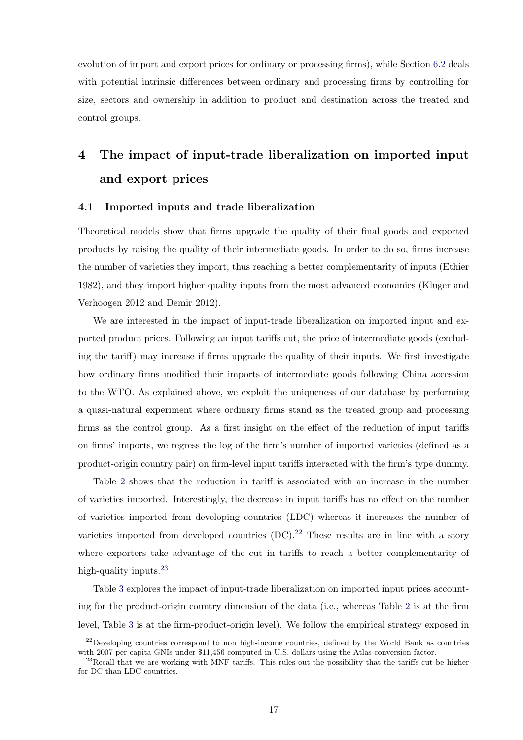evolution of import and export prices for ordinary or processing firms), while Section 6.2 deals with potential intrinsic differences between ordinary and processing firms by controlling for size, sectors and ownership in addition to product and destination across the treated and control groups.

# 4 The impact of input-trade liberalization on imported input and export prices

## 4.1 Imported inputs and trade liberalization

Theoretical models show that firms upgrade the quality of their final goods and exported products by raising the quality of their intermediate goods. In order to do so, firms increase the number of varieties they import, thus reaching a better complementarity of inputs (Ethier 1982), and they import higher quality inputs from the most advanced economies (Kluger and Verhoogen 2012 and Demir 2012).

We are interested in the impact of input-trade liberalization on imported input and exported product prices. Following an input tariffs cut, the price of intermediate goods (excluding the tariff) may increase if firms upgrade the quality of their inputs. We first investigate how ordinary firms modified their imports of intermediate goods following China accession to the WTO. As explained above, we exploit the uniqueness of our database by performing a quasi-natural experiment where ordinary firms stand as the treated group and processing firms as the control group. As a first insight on the effect of the reduction of input tariffs on firms' imports, we regress the log of the firm's number of imported varieties (defined as a product-origin country pair) on firm-level input tariffs interacted with the firm's type dummy.

Table 2 shows that the reduction in tariff is associated with an increase in the number of varieties imported. Interestingly, the decrease in input tariffs has no effect on the number of varieties imported from developing countries (LDC) whereas it increases the number of varieties imported from developed countries (DC).[22] These results are in line with a story where exporters take advantage of the cut in tariffs to reach a better complementarity of high-quality inputs.[23]

Table 3 explores the impact of input-trade liberalization on imported input prices accounting for the product-origin country dimension of the data (i.e., whereas Table 2 is at the firm level, Table 3 is at the firm-product-origin level). We follow the empirical strategy exposed in

[22] Developing countries correspond to non high-income countries, defined by the World Bank as countries with 2007 per-capita GNIs under \$11,456 computed in U.S. dollars using the Atlas conversion factor.

[23] Recall that we are working with MNF tariffs. This rules out the possibility that the tariffs cut be higher for DC than LDC countries.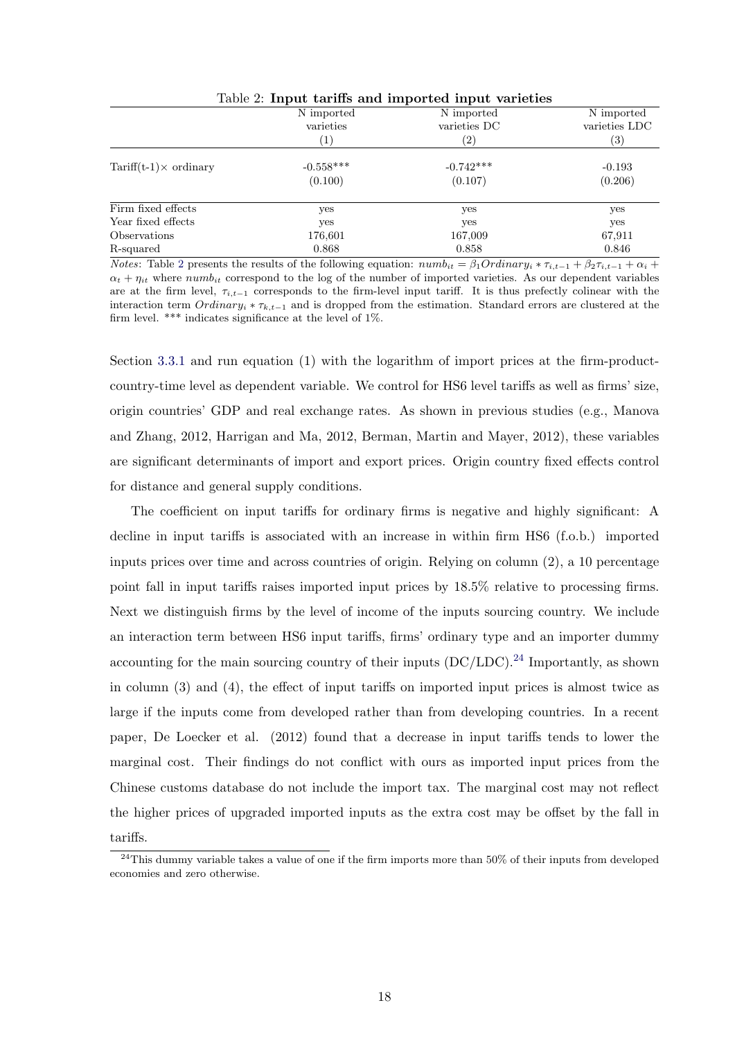Table 2: **Input tariffs and imported input varieties**

| | N imported varieties | N imported varieties DC | N imported varieties LDC |
|---|---|---|---|
| | (1) | (2) | (3) |
| Tariff(t-1)× ordinary | -0.558*** | -0.742*** | -0.193 |
| | (0.100) | (0.107) | (0.206) |
| Firm fixed effects | yes | yes | yes |
| Year fixed effects | yes | yes | yes |
| Observations | 176,601 | 167,009 | 67,911 |
| R-squared | 0.868 | 0.858 | 0.846 |

*Notes*: Table 2 presents the results of the following equation: $numb_{it} = \beta_1 Ordinary_i * \tau_{i,t-1} + \beta_2 \tau_{i,t-1} + \alpha_i + \alpha_t + \eta_{it}$ where $numb_{it}$ correspond to the log of the number of imported varieties. As our dependent variables are at the firm level, $\tau_{i,t-1}$ corresponds to the firm-level input tariff. It is thus prefectly colinear with the interaction term $Ordinary_i * \tau_{k,t-1}$ and is dropped from the estimation. Standard errors are clustered at the firm level. *** indicates significance at the level of 1%.

Section 3.3.1 and run equation (1) with the logarithm of import prices at the firm-product-country-time level as dependent variable. We control for HS6 level tariffs as well as firms' size, origin countries' GDP and real exchange rates. As shown in previous studies (e.g., Manova and Zhang, 2012, Harrigan and Ma, 2012, Berman, Martin and Mayer, 2012), these variables are significant determinants of import and export prices. Origin country fixed effects control for distance and general supply conditions.

The coefficient on input tariffs for ordinary firms is negative and highly significant: A decline in input tariffs is associated with an increase in within firm HS6 (f.o.b.) imported inputs prices over time and across countries of origin. Relying on column (2), a 10 percentage point fall in input tariffs raises imported input prices by 18.5% relative to processing firms. Next we distinguish firms by the level of income of the inputs sourcing country. We include an interaction term between HS6 input tariffs, firms' ordinary type and an importer dummy accounting for the main sourcing country of their inputs (DC/LDC).[24] Importantly, as shown in column (3) and (4), the effect of input tariffs on imported input prices is almost twice as large if the inputs come from developed rather than from developing countries. In a recent paper, De Loecker et al. (2012) found that a decrease in input tariffs tends to lower the marginal cost. Their findings do not conflict with ours as imported input prices from the Chinese customs database do not include the import tax. The marginal cost may not reflect the higher prices of upgraded imported inputs as the extra cost may be offset by the fall in tariffs.

[24] This dummy variable takes a value of one if the firm imports more than 50% of their inputs from developed economies and zero otherwise.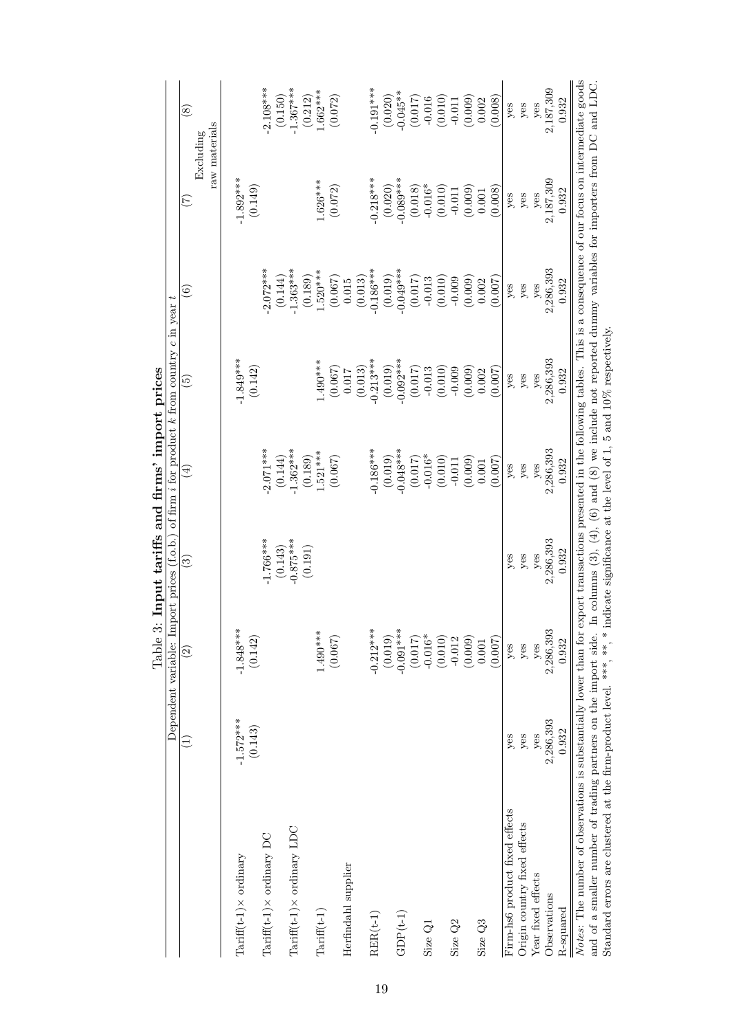Table 3: **Input tariffs and firms' import prices**

| | Dependent variable: Import prices (f.o.b.) of firm $i$ for product $k$ from country $c$ in year $t$ | | | | | | | |
|---|---|---|---|---|---|---|---|---|
| | (1) | (2) | (3) | (4) | (5) | (6) | (7) | (8) |
| | | | | | | | Excluding raw materials | |
| Tariff(t-1)× ordinary | -1.572*** | -1.848*** | | | -1.849*** | | -1.892*** | |
| | (0.143) | (0.142) | | | (0.142) | | (0.149) | |
| Tariff(t-1)× ordinary DC | | | -1.766*** | -2.071*** | | -2.072*** | | -2.108*** |
| | | | (0.143) | (0.144) | | (0.144) | | (0.150) |
| Tariff(t-1)× ordinary LDC | | | -0.875*** | -1.362*** | | -1.363*** | | -1.367*** |
| | | | (0.191) | (0.189) | | (0.189) | | (0.212) |
| Tariff(t-1) | | 1.490*** | | 1.521*** | 1.490*** | 1.520*** | 1.626*** | 1.662*** |
| | | (0.067) | | (0.067) | (0.067) | (0.067) | (0.072) | (0.072) |
| Herfindahl supplier | | | | | 0.017 | 0.015 | | |
| | | | | | (0.013) | (0.013) | | |
| RER(t-1) | | -0.212*** | | -0.186*** | -0.213*** | -0.186*** | -0.218*** | -0.191*** |
| | | (0.019) | | (0.019) | (0.019) | (0.019) | (0.020) | (0.020) |
| GDP(t-1) | | -0.091*** | | -0.048*** | -0.092*** | -0.049*** | -0.089*** | -0.045** |
| | | (0.017) | | (0.017) | (0.017) | (0.017) | (0.018) | (0.017) |
| Size Q1 | | -0.016* | | -0.016* | -0.013 | -0.013 | -0.016* | -0.016 |
| | | (0.010) | | (0.010) | (0.010) | (0.010) | (0.010) | (0.010) |
| Size Q2 | | -0.012 | | -0.011 | -0.009 | -0.009 | -0.011 | -0.011 |
| | | (0.009) | | (0.009) | (0.009) | (0.009) | (0.009) | (0.009) |
| Size Q3 | | 0.001 | | 0.001 | 0.002 | 0.002 | 0.001 | 0.002 |
| | | (0.007) | | (0.007) | (0.007) | (0.007) | (0.008) | (0.008) |
| Firm-hs6 product fixed effects | yes | yes | yes | yes | yes | yes | yes | yes |
| Origin country fixed effects | yes | yes | yes | yes | yes | yes | yes | yes |
| Year fixed effects | yes | yes | yes | yes | yes | yes | yes | yes |
| Observations | 2,286,393 | 2,286,393 | 2,286,393 | 2,286,393 | 2,286,393 | 2,286,393 | 2,187,309 | 2,187,309 |
| R-squared | 0.932 | 0.932 | 0.932 | 0.932 | 0.932 | 0.932 | 0.932 | 0.932 |

*Notes:* The number of observations is substantially lower than for export transactions presented in the following tables. This is a consequence of our focus on intermediate goods and of a smaller number of trading partners on the import side. In columns (3), (4), (6) and (8) we include not reported dummy variables for importers from DC and LDC. Standard errors are clustered at the firm-product level. ***, **, * indicate significance at the level of 1, 5 and 10% respectively.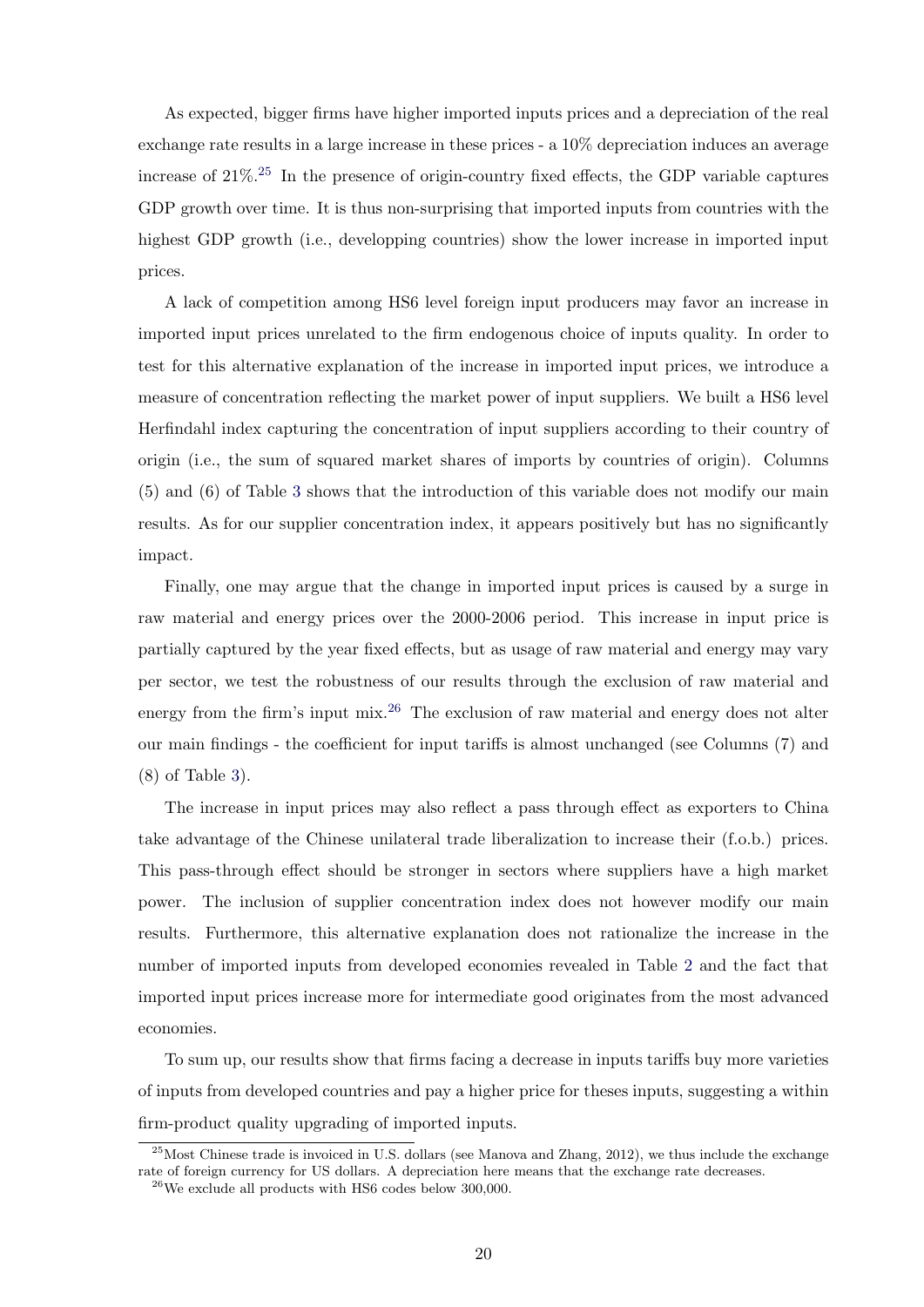As expected, bigger firms have higher imported inputs prices and a depreciation of the real exchange rate results in a large increase in these prices - a 10% depreciation induces an average increase of 21%.[25] In the presence of origin-country fixed effects, the GDP variable captures GDP growth over time. It is thus non-surprising that imported inputs from countries with the highest GDP growth (i.e., developping countries) show the lower increase in imported input prices.

A lack of competition among HS6 level foreign input producers may favor an increase in imported input prices unrelated to the firm endogenous choice of inputs quality. In order to test for this alternative explanation of the increase in imported input prices, we introduce a measure of concentration reflecting the market power of input suppliers. We built a HS6 level Herfindahl index capturing the concentration of input suppliers according to their country of origin (i.e., the sum of squared market shares of imports by countries of origin). Columns (5) and (6) of Table 3 shows that the introduction of this variable does not modify our main results. As for our supplier concentration index, it appears positively but has no significantly impact.

Finally, one may argue that the change in imported input prices is caused by a surge in raw material and energy prices over the 2000-2006 period. This increase in input price is partially captured by the year fixed effects, but as usage of raw material and energy may vary per sector, we test the robustness of our results through the exclusion of raw material and energy from the firm's input mix.[26] The exclusion of raw material and energy does not alter our main findings - the coefficient for input tariffs is almost unchanged (see Columns (7) and (8) of Table 3).

The increase in input prices may also reflect a pass through effect as exporters to China take advantage of the Chinese unilateral trade liberalization to increase their (f.o.b.) prices. This pass-through effect should be stronger in sectors where suppliers have a high market power. The inclusion of supplier concentration index does not however modify our main results. Furthermore, this alternative explanation does not rationalize the increase in the number of imported inputs from developed economies revealed in Table 2 and the fact that imported input prices increase more for intermediate good originates from the most advanced economies.

To sum up, our results show that firms facing a decrease in inputs tariffs buy more varieties of inputs from developed countries and pay a higher price for theses inputs, suggesting a within firm-product quality upgrading of imported inputs.

[25] Most Chinese trade is invoiced in U.S. dollars (see Manova and Zhang, 2012), we thus include the exchange rate of foreign currency for US dollars. A depreciation here means that the exchange rate decreases.

[26] We exclude all products with HS6 codes below 300,000.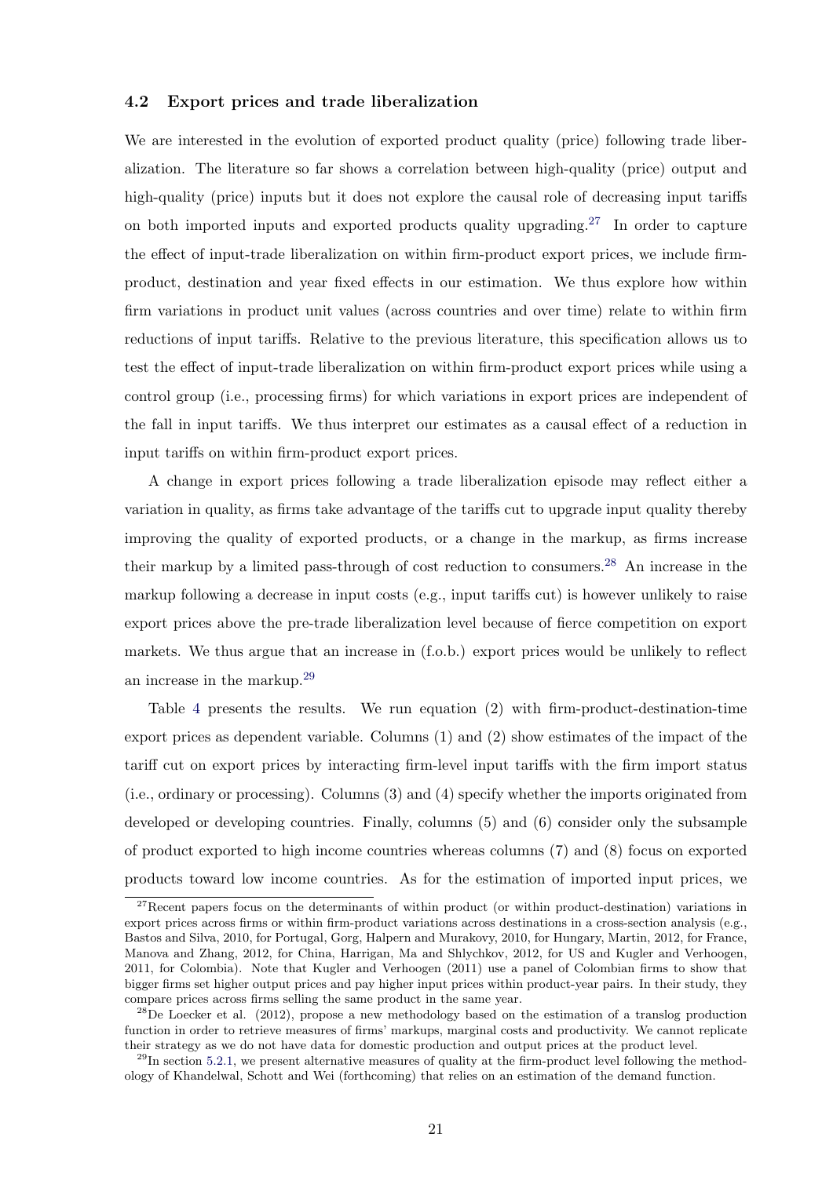### 4.2 Export prices and trade liberalization

We are interested in the evolution of exported product quality (price) following trade liberalization. The literature so far shows a correlation between high-quality (price) output and high-quality (price) inputs but it does not explore the causal role of decreasing input tariffs on both imported inputs and exported products quality upgrading.[27] In order to capture the effect of input-trade liberalization on within firm-product export prices, we include firm-product, destination and year fixed effects in our estimation. We thus explore how within firm variations in product unit values (across countries and over time) relate to within firm reductions of input tariffs. Relative to the previous literature, this specification allows us to test the effect of input-trade liberalization on within firm-product export prices while using a control group (i.e., processing firms) for which variations in export prices are independent of the fall in input tariffs. We thus interpret our estimates as a causal effect of a reduction in input tariffs on within firm-product export prices.

A change in export prices following a trade liberalization episode may reflect either a variation in quality, as firms take advantage of the tariffs cut to upgrade input quality thereby improving the quality of exported products, or a change in the markup, as firms increase their markup by a limited pass-through of cost reduction to consumers.[28] An increase in the markup following a decrease in input costs (e.g., input tariffs cut) is however unlikely to raise export prices above the pre-trade liberalization level because of fierce competition on export markets. We thus argue that an increase in (f.o.b.) export prices would be unlikely to reflect an increase in the markup.[29]

Table 4 presents the results. We run equation (2) with firm-product-destination-time export prices as dependent variable. Columns (1) and (2) show estimates of the impact of the tariff cut on export prices by interacting firm-level input tariffs with the firm import status (i.e., ordinary or processing). Columns (3) and (4) specify whether the imports originated from developed or developing countries. Finally, columns (5) and (6) consider only the subsample of product exported to high income countries whereas columns (7) and (8) focus on exported products toward low income countries. As for the estimation of imported input prices, we

---

[27] Recent papers focus on the determinants of within product (or within product-destination) variations in export prices across firms or within firm-product variations across destinations in a cross-section analysis (e.g., Bastos and Silva, 2010, for Portugal, Gorg, Halpern and Murakovy, 2010, for Hungary, Martin, 2012, for France, Manova and Zhang, 2012, for China, Harrigan, Ma and Shlychkov, 2012, for US and Kugler and Verhoogen, 2011, for Colombia). Note that Kugler and Verhoogen (2011) use a panel of Colombian firms to show that bigger firms set higher output prices and pay higher input prices within product-year pairs. In their study, they compare prices across firms selling the same product in the same year.

[28] De Loecker et al. (2012), propose a new methodology based on the estimation of a translog production function in order to retrieve measures of firms' markups, marginal costs and productivity. We cannot replicate their strategy as we do not have data for domestic production and output prices at the product level.

[29] In section 5.2.1, we present alternative measures of quality at the firm-product level following the methodology of Khandelwal, Schott and Wei (forthcoming) that relies on an estimation of the demand function.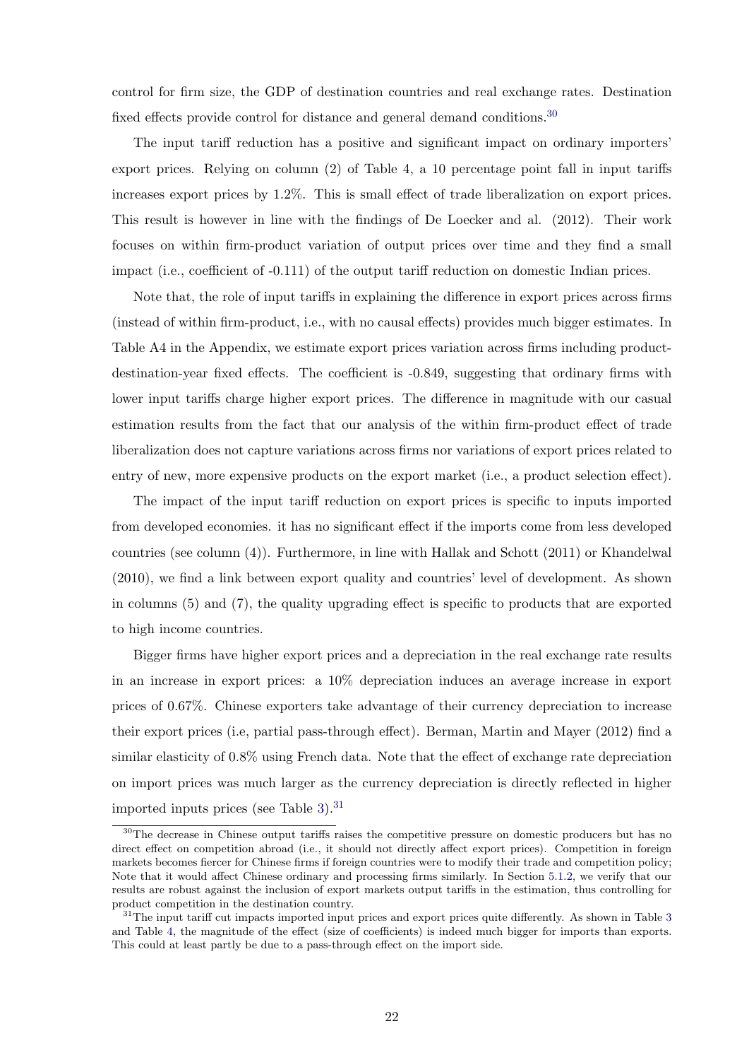control for firm size, the GDP of destination countries and real exchange rates. Destination fixed effects provide control for distance and general demand conditions.[30]

The input tariff reduction has a positive and significant impact on ordinary importers' export prices. Relying on column (2) of Table 4, a 10 percentage point fall in input tariffs increases export prices by 1.2%. This is small effect of trade liberalization on export prices. This result is however in line with the findings of De Loecker and al. (2012). Their work focuses on within firm-product variation of output prices over time and they find a small impact (i.e., coefficient of -0.111) of the output tariff reduction on domestic Indian prices.

Note that, the role of input tariffs in explaining the difference in export prices across firms (instead of within firm-product, i.e., with no causal effects) provides much bigger estimates. In Table A4 in the Appendix, we estimate export prices variation across firms including product-destination-year fixed effects. The coefficient is -0.849, suggesting that ordinary firms with lower input tariffs charge higher export prices. The difference in magnitude with our casual estimation results from the fact that our analysis of the within firm-product effect of trade liberalization does not capture variations across firms nor variations of export prices related to entry of new, more expensive products on the export market (i.e., a product selection effect).

The impact of the input tariff reduction on export prices is specific to inputs imported from developed economies. it has no significant effect if the imports come from less developed countries (see column (4)). Furthermore, in line with Hallak and Schott (2011) or Khandelwal (2010), we find a link between export quality and countries' level of development. As shown in columns (5) and (7), the quality upgrading effect is specific to products that are exported to high income countries.

Bigger firms have higher export prices and a depreciation in the real exchange rate results in an increase in export prices: a 10% depreciation induces an average increase in export prices of 0.67%. Chinese exporters take advantage of their currency depreciation to increase their export prices (i.e, partial pass-through effect). Berman, Martin and Mayer (2012) find a similar elasticity of 0.8% using French data. Note that the effect of exchange rate depreciation on import prices was much larger as the currency depreciation is directly reflected in higher imported inputs prices (see Table 3).[31]

---

[30] The decrease in Chinese output tariffs raises the competitive pressure on domestic producers but has no direct effect on competition abroad (i.e., it should not directly affect export prices). Competition in foreign markets becomes fiercer for Chinese firms if foreign countries were to modify their trade and competition policy; Note that it would affect Chinese ordinary and processing firms similarly. In Section 5.1.2, we verify that our results are robust against the inclusion of export markets output tariffs in the estimation, thus controlling for product competition in the destination country.

[31] The input tariff cut impacts imported input prices and export prices quite differently. As shown in Table 3 and Table 4, the magnitude of the effect (size of coefficients) is indeed much bigger for imports than exports. This could at least partly be due to a pass-through effect on the import side.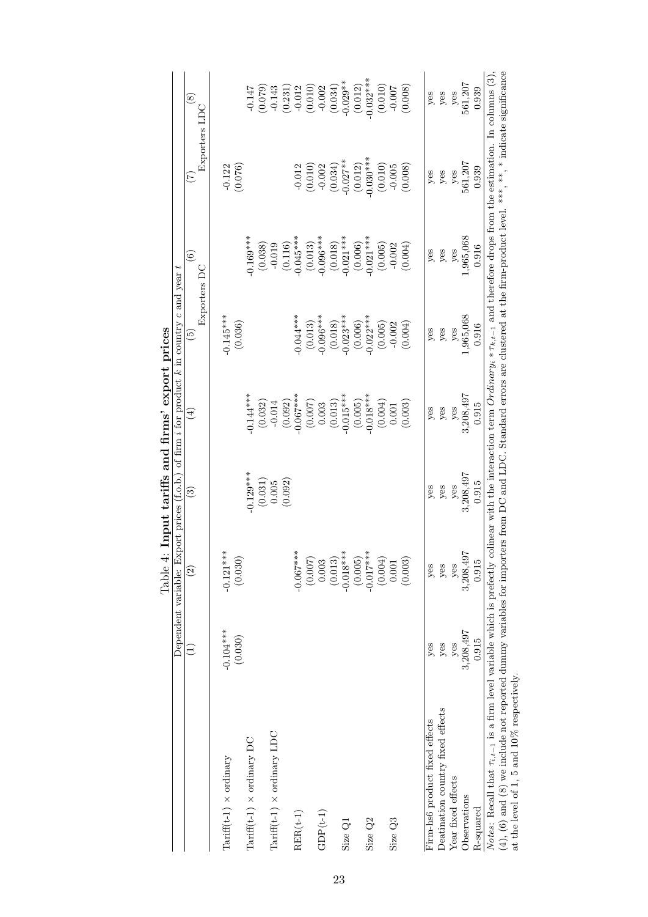Table 4: **Input tariffs and firms' export prices**

| | (1) | (2) | (3) | (4) | (5) | (6) | (7) | (8) |
|---|---|---|---|---|---|---|---|---|
| | Dependent variable: Export prices (f.o.b.) of firm $i$ for product $k$ in country $c$ and year $t$ | | | | | | | |
| | | | | | Exporters DC | | Exporters LDC | |
| Tariff(t-1) × ordinary | -0.104*** | -0.121*** | | | -0.145*** | | -0.122 | |
| | (0.030) | (0.030) | | | (0.036) | | (0.076) | |
| Tariff(t-1) × ordinary DC | | | -0.129*** | -0.144*** | | -0.169*** | | -0.147 |
| | | | (0.031) | (0.032) | | (0.038) | | (0.079) |
| Tariff(t-1) × ordinary LDC | | | 0.005 | -0.014 | | -0.019 | | -0.143 |
| | | | (0.092) | (0.092) | | (0.116) | | (0.231) |
| RER(t-1) | | -0.067*** | | -0.067*** | -0.044*** | -0.045*** | -0.012 | -0.012 |
| | | (0.007) | | (0.007) | (0.013) | (0.013) | (0.010) | (0.010) |
| GDP(t-1) | | 0.003 | | 0.003 | -0.096*** | -0.096*** | -0.002 | -0.002 |
| | | (0.013) | | (0.013) | (0.018) | (0.018) | (0.034) | (0.034) |
| Size Q1 | | -0.018*** | | -0.015*** | -0.023*** | -0.021*** | -0.027** | -0.029** |
| | | (0.005) | | (0.005) | (0.006) | (0.006) | (0.012) | (0.012) |
| Size Q2 | | -0.017*** | | -0.018*** | -0.022*** | -0.021*** | -0.030*** | -0.032*** |
| | | (0.004) | | (0.004) | (0.005) | (0.005) | (0.010) | (0.010) |
| Size Q3 | | 0.001 | | 0.001 | -0.002 | -0.002 | -0.005 | -0.007 |
| | | (0.003) | | (0.003) | (0.004) | (0.004) | (0.008) | (0.008) |
| Firm-hs6 product fixed effects | yes | yes | yes | yes | yes | yes | yes | yes |
| Destination country fixed effects | yes | yes | yes | yes | yes | yes | yes | yes |
| Year fixed effects | yes | yes | yes | yes | yes | yes | yes | yes |
| Observations | 3,208,497 | 3,208,497 | 3,208,497 | 3,208,497 | 1,965,068 | 1,965,068 | 561,207 | 561,207 |
| R-squared | 0.915 | 0.915 | 0.915 | 0.915 | 0.916 | 0.916 | 0.939 | 0.939 |

*Notes:* Recall that $\tau_{i,t-1}$ is a firm level variable which is prefectly colinear with the interaction term $Ordinary_i * \tau_{k,t-1}$ and therefore drops from the estimation. In columns (3), (4), (6) and (8) we include not reported dummy variables for importers from DC and LDC. Standard errors are clustered at the firm-product level. ***, **, * indicate significance at the level of 1, 5 and 10% respectively.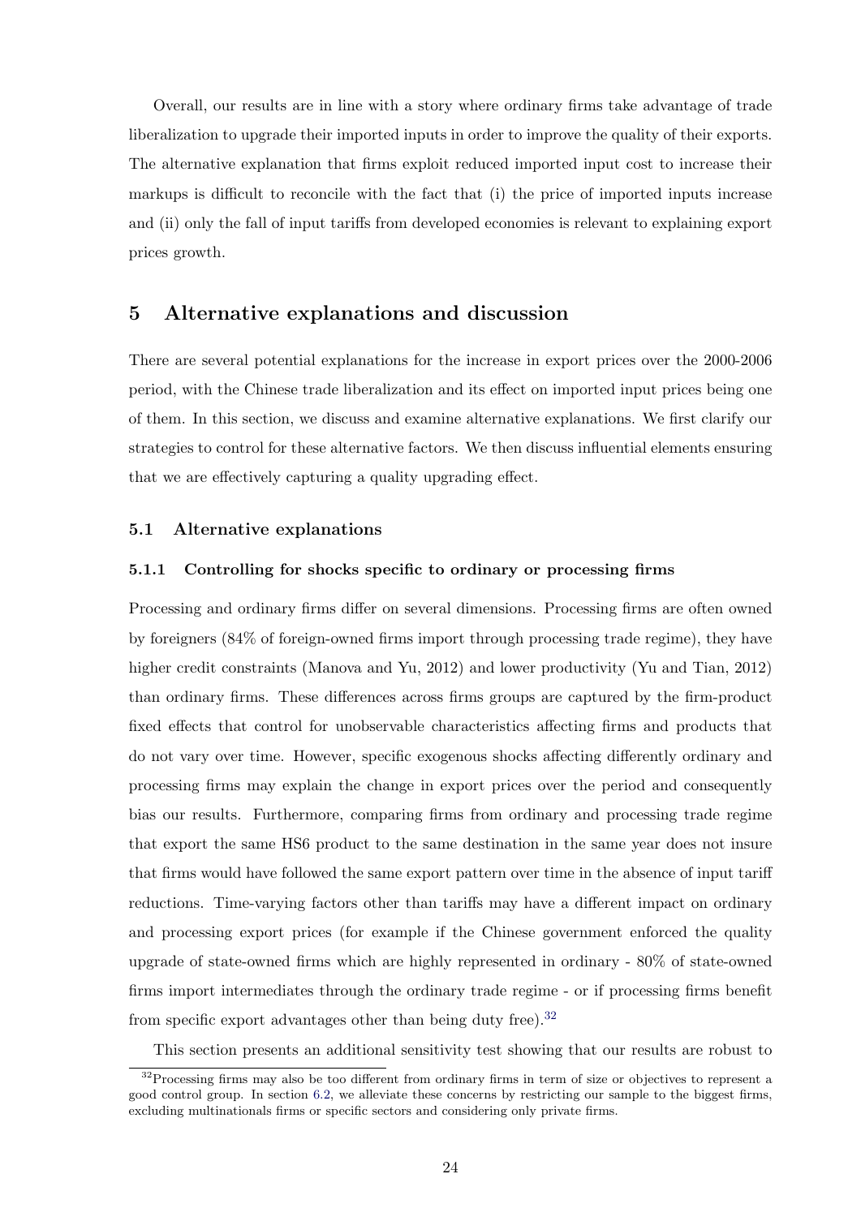Overall, our results are in line with a story where ordinary firms take advantage of trade liberalization to upgrade their imported inputs in order to improve the quality of their exports. The alternative explanation that firms exploit reduced imported input cost to increase their markups is difficult to reconcile with the fact that (i) the price of imported inputs increase and (ii) only the fall of input tariffs from developed economies is relevant to explaining export prices growth.

## 5 Alternative explanations and discussion

There are several potential explanations for the increase in export prices over the 2000-2006 period, with the Chinese trade liberalization and its effect on imported input prices being one of them. In this section, we discuss and examine alternative explanations. We first clarify our strategies to control for these alternative factors. We then discuss influential elements ensuring that we are effectively capturing a quality upgrading effect.

### 5.1 Alternative explanations

#### 5.1.1 Controlling for shocks specific to ordinary or processing firms

Processing and ordinary firms differ on several dimensions. Processing firms are often owned by foreigners (84% of foreign-owned firms import through processing trade regime), they have higher credit constraints (Manova and Yu, 2012) and lower productivity (Yu and Tian, 2012) than ordinary firms. These differences across firms groups are captured by the firm-product fixed effects that control for unobservable characteristics affecting firms and products that do not vary over time. However, specific exogenous shocks affecting differently ordinary and processing firms may explain the change in export prices over the period and consequently bias our results. Furthermore, comparing firms from ordinary and processing trade regime that export the same HS6 product to the same destination in the same year does not insure that firms would have followed the same export pattern over time in the absence of input tariff reductions. Time-varying factors other than tariffs may have a different impact on ordinary and processing export prices (for example if the Chinese government enforced the quality upgrade of state-owned firms which are highly represented in ordinary - 80% of state-owned firms import intermediates through the ordinary trade regime - or if processing firms benefit from specific export advantages other than being duty free).[32]

This section presents an additional sensitivity test showing that our results are robust to

[32] Processing firms may also be too different from ordinary firms in term of size or objectives to represent a good control group. In section 6.2, we alleviate these concerns by restricting our sample to the biggest firms, excluding multinationals firms or specific sectors and considering only private firms.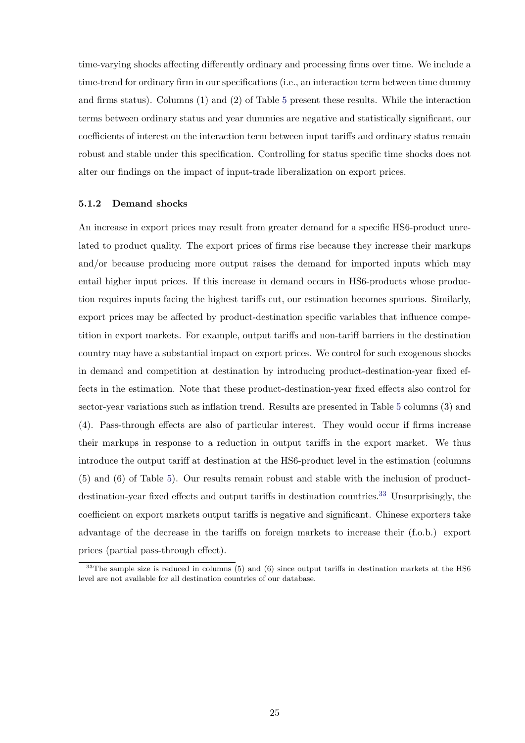time-varying shocks affecting differently ordinary and processing firms over time. We include a time-trend for ordinary firm in our specifications (i.e., an interaction term between time dummy and firms status). Columns (1) and (2) of Table 5 present these results. While the interaction terms between ordinary status and year dummies are negative and statistically significant, our coefficients of interest on the interaction term between input tariffs and ordinary status remain robust and stable under this specification. Controlling for status specific time shocks does not alter our findings on the impact of input-trade liberalization on export prices.

### 5.1.2 Demand shocks

An increase in export prices may result from greater demand for a specific HS6-product unrelated to product quality. The export prices of firms rise because they increase their markups and/or because producing more output raises the demand for imported inputs which may entail higher input prices. If this increase in demand occurs in HS6-products whose production requires inputs facing the highest tariffs cut, our estimation becomes spurious. Similarly, export prices may be affected by product-destination specific variables that influence competition in export markets. For example, output tariffs and non-tariff barriers in the destination country may have a substantial impact on export prices. We control for such exogenous shocks in demand and competition at destination by introducing product-destination-year fixed effects in the estimation. Note that these product-destination-year fixed effects also control for sector-year variations such as inflation trend. Results are presented in Table 5 columns (3) and (4). Pass-through effects are also of particular interest. They would occur if firms increase their markups in response to a reduction in output tariffs in the export market. We thus introduce the output tariff at destination at the HS6-product level in the estimation (columns (5) and (6) of Table 5). Our results remain robust and stable with the inclusion of product-destination-year fixed effects and output tariffs in destination countries.[33] Unsurprisingly, the coefficient on export markets output tariffs is negative and significant. Chinese exporters take advantage of the decrease in the tariffs on foreign markets to increase their (f.o.b.) export prices (partial pass-through effect).

[33] The sample size is reduced in columns (5) and (6) since output tariffs in destination markets at the HS6 level are not available for all destination countries of our database.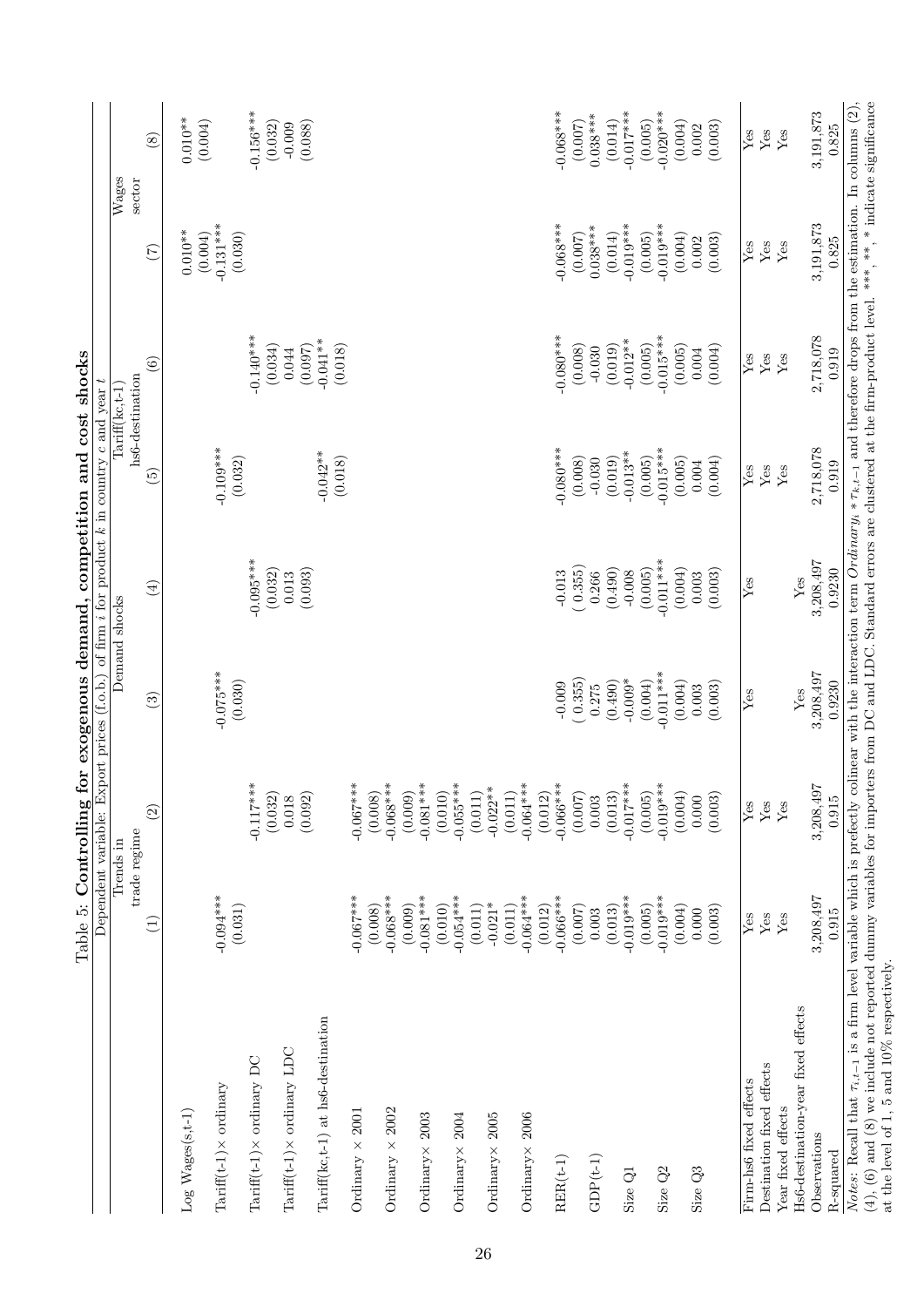Table 5: **Controlling for exogenous demand, competition and cost shocks**

| Dependent variable: Export prices (f.o.b.) of firm $i$ for product $k$ in country $c$ and year $t$ | | | | | | | | |
|---|---|---|---|---|---|---|---|---|
| | Trends in trade regime | | Demand shocks | | Tariff(kc,t-1) hs6-destination | | Wages sector | |
| | (1) | (2) | (3) | (4) | (5) | (6) | (7) | (8) |
| Log Wages(s,t-1) | | | | | | | 0.010** | 0.010** |
| | | | | | | | (0.004) | (0.004) |
| Tariff(t-1)× ordinary | -0.094*** | | -0.075*** | | -0.109*** | | -0.131*** | |
| | (0.031) | | (0.030) | | (0.032) | | (0.030) | |
| Tariff(t-1)× ordinary DC | | -0.117*** | | -0.095*** | | -0.140*** | | -0.156*** |
| | | (0.032) | | (0.032) | | (0.034) | | (0.032) |
| Tariff(t-1)× ordinary LDC | | 0.018 | | 0.013 | | 0.044 | | -0.009 |
| | | (0.092) | | (0.093) | | (0.097) | | (0.088) |
| Tariff(kc,t-1) at hs6-destination | | | | | -0.042** | -0.041** | | |
| | | | | | (0.018) | (0.018) | | |
| Ordinary × 2001 | -0.067*** | -0.067*** | | | | | | |
| | (0.008) | (0.008) | | | | | | |
| Ordinary × 2002 | -0.068*** | -0.068*** | | | | | | |
| | (0.009) | (0.009) | | | | | | |
| Ordinary× 2003 | -0.081*** | -0.081*** | | | | | | |
| | (0.010) | (0.010) | | | | | | |
| Ordinary× 2004 | -0.054*** | -0.055*** | | | | | | |
| | (0.011) | (0.011) | | | | | | |
| Ordinary× 2005 | -0.021* | -0.022** | | | | | | |
| | (0.011) | (0.011) | | | | | | |
| Ordinary× 2006 | -0.064*** | -0.064*** | | | | | | |
| | (0.012) | (0.012) | | | | | | |
| RER(t-1) | -0.066*** | -0.066*** | -0.009 | -0.013 | -0.080*** | -0.080*** | -0.068*** | -0.068*** |
| | (0.007) | (0.007) | ( 0.355) | ( 0.355) | (0.008) | (0.008) | (0.007) | (0.007) |
| GDP(t-1) | 0.003 | 0.003 | 0.275 | 0.266 | -0.030 | -0.030 | 0.038*** | 0.038*** |
| | (0.013) | (0.013) | (0.490) | (0.490) | (0.019) | (0.019) | (0.014) | (0.014) |
| Size Q1 | -0.019*** | -0.017*** | -0.009* | -0.008 | -0.013** | -0.012** | -0.019*** | -0.017*** |
| | (0.005) | (0.005) | (0.004) | (0.005) | (0.005) | (0.005) | (0.005) | (0.005) |
| Size Q2 | -0.019*** | -0.019*** | -0.011*** | -0.011*** | -0.015*** | -0.015*** | -0.019*** | -0.020*** |
| | (0.004) | (0.004) | (0.004) | (0.004) | (0.005) | (0.005) | (0.004) | (0.004) |
| Size Q3 | 0.000 | 0.000 | 0.003 | 0.003 | 0.004 | 0.004 | 0.002 | 0.002 |
| | (0.003) | (0.003) | (0.003) | (0.003) | (0.004) | (0.004) | (0.003) | (0.003) |
| Firm-hs6 fixed effects | Yes | Yes | Yes | Yes | Yes | Yes | Yes | Yes |
| Destination fixed effects | Yes | Yes | | | Yes | Yes | Yes | Yes |
| Year fixed effects | Yes | Yes | | | Yes | Yes | Yes | Yes |
| Hs6-destination-year fixed effects | | | Yes | Yes | | | | |
| Observations | 3,208,497 | 3,208,497 | 3,208,497 | 3,208,497 | 2,718,078 | 2,718,078 | 3,191,873 | 3,191,873 |
| R-squared | 0.915 | 0.915 | 0.9230 | 0.9230 | 0.919 | 0.919 | 0.825 | 0.825 |

*Notes*: Recall that $\tau_{i,t-1}$ is a firm level variable which is prefectly colinear with the interaction term $Ordinary_i * \tau_{k,t-1}$ and therefore drops from the estimation. In columns (2), (4), (6) and (8) we include not reported dummy variables for importers from DC and LDC. Standard errors are clustered at the firm-product level. ***, **, * indicate significance at the level of 1, 5 and 10% respectively.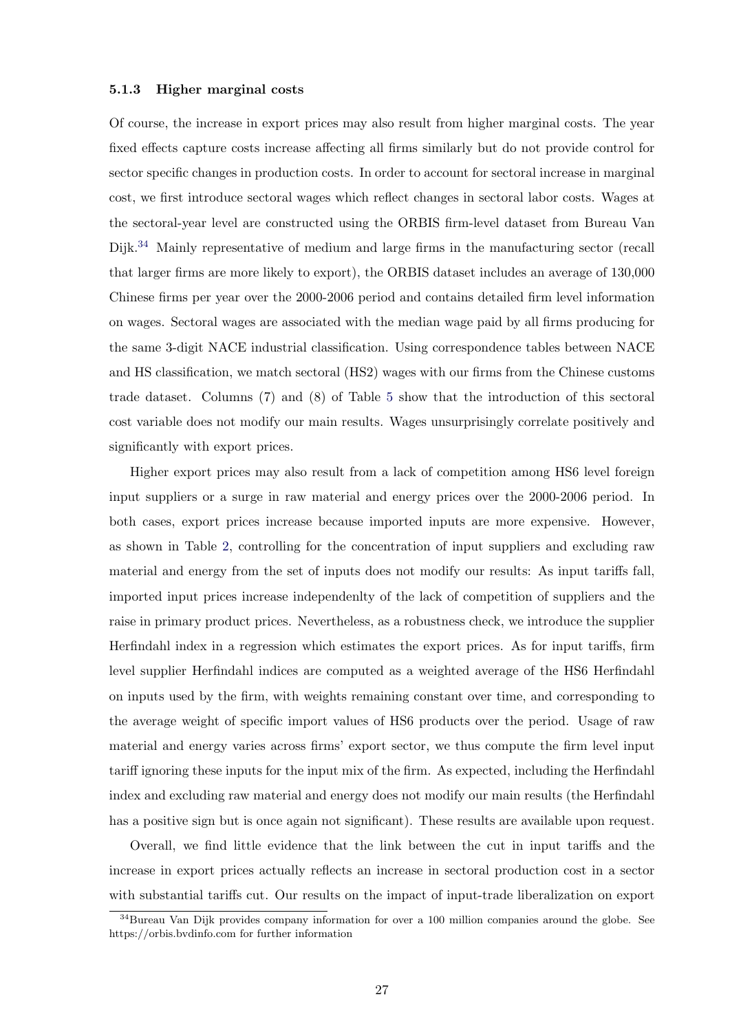#### 5.1.3 Higher marginal costs

Of course, the increase in export prices may also result from higher marginal costs. The year fixed effects capture costs increase affecting all firms similarly but do not provide control for sector specific changes in production costs. In order to account for sectoral increase in marginal cost, we first introduce sectoral wages which reflect changes in sectoral labor costs. Wages at the sectoral-year level are constructed using the ORBIS firm-level dataset from Bureau Van Dijk.[34] Mainly representative of medium and large firms in the manufacturing sector (recall that larger firms are more likely to export), the ORBIS dataset includes an average of 130,000 Chinese firms per year over the 2000-2006 period and contains detailed firm level information on wages. Sectoral wages are associated with the median wage paid by all firms producing for the same 3-digit NACE industrial classification. Using correspondence tables between NACE and HS classification, we match sectoral (HS2) wages with our firms from the Chinese customs trade dataset. Columns (7) and (8) of Table 5 show that the introduction of this sectoral cost variable does not modify our main results. Wages unsurprisingly correlate positively and significantly with export prices.

Higher export prices may also result from a lack of competition among HS6 level foreign input suppliers or a surge in raw material and energy prices over the 2000-2006 period. In both cases, export prices increase because imported inputs are more expensive. However, as shown in Table 2, controlling for the concentration of input suppliers and excluding raw material and energy from the set of inputs does not modify our results: As input tariffs fall, imported input prices increase independenlty of the lack of competition of suppliers and the raise in primary product prices. Nevertheless, as a robustness check, we introduce the supplier Herfindahl index in a regression which estimates the export prices. As for input tariffs, firm level supplier Herfindahl indices are computed as a weighted average of the HS6 Herfindahl on inputs used by the firm, with weights remaining constant over time, and corresponding to the average weight of specific import values of HS6 products over the period. Usage of raw material and energy varies across firms' export sector, we thus compute the firm level input tariff ignoring these inputs for the input mix of the firm. As expected, including the Herfindahl index and excluding raw material and energy does not modify our main results (the Herfindahl has a positive sign but is once again not significant). These results are available upon request.

Overall, we find little evidence that the link between the cut in input tariffs and the increase in export prices actually reflects an increase in sectoral production cost in a sector with substantial tariffs cut. Our results on the impact of input-trade liberalization on export

[34] Bureau Van Dijk provides company information for over a 100 million companies around the globe. See https://orbis.bvdinfo.com for further information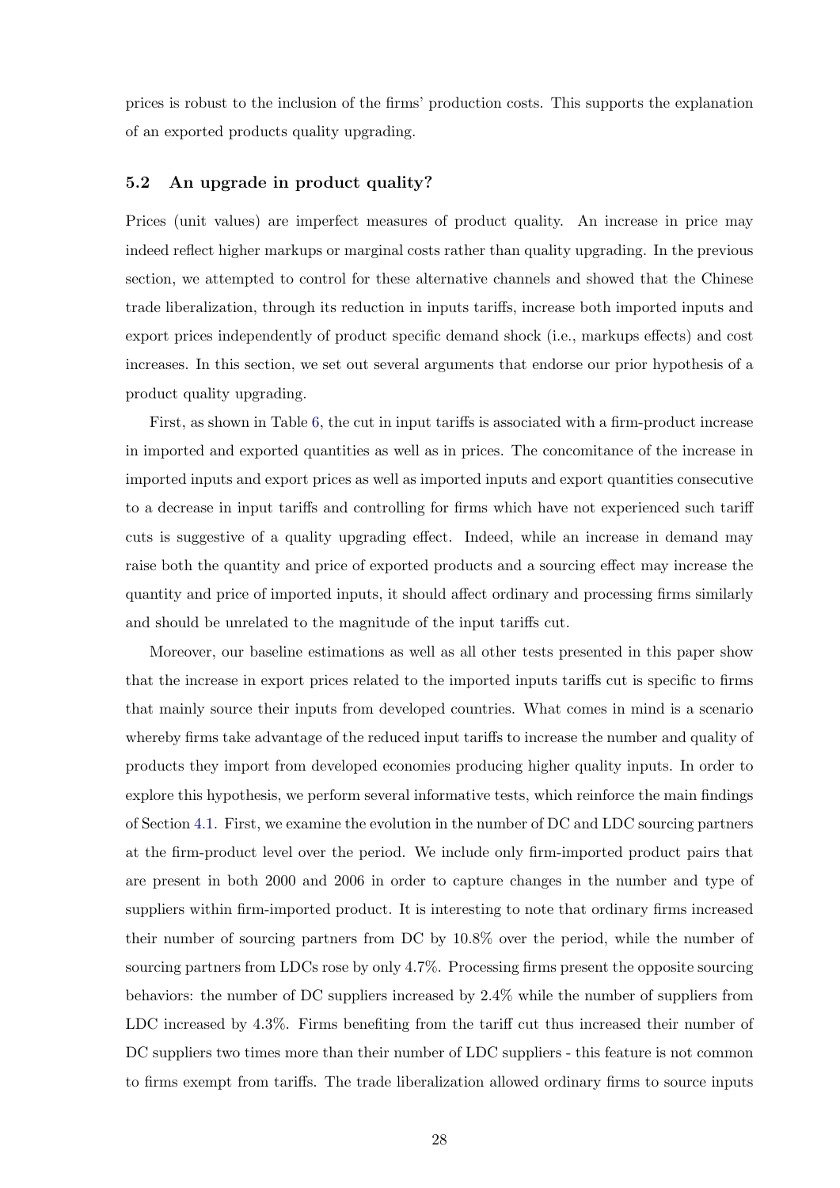prices is robust to the inclusion of the firms' production costs. This supports the explanation of an exported products quality upgrading.

### 5.2 An upgrade in product quality?

Prices (unit values) are imperfect measures of product quality. An increase in price may indeed reflect higher markups or marginal costs rather than quality upgrading. In the previous section, we attempted to control for these alternative channels and showed that the Chinese trade liberalization, through its reduction in inputs tariffs, increase both imported inputs and export prices independently of product specific demand shock (i.e., markups effects) and cost increases. In this section, we set out several arguments that endorse our prior hypothesis of a product quality upgrading.

First, as shown in Table 6, the cut in input tariffs is associated with a firm-product increase in imported and exported quantities as well as in prices. The concomitance of the increase in imported inputs and export prices as well as imported inputs and export quantities consecutive to a decrease in input tariffs and controlling for firms which have not experienced such tariff cuts is suggestive of a quality upgrading effect. Indeed, while an increase in demand may raise both the quantity and price of exported products and a sourcing effect may increase the quantity and price of imported inputs, it should affect ordinary and processing firms similarly and should be unrelated to the magnitude of the input tariffs cut.

Moreover, our baseline estimations as well as all other tests presented in this paper show that the increase in export prices related to the imported inputs tariffs cut is specific to firms that mainly source their inputs from developed countries. What comes in mind is a scenario whereby firms take advantage of the reduced input tariffs to increase the number and quality of products they import from developed economies producing higher quality inputs. In order to explore this hypothesis, we perform several informative tests, which reinforce the main findings of Section 4.1. First, we examine the evolution in the number of DC and LDC sourcing partners at the firm-product level over the period. We include only firm-imported product pairs that are present in both 2000 and 2006 in order to capture changes in the number and type of suppliers within firm-imported product. It is interesting to note that ordinary firms increased their number of sourcing partners from DC by 10.8% over the period, while the number of sourcing partners from LDCs rose by only 4.7%. Processing firms present the opposite sourcing behaviors: the number of DC suppliers increased by 2.4% while the number of suppliers from LDC increased by 4.3%. Firms benefiting from the tariff cut thus increased their number of DC suppliers two times more than their number of LDC suppliers - this feature is not common to firms exempt from tariffs. The trade liberalization allowed ordinary firms to source inputs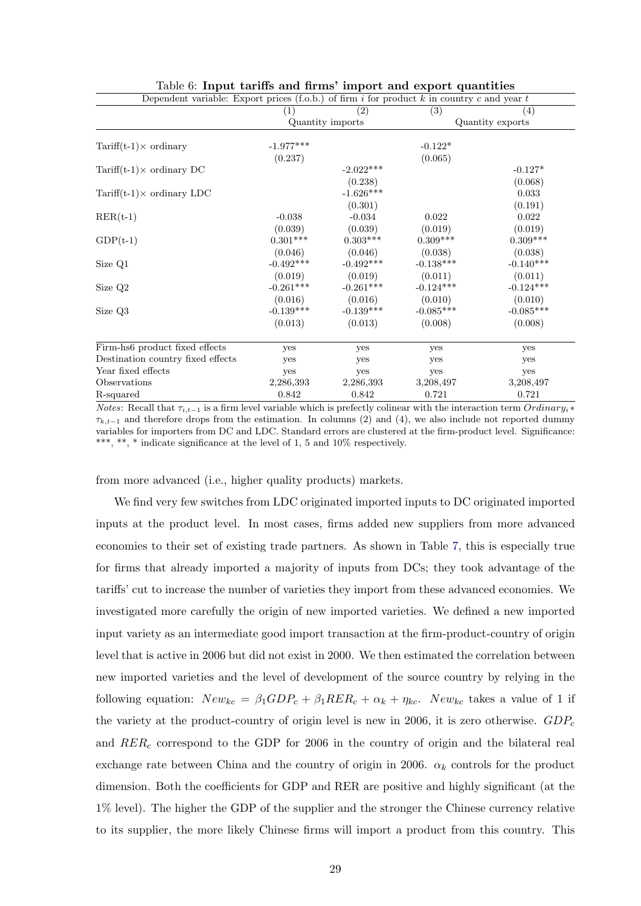Table 6: **Input tariffs and firms' import and export quantities**

| Dependent variable: Export prices (f.o.b.) of firm $i$ for product $k$ in country $c$ and year $t$ | | | | |
|---|---|---|---|---|
| | (1) | (2) | (3) | (4) |
| | Quantity imports | | Quantity exports | |
| Tariff(t-1)× ordinary | -1.977*** | | -0.122* | |
| | (0.237) | | (0.065) | |
| Tariff(t-1)× ordinary DC | | -2.022*** | | -0.127* |
| | | (0.238) | | (0.068) |
| Tariff(t-1)× ordinary LDC | | -1.626*** | | 0.033 |
| | | (0.301) | | (0.191) |
| RER(t-1) | -0.038 | -0.034 | 0.022 | 0.022 |
| | (0.039) | (0.039) | (0.019) | (0.019) |
| GDP(t-1) | 0.301*** | 0.303*** | 0.309*** | 0.309*** |
| | (0.046) | (0.046) | (0.038) | (0.038) |
| Size Q1 | -0.492*** | -0.492*** | -0.138*** | -0.140*** |
| | (0.019) | (0.019) | (0.011) | (0.011) |
| Size Q2 | -0.261*** | -0.261*** | -0.124*** | -0.124*** |
| | (0.016) | (0.016) | (0.010) | (0.010) |
| Size Q3 | -0.139*** | -0.139*** | -0.085*** | -0.085*** |
| | (0.013) | (0.013) | (0.008) | (0.008) |
| Firm-hs6 product fixed effects | yes | yes | yes | yes |
| Destination country fixed effects | yes | yes | yes | yes |
| Year fixed effects | yes | yes | yes | yes |
| Observations | 2,286,393 | 2,286,393 | 3,208,497 | 3,208,497 |
| R-squared | 0.842 | 0.842 | 0.721 | 0.721 |

*Notes*: Recall that $\tau_{i,t-1}$ is a firm level variable which is prefectly colinear with the interaction term $Ordinary_i * \tau_{k,t-1}$ and therefore drops from the estimation. In columns (2) and (4), we also include not reported dummy variables for importers from DC and LDC. Standard errors are clustered at the firm-product level. Significance: ***, **, * indicate significance at the level of 1, 5 and 10% respectively.

from more advanced (i.e., higher quality products) markets.

We find very few switches from LDC originated imported inputs to DC originated imported inputs at the product level. In most cases, firms added new suppliers from more advanced economies to their set of existing trade partners. As shown in Table 7, this is especially true for firms that already imported a majority of inputs from DCs; they took advantage of the tariffs' cut to increase the number of varieties they import from these advanced economies. We investigated more carefully the origin of new imported varieties. We defined a new imported input variety as an intermediate good import transaction at the firm-product-country of origin level that is active in 2006 but did not exist in 2000. We then estimated the correlation between new imported varieties and the level of development of the source country by relying in the following equation: $New_{kc} = \beta_1 GDP_c + \beta_1 RER_c + \alpha_k + \eta_{kc}$. $New_{kc}$ takes a value of 1 if the variety at the product-country of origin level is new in 2006, it is zero otherwise. $GDP_c$ and $RER_c$ correspond to the GDP for 2006 in the country of origin and the bilateral real exchange rate between China and the country of origin in 2006. $\alpha_k$ controls for the product dimension. Both the coefficients for GDP and RER are positive and highly significant (at the 1% level). The higher the GDP of the supplier and the stronger the Chinese currency relative to its supplier, the more likely Chinese firms will import a product from this country. This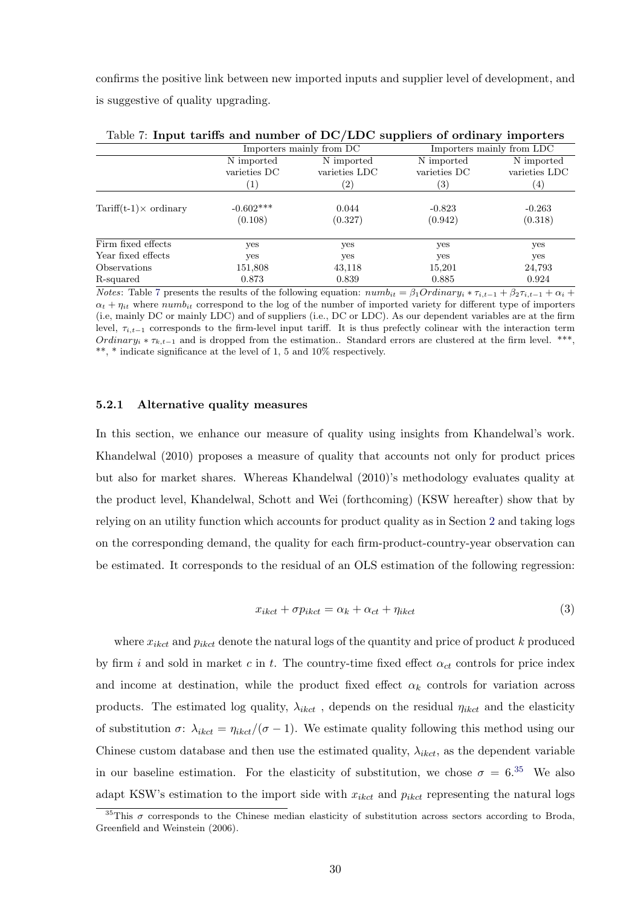confirms the positive link between new imported inputs and supplier level of development, and is suggestive of quality upgrading.

Table 7: **Input tariffs and number of DC/LDC suppliers of ordinary importers**

| | Importers mainly from DC | | Importers mainly from LDC | |
|---|---|---|---|---|
| | N imported varieties DC | N imported varieties LDC | N imported varieties DC | N imported varieties LDC |
| | (1) | (2) | (3) | (4) |
| Tariff(t-1)× ordinary | -0.602*** | 0.044 | -0.823 | -0.263 |
| | (0.108) | (0.327) | (0.942) | (0.318) |
| Firm fixed effects | yes | yes | yes | yes |
| Year fixed effects | yes | yes | yes | yes |
| Observations | 151,808 | 43,118 | 15,201 | 24,793 |
| R-squared | 0.873 | 0.839 | 0.885 | 0.924 |

*Notes*: Table 7 presents the results of the following equation: $numb_{it} = \beta_1 Ordinary_i * \tau_{i,t-1} + \beta_2 \tau_{i,t-1} + \alpha_i + \alpha_t + \eta_{it}$ where $numb_{it}$ correspond to the log of the number of imported variety for different type of importers (i.e, mainly DC or mainly LDC) and of suppliers (i.e., DC or LDC). As our dependent variables are at the firm level, $\tau_{i,t-1}$ corresponds to the firm-level input tariff. It is thus prefectly colinear with the interaction term $Ordinary_i * \tau_{k,t-1}$ and is dropped from the estimation.. Standard errors are clustered at the firm level. ***, **, * indicate significance at the level of 1, 5 and 10% respectively.

### 5.2.1 Alternative quality measures

In this section, we enhance our measure of quality using insights from Khandelwal's work. Khandelwal (2010) proposes a measure of quality that accounts not only for product prices but also for market shares. Whereas Khandelwal (2010)'s methodology evaluates quality at the product level, Khandelwal, Schott and Wei (forthcoming) (KSW hereafter) show that by relying on an utility function which accounts for product quality as in Section 2 and taking logs on the corresponding demand, the quality for each firm-product-country-year observation can be estimated. It corresponds to the residual of an OLS estimation of the following regression:

$$x_{ikct} + \sigma p_{ikct} = \alpha_k + \alpha_{ct} + \eta_{ikct} \tag{3}$$

where $x_{ikct}$ and $p_{ikct}$ denote the natural logs of the quantity and price of product $k$ produced by firm $i$ and sold in market $c$ in $t$. The country-time fixed effect $\alpha_{ct}$ controls for price index and income at destination, while the product fixed effect $\alpha_k$ controls for variation across products. The estimated log quality, $\lambda_{ikct}$ , depends on the residual $\eta_{ikct}$ and the elasticity of substitution $\sigma$: $\lambda_{ikct} = \eta_{ikct}/(\sigma - 1)$. We estimate quality following this method using our Chinese custom database and then use the estimated quality, $\lambda_{ikct}$, as the dependent variable in our baseline estimation. For the elasticity of substitution, we chose $\sigma = 6$.[35] We also adapt KSW's estimation to the import side with $x_{ikct}$ and $p_{ikct}$ representing the natural logs

[35] This $\sigma$ corresponds to the Chinese median elasticity of substitution across sectors according to Broda, Greenfield and Weinstein (2006).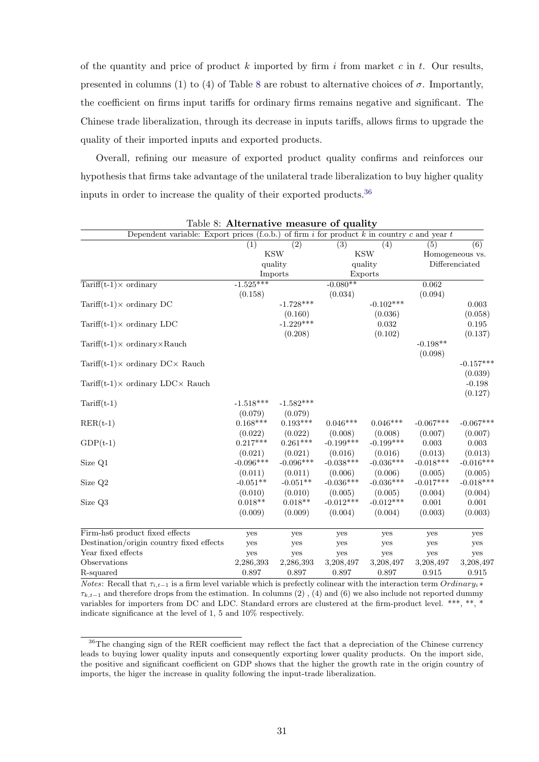of the quantity and price of product $k$ imported by firm $i$ from market $c$ in $t$. Our results, presented in columns (1) to (4) of Table 8 are robust to alternative choices of $\sigma$. Importantly, the coefficient on firms input tariffs for ordinary firms remains negative and significant. The Chinese trade liberalization, through its decrease in inputs tariffs, allows firms to upgrade the quality of their imported inputs and exported products.

Overall, refining our measure of exported product quality confirms and reinforces our hypothesis that firms take advantage of the unilateral trade liberalization to buy higher quality inputs in order to increase the quality of their exported products.[36]

Table 8: **Alternative measure of quality**

| Dependent variable: Export prices (f.o.b.) of firm $i$ for product $k$ in country $c$ and year $t$ | | | | | | |
|---|---|---|---|---|---|---|
| | (1) | (2) | (3) | (4) | (5) | (6) |
| | KSW quality Imports | | KSW quality Exports | | Homogeneous vs. Differenciated | |
| Tariff(t-1)× ordinary | -1.525*** | | -0.080** | | 0.062 | |
| | (0.158) | | (0.034) | | (0.094) | |
| Tariff(t-1)× ordinary DC | | -1.728*** | | -0.102*** | | 0.003 |
| | | (0.160) | | (0.036) | | (0.058) |
| Tariff(t-1)× ordinary LDC | | -1.229*** | | 0.032 | | 0.195 |
| | | (0.208) | | (0.102) | | (0.137) |
| Tariff(t-1)× ordinary×Rauch | | | | | -0.198** | |
| | | | | | (0.098) | |
| Tariff(t-1)× ordinary DC× Rauch | | | | | | -0.157*** |
| | | | | | | (0.039) |
| Tariff(t-1)× ordinary LDC× Rauch | | | | | | -0.198 |
| | | | | | | (0.127) |
| Tariff(t-1) | -1.518*** | -1.582*** | | | | |
| | (0.079) | (0.079) | | | | |
| RER(t-1) | 0.168*** | 0.193*** | 0.046*** | 0.046*** | -0.067*** | -0.067*** |
| | (0.022) | (0.022) | (0.008) | (0.008) | (0.007) | (0.007) |
| GDP(t-1) | 0.217*** | 0.261*** | -0.199*** | -0.199*** | 0.003 | 0.003 |
| | (0.021) | (0.021) | (0.016) | (0.016) | (0.013) | (0.013) |
| Size Q1 | -0.096*** | -0.096*** | -0.038*** | -0.036*** | -0.018*** | -0.016*** |
| | (0.011) | (0.011) | (0.006) | (0.006) | (0.005) | (0.005) |
| Size Q2 | -0.051** | -0.051** | -0.036*** | -0.036*** | -0.017*** | -0.018*** |
| | (0.010) | (0.010) | (0.005) | (0.005) | (0.004) | (0.004) |
| Size Q3 | 0.018** | 0.018** | -0.012*** | -0.012*** | 0.001 | 0.001 |
| | (0.009) | (0.009) | (0.004) | (0.004) | (0.003) | (0.003) |
| Firm-hs6 product fixed effects | yes | yes | yes | yes | yes | yes |
| Destination/origin country fixed effects | yes | yes | yes | yes | yes | yes |
| Year fixed effects | yes | yes | yes | yes | yes | yes |
| Observations | 2,286,393 | 2,286,393 | 3,208,497 | 3,208,497 | 3,208,497 | 3,208,497 |
| R-squared | 0.897 | 0.897 | 0.897 | 0.897 | 0.915 | 0.915 |

*Notes*: Recall that $\tau_{i,t-1}$ is a firm level variable which is prefectly colinear with the interaction term $Ordinary_i * \tau_{k,t-1}$ and therefore drops from the estimation. In columns (2) , (4) and (6) we also include not reported dummy variables for importers from DC and LDC. Standard errors are clustered at the firm-product level. ***, **, * indicate significance at the level of 1, 5 and 10% respectively.

[36]The changing sign of the RER coefficient may reflect the fact that a depreciation of the Chinese currency leads to buying lower quality inputs and consequently exporting lower quality products. On the import side, the positive and significant coefficient on GDP shows that the higher the growth rate in the origin country of imports, the higer the increase in quality following the input-trade liberalization.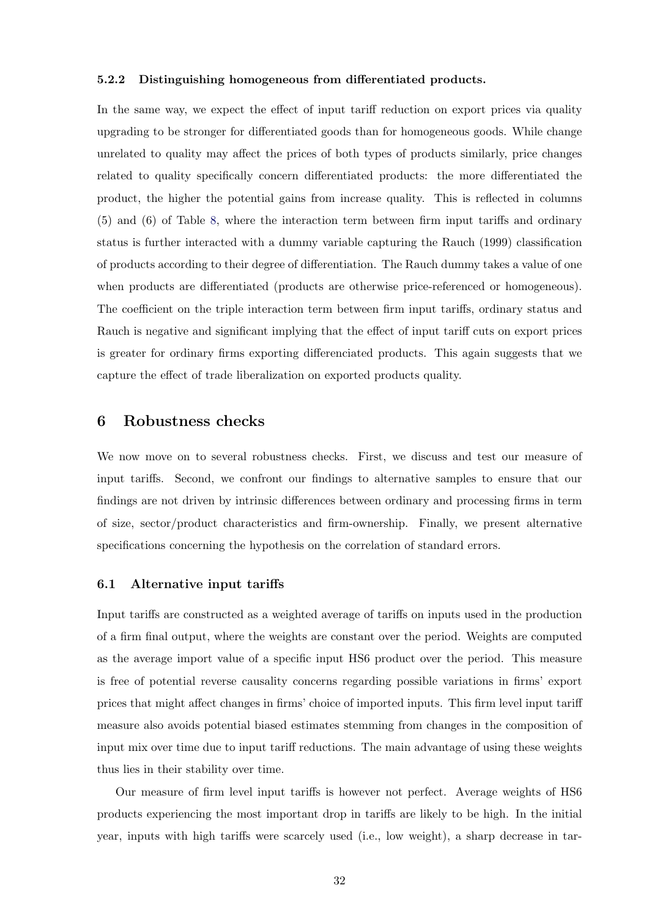#### 5.2.2 Distinguishing homogeneous from differentiated products.

In the same way, we expect the effect of input tariff reduction on export prices via quality upgrading to be stronger for differentiated goods than for homogeneous goods. While change unrelated to quality may affect the prices of both types of products similarly, price changes related to quality specifically concern differentiated products: the more differentiated the product, the higher the potential gains from increase quality. This is reflected in columns (5) and (6) of Table 8, where the interaction term between firm input tariffs and ordinary status is further interacted with a dummy variable capturing the Rauch (1999) classification of products according to their degree of differentiation. The Rauch dummy takes a value of one when products are differentiated (products are otherwise price-referenced or homogeneous). The coefficient on the triple interaction term between firm input tariffs, ordinary status and Rauch is negative and significant implying that the effect of input tariff cuts on export prices is greater for ordinary firms exporting differenciated products. This again suggests that we capture the effect of trade liberalization on exported products quality.

# 6 Robustness checks

We now move on to several robustness checks. First, we discuss and test our measure of input tariffs. Second, we confront our findings to alternative samples to ensure that our findings are not driven by intrinsic differences between ordinary and processing firms in term of size, sector/product characteristics and firm-ownership. Finally, we present alternative specifications concerning the hypothesis on the correlation of standard errors.

## 6.1 Alternative input tariffs

Input tariffs are constructed as a weighted average of tariffs on inputs used in the production of a firm final output, where the weights are constant over the period. Weights are computed as the average import value of a specific input HS6 product over the period. This measure is free of potential reverse causality concerns regarding possible variations in firms' export prices that might affect changes in firms' choice of imported inputs. This firm level input tariff measure also avoids potential biased estimates stemming from changes in the composition of input mix over time due to input tariff reductions. The main advantage of using these weights thus lies in their stability over time.

Our measure of firm level input tariffs is however not perfect. Average weights of HS6 products experiencing the most important drop in tariffs are likely to be high. In the initial year, inputs with high tariffs were scarcely used (i.e., low weight), a sharp decrease in tar-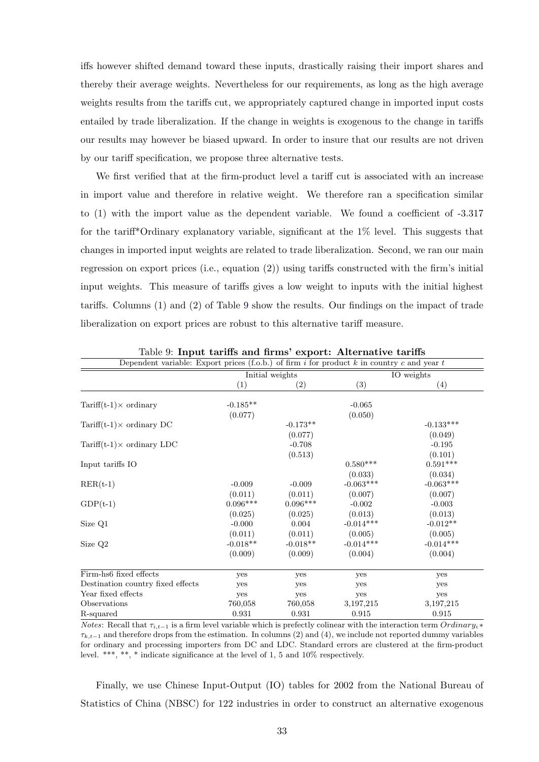iffs however shifted demand toward these inputs, drastically raising their import shares and thereby their average weights. Nevertheless for our requirements, as long as the high average weights results from the tariffs cut, we appropriately captured change in imported input costs entailed by trade liberalization. If the change in weights is exogenous to the change in tariffs our results may however be biased upward. In order to insure that our results are not driven by our tariff specification, we propose three alternative tests.

We first verified that at the firm-product level a tariff cut is associated with an increase in import value and therefore in relative weight. We therefore ran a specification similar to (1) with the import value as the dependent variable. We found a coefficient of -3.317 for the tariff*Ordinary explanatory variable, significant at the 1% level. This suggests that changes in imported input weights are related to trade liberalization. Second, we ran our main regression on export prices (i.e., equation (2)) using tariffs constructed with the firm's initial input weights. This measure of tariffs gives a low weight to inputs with the initial highest tariffs. Columns (1) and (2) of Table 9 show the results. Our findings on the impact of trade liberalization on export prices are robust to this alternative tariff measure.

Table 9: **Input tariffs and firms' export: Alternative tariffs**

Dependent variable: Export prices (f.o.b.) of firm $i$ for product $k$ in country $c$ and year $t$

| | Initial weights | | IO weights | |
|---|---|---|---|---|
| | (1) | (2) | (3) | (4) |
| Tariff(t-1)× ordinary | -0.185** | | -0.065 | |
| | (0.077) | | (0.050) | |
| Tariff(t-1)× ordinary DC | | -0.173** | | -0.133*** |
| | | (0.077) | | (0.049) |
| Tariff(t-1)× ordinary LDC | | -0.708 | | -0.195 |
| | | (0.513) | | (0.101) |
| Input tariffs IO | | | 0.580*** | 0.591*** |
| | | | (0.033) | (0.034) |
| RER(t-1) | -0.009 | -0.009 | -0.063*** | -0.063*** |
| | (0.011) | (0.011) | (0.007) | (0.007) |
| GDP(t-1) | 0.096*** | 0.096*** | -0.002 | -0.003 |
| | (0.025) | (0.025) | (0.013) | (0.013) |
| Size Q1 | -0.000 | 0.004 | -0.014*** | -0.012** |
| | (0.011) | (0.011) | (0.005) | (0.005) |
| Size Q2 | -0.018** | -0.018** | -0.014*** | -0.014*** |
| | (0.009) | (0.009) | (0.004) | (0.004) |
| Firm-hs6 fixed effects | yes | yes | yes | yes |
| Destination country fixed effects | yes | yes | yes | yes |
| Year fixed effects | yes | yes | yes | yes |
| Observations | 760,058 | 760,058 | 3,197,215 | 3,197,215 |
| R-squared | 0.931 | 0.931 | 0.915 | 0.915 |

*Notes*: Recall that $\tau_{i,t-1}$ is a firm level variable which is prefectly colinear with the interaction term $Ordinary_i * \tau_{k,t-1}$ and therefore drops from the estimation. In columns (2) and (4), we include not reported dummy variables for ordinary and processing importers from DC and LDC. Standard errors are clustered at the firm-product level. ***, **, * indicate significance at the level of 1, 5 and 10% respectively.

Finally, we use Chinese Input-Output (IO) tables for 2002 from the National Bureau of Statistics of China (NBSC) for 122 industries in order to construct an alternative exogenous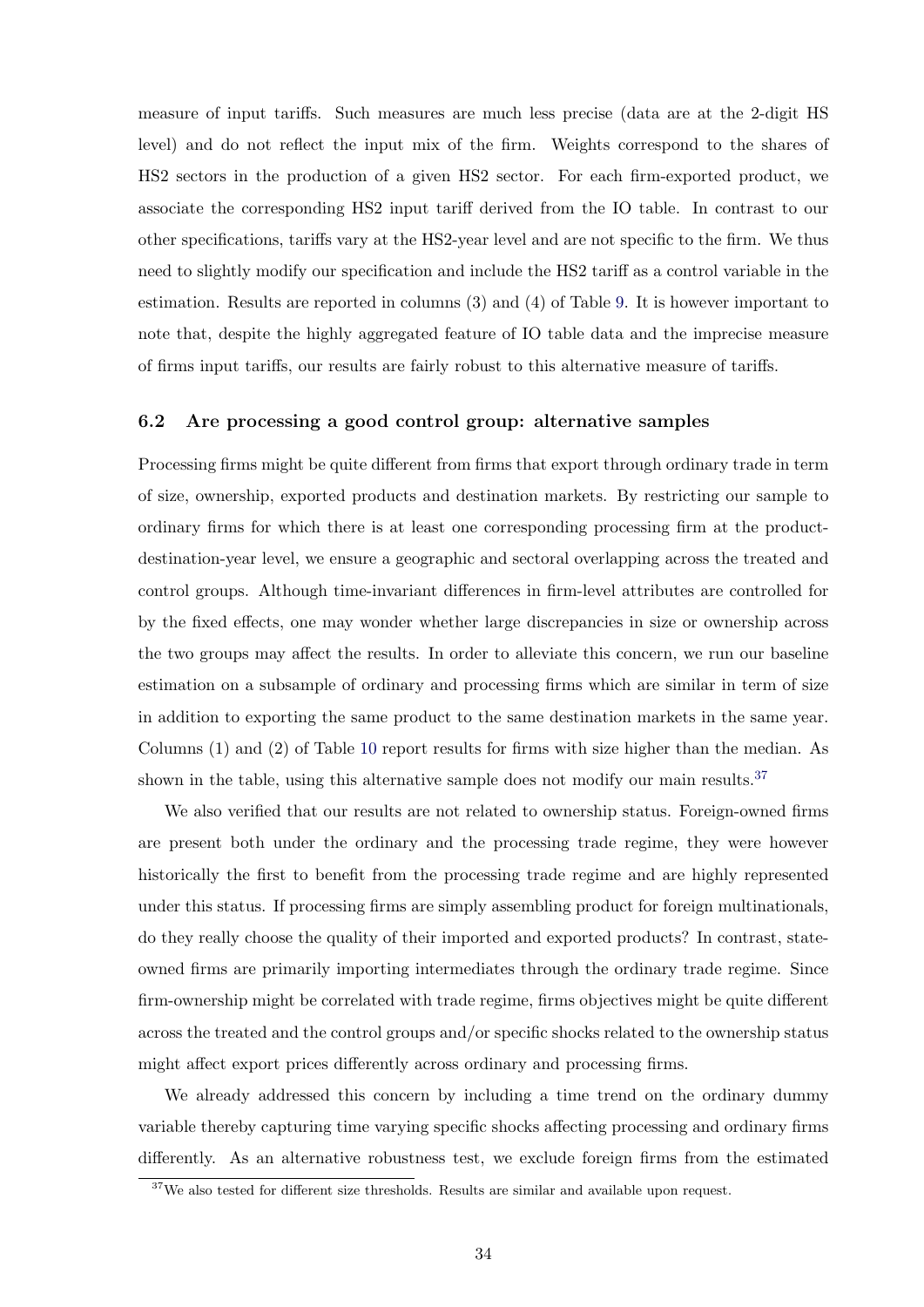measure of input tariffs. Such measures are much less precise (data are at the 2-digit HS level) and do not reflect the input mix of the firm. Weights correspond to the shares of HS2 sectors in the production of a given HS2 sector. For each firm-exported product, we associate the corresponding HS2 input tariff derived from the IO table. In contrast to our other specifications, tariffs vary at the HS2-year level and are not specific to the firm. We thus need to slightly modify our specification and include the HS2 tariff as a control variable in the estimation. Results are reported in columns (3) and (4) of Table 9. It is however important to note that, despite the highly aggregated feature of IO table data and the imprecise measure of firms input tariffs, our results are fairly robust to this alternative measure of tariffs.

### 6.2 Are processing a good control group: alternative samples

Processing firms might be quite different from firms that export through ordinary trade in term of size, ownership, exported products and destination markets. By restricting our sample to ordinary firms for which there is at least one corresponding processing firm at the product-destination-year level, we ensure a geographic and sectoral overlapping across the treated and control groups. Although time-invariant differences in firm-level attributes are controlled for by the fixed effects, one may wonder whether large discrepancies in size or ownership across the two groups may affect the results. In order to alleviate this concern, we run our baseline estimation on a subsample of ordinary and processing firms which are similar in term of size in addition to exporting the same product to the same destination markets in the same year. Columns (1) and (2) of Table 10 report results for firms with size higher than the median. As shown in the table, using this alternative sample does not modify our main results.[37]

We also verified that our results are not related to ownership status. Foreign-owned firms are present both under the ordinary and the processing trade regime, they were however historically the first to benefit from the processing trade regime and are highly represented under this status. If processing firms are simply assembling product for foreign multinationals, do they really choose the quality of their imported and exported products? In contrast, state-owned firms are primarily importing intermediates through the ordinary trade regime. Since firm-ownership might be correlated with trade regime, firms objectives might be quite different across the treated and the control groups and/or specific shocks related to the ownership status might affect export prices differently across ordinary and processing firms.

We already addressed this concern by including a time trend on the ordinary dummy variable thereby capturing time varying specific shocks affecting processing and ordinary firms differently. As an alternative robustness test, we exclude foreign firms from the estimated

[37] We also tested for different size thresholds. Results are similar and available upon request.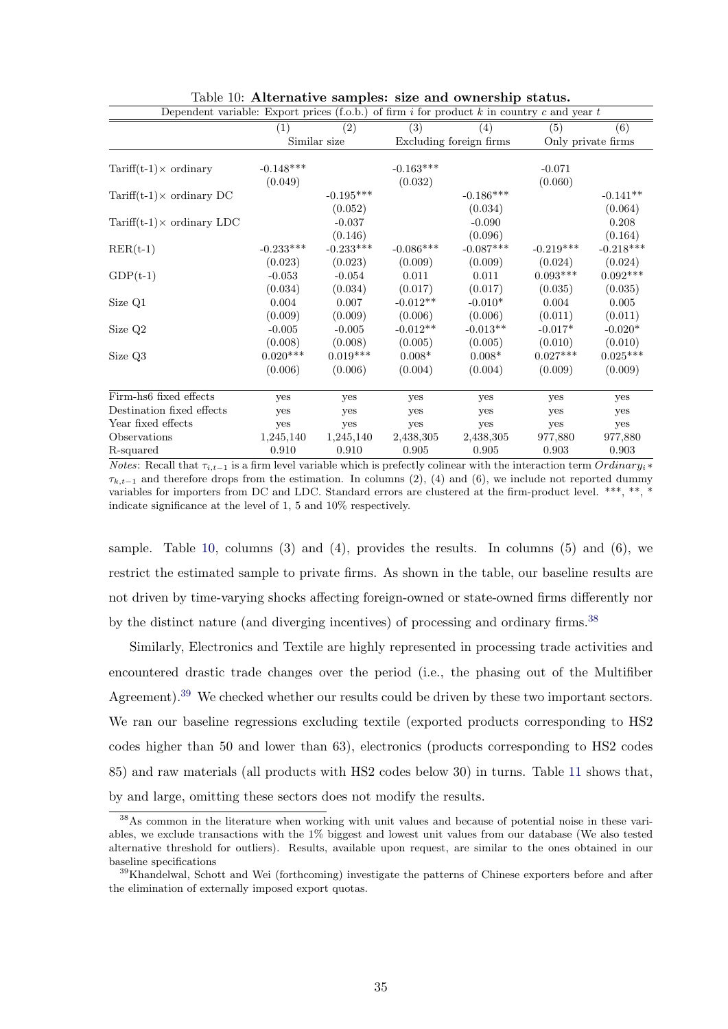Table 10: **Alternative samples: size and ownership status.**

| Dependent variable: Export prices (f.o.b.) of firm $i$ for product $k$ in country $c$ and year $t$ | | | | | | |
|---|---|---|---|---|---|---|
| | (1) | (2) | (3) | (4) | (5) | (6) |
| | Similar size | | Excluding foreign firms | | Only private firms | |
| Tariff(t-1)× ordinary | -0.148*** | | -0.163*** | | -0.071 | |
| | (0.049) | | (0.032) | | (0.060) | |
| Tariff(t-1)× ordinary DC | | -0.195*** | | -0.186*** | | -0.141** |
| | | (0.052) | | (0.034) | | (0.064) |
| Tariff(t-1)× ordinary LDC | | -0.037 | | -0.090 | | 0.208 |
| | | (0.146) | | (0.096) | | (0.164) |
| RER(t-1) | -0.233*** | -0.233*** | -0.086*** | -0.087*** | -0.219*** | -0.218*** |
| | (0.023) | (0.023) | (0.009) | (0.009) | (0.024) | (0.024) |
| GDP(t-1) | -0.053 | -0.054 | 0.011 | 0.011 | 0.093*** | 0.092*** |
| | (0.034) | (0.034) | (0.017) | (0.017) | (0.035) | (0.035) |
| Size Q1 | 0.004 | 0.007 | -0.012** | -0.010* | 0.004 | 0.005 |
| | (0.009) | (0.009) | (0.006) | (0.006) | (0.011) | (0.011) |
| Size Q2 | -0.005 | -0.005 | -0.012** | -0.013** | -0.017* | -0.020* |
| | (0.008) | (0.008) | (0.005) | (0.005) | (0.010) | (0.010) |
| Size Q3 | 0.020*** | 0.019*** | 0.008* | 0.008* | 0.027*** | 0.025*** |
| | (0.006) | (0.006) | (0.004) | (0.004) | (0.009) | (0.009) |
| Firm-hs6 fixed effects | yes | yes | yes | yes | yes | yes |
| Destination fixed effects | yes | yes | yes | yes | yes | yes |
| Year fixed effects | yes | yes | yes | yes | yes | yes |
| Observations | 1,245,140 | 1,245,140 | 2,438,305 | 2,438,305 | 977,880 | 977,880 |
| R-squared | 0.910 | 0.910 | 0.905 | 0.905 | 0.903 | 0.903 |

*Notes*: Recall that $\tau_{i,t-1}$ is a firm level variable which is prefectly colinear with the interaction term $Ordinary_i * \tau_{k,t-1}$ and therefore drops from the estimation. In columns (2), (4) and (6), we include not reported dummy variables for importers from DC and LDC. Standard errors are clustered at the firm-product level. ***, **, * indicate significance at the level of 1, 5 and 10% respectively.

sample. Table 10, columns (3) and (4), provides the results. In columns (5) and (6), we restrict the estimated sample to private firms. As shown in the table, our baseline results are not driven by time-varying shocks affecting foreign-owned or state-owned firms differently nor by the distinct nature (and diverging incentives) of processing and ordinary firms.[38]

Similarly, Electronics and Textile are highly represented in processing trade activities and encountered drastic trade changes over the period (i.e., the phasing out of the Multifiber Agreement).[39] We checked whether our results could be driven by these two important sectors. We ran our baseline regressions excluding textile (exported products corresponding to HS2 codes higher than 50 and lower than 63), electronics (products corresponding to HS2 codes 85) and raw materials (all products with HS2 codes below 30) in turns. Table 11 shows that, by and large, omitting these sectors does not modify the results.

[38] As common in the literature when working with unit values and because of potential noise in these variables, we exclude transactions with the 1% biggest and lowest unit values from our database (We also tested alternative threshold for outliers). Results, available upon request, are similar to the ones obtained in our baseline specifications

[39] Khandelwal, Schott and Wei (forthcoming) investigate the patterns of Chinese exporters before and after the elimination of externally imposed export quotas.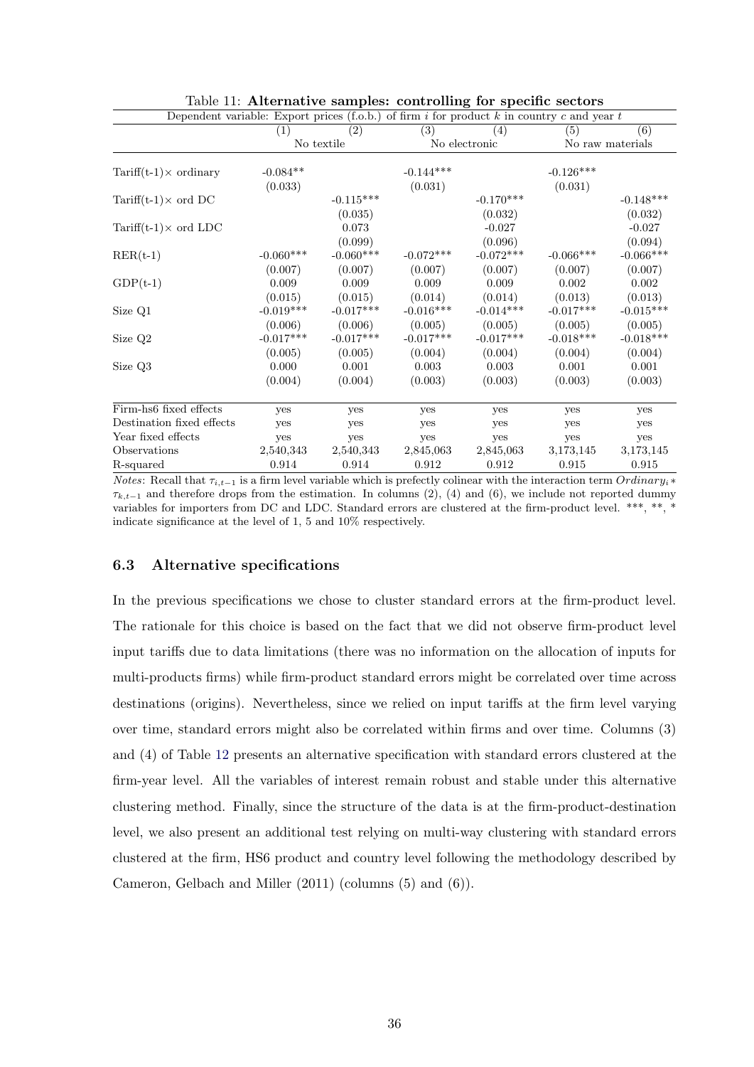Table 11: **Alternative samples: controlling for specific sectors**

| Dependent variable: Export prices (f.o.b.) of firm $i$ for product $k$ in country $c$ and year $t$ | | | | | | |
|---|---|---|---|---|---|---|
| | (1) | (2) | (3) | (4) | (5) | (6) |
| | No textile | | No electronic | | No raw materials | |
| Tariff(t-1)× ordinary | -0.084** | | -0.144*** | | -0.126*** | |
| | (0.033) | | (0.031) | | (0.031) | |
| Tariff(t-1)× ord DC | | -0.115*** | | -0.170*** | | -0.148*** |
| | | (0.035) | | (0.032) | | (0.032) |
| Tariff(t-1)× ord LDC | | 0.073 | | -0.027 | | -0.027 |
| | | (0.099) | | (0.096) | | (0.094) |
| RER(t-1) | -0.060*** | -0.060*** | -0.072*** | -0.072*** | -0.066*** | -0.066*** |
| | (0.007) | (0.007) | (0.007) | (0.007) | (0.007) | (0.007) |
| GDP(t-1) | 0.009 | 0.009 | 0.009 | 0.009 | 0.002 | 0.002 |
| | (0.015) | (0.015) | (0.014) | (0.014) | (0.013) | (0.013) |
| Size Q1 | -0.019*** | -0.017*** | -0.016*** | -0.014*** | -0.017*** | -0.015*** |
| | (0.006) | (0.006) | (0.005) | (0.005) | (0.005) | (0.005) |
| Size Q2 | -0.017*** | -0.017*** | -0.017*** | -0.017*** | -0.018*** | -0.018*** |
| | (0.005) | (0.005) | (0.004) | (0.004) | (0.004) | (0.004) |
| Size Q3 | 0.000 | 0.001 | 0.003 | 0.003 | 0.001 | 0.001 |
| | (0.004) | (0.004) | (0.003) | (0.003) | (0.003) | (0.003) |
| Firm-hs6 fixed effects | yes | yes | yes | yes | yes | yes |
| Destination fixed effects | yes | yes | yes | yes | yes | yes |
| Year fixed effects | yes | yes | yes | yes | yes | yes |
| Observations | 2,540,343 | 2,540,343 | 2,845,063 | 2,845,063 | 3,173,145 | 3,173,145 |
| R-squared | 0.914 | 0.914 | 0.912 | 0.912 | 0.915 | 0.915 |

*Notes*: Recall that $\tau_{i,t-1}$ is a firm level variable which is prefectly colinear with the interaction term $Ordinary_i * \tau_{k,t-1}$ and therefore drops from the estimation. In columns (2), (4) and (6), we include not reported dummy variables for importers from DC and LDC. Standard errors are clustered at the firm-product level. ***, **, * indicate significance at the level of 1, 5 and 10% respectively.

### 6.3 Alternative specifications

In the previous specifications we chose to cluster standard errors at the firm-product level. The rationale for this choice is based on the fact that we did not observe firm-product level input tariffs due to data limitations (there was no information on the allocation of inputs for multi-products firms) while firm-product standard errors might be correlated over time across destinations (origins). Nevertheless, since we relied on input tariffs at the firm level varying over time, standard errors might also be correlated within firms and over time. Columns (3) and (4) of Table 12 presents an alternative specification with standard errors clustered at the firm-year level. All the variables of interest remain robust and stable under this alternative clustering method. Finally, since the structure of the data is at the firm-product-destination level, we also present an additional test relying on multi-way clustering with standard errors clustered at the firm, HS6 product and country level following the methodology described by Cameron, Gelbach and Miller (2011) (columns (5) and (6)).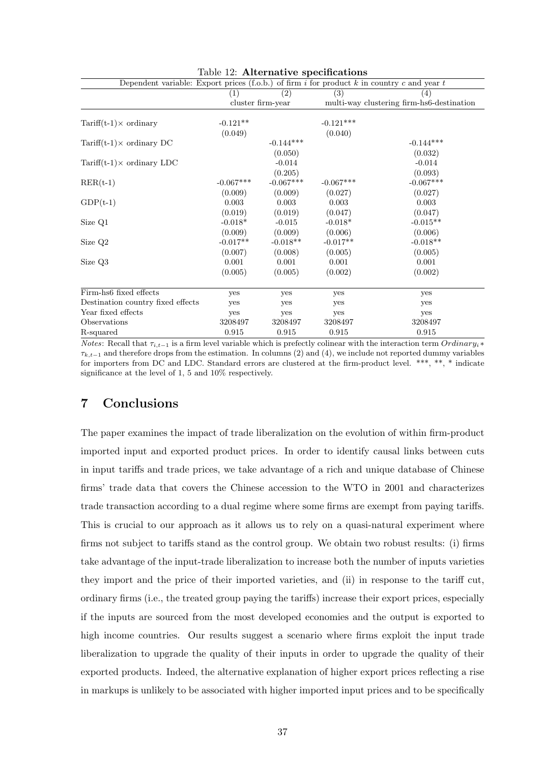Table 12: **Alternative specifications**

| Dependent variable: Export prices (f.o.b.) of firm $i$ for product $k$ in country $c$ and year $t$ | | | | |
|---|---|---|---|---|
| | (1) | (2) | (3) | (4) |
| | cluster firm-year | | multi-way clustering firm-hs6-destination | |
| Tariff(t-1)× ordinary | -0.121** | | -0.121*** | |
| | (0.049) | | (0.040) | |
| Tariff(t-1)× ordinary DC | | -0.144*** | | -0.144*** |
| | | (0.050) | | (0.032) |
| Tariff(t-1)× ordinary LDC | | -0.014 | | -0.014 |
| | | (0.205) | | (0.093) |
| RER(t-1) | -0.067*** | -0.067*** | -0.067*** | -0.067*** |
| | (0.009) | (0.009) | (0.027) | (0.027) |
| GDP(t-1) | 0.003 | 0.003 | 0.003 | 0.003 |
| | (0.019) | (0.019) | (0.047) | (0.047) |
| Size Q1 | -0.018* | -0.015 | -0.018* | -0.015** |
| | (0.009) | (0.009) | (0.006) | (0.006) |
| Size Q2 | -0.017** | -0.018** | -0.017** | -0.018** |
| | (0.007) | (0.008) | (0.005) | (0.005) |
| Size Q3 | 0.001 | 0.001 | 0.001 | 0.001 |
| | (0.005) | (0.005) | (0.002) | (0.002) |
| Firm-hs6 fixed effects | yes | yes | yes | yes |
| Destination country fixed effects | yes | yes | yes | yes |
| Year fixed effects | yes | yes | yes | yes |
| Observations | 3208497 | 3208497 | 3208497 | 3208497 |
| R-squared | 0.915 | 0.915 | 0.915 | 0.915 |

*Notes*: Recall that $\tau_{i,t-1}$ is a firm level variable which is prefectly colinear with the interaction term $Ordinary_i * \tau_{k,t-1}$ and therefore drops from the estimation. In columns (2) and (4), we include not reported dummy variables for importers from DC and LDC. Standard errors are clustered at the firm-product level. ***, **, * indicate significance at the level of 1, 5 and 10% respectively.

## 7 Conclusions

The paper examines the impact of trade liberalization on the evolution of within firm-product imported input and exported product prices. In order to identify causal links between cuts in input tariffs and trade prices, we take advantage of a rich and unique database of Chinese firms' trade data that covers the Chinese accession to the WTO in 2001 and characterizes trade transaction according to a dual regime where some firms are exempt from paying tariffs. This is crucial to our approach as it allows us to rely on a quasi-natural experiment where firms not subject to tariffs stand as the control group. We obtain two robust results: (i) firms take advantage of the input-trade liberalization to increase both the number of inputs varieties they import and the price of their imported varieties, and (ii) in response to the tariff cut, ordinary firms (i.e., the treated group paying the tariffs) increase their export prices, especially if the inputs are sourced from the most developed economies and the output is exported to high income countries. Our results suggest a scenario where firms exploit the input trade liberalization to upgrade the quality of their inputs in order to upgrade the quality of their exported products. Indeed, the alternative explanation of higher export prices reflecting a rise in markups is unlikely to be associated with higher imported input prices and to be specifically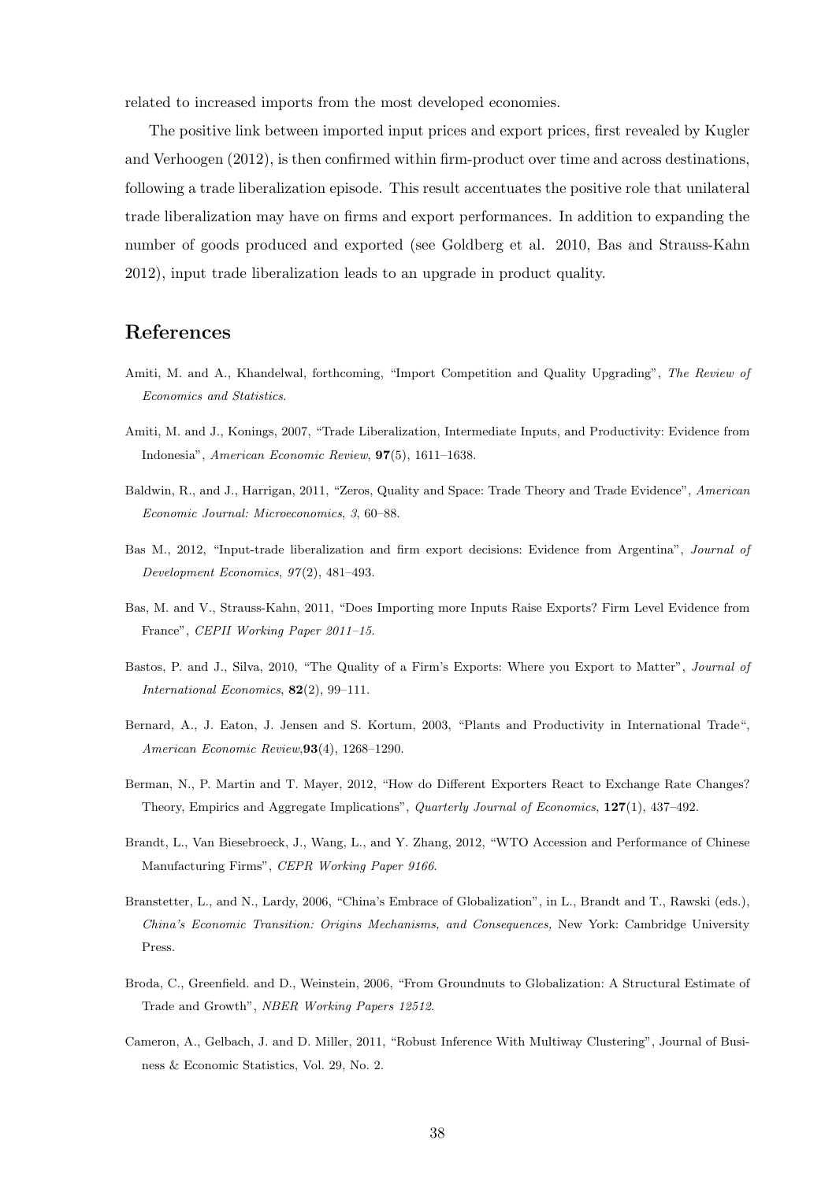related to increased imports from the most developed economies.

The positive link between imported input prices and export prices, first revealed by Kugler and Verhoogen (2012), is then confirmed within firm-product over time and across destinations, following a trade liberalization episode. This result accentuates the positive role that unilateral trade liberalization may have on firms and export performances. In addition to expanding the number of goods produced and exported (see Goldberg et al. 2010, Bas and Strauss-Kahn 2012), input trade liberalization leads to an upgrade in product quality.

## References

Amiti, M. and A., Khandelwal, forthcoming, "Import Competition and Quality Upgrading", *The Review of Economics and Statistics*.

Amiti, M. and J., Konings, 2007, "Trade Liberalization, Intermediate Inputs, and Productivity: Evidence from Indonesia", *American Economic Review*, **97**(5), 1611–1638.

Baldwin, R., and J., Harrigan, 2011, "Zeros, Quality and Space: Trade Theory and Trade Evidence", *American Economic Journal: Microeconomics*, *3*, 60–88.

Bas M., 2012, "Input-trade liberalization and firm export decisions: Evidence from Argentina", *Journal of Development Economics*, *97*(2), 481–493.

Bas, M. and V., Strauss-Kahn, 2011, "Does Importing more Inputs Raise Exports? Firm Level Evidence from France", *CEPII Working Paper 2011–15*.

Bastos, P. and J., Silva, 2010, "The Quality of a Firm's Exports: Where you Export to Matter", *Journal of International Economics*, **82**(2), 99–111.

Bernard, A., J. Eaton, J. Jensen and S. Kortum, 2003, "Plants and Productivity in International Trade", *American Economic Review*,**93**(4), 1268–1290.

Berman, N., P. Martin and T. Mayer, 2012, "How do Different Exporters React to Exchange Rate Changes? Theory, Empirics and Aggregate Implications", *Quarterly Journal of Economics*, **127**(1), 437–492.

Brandt, L., Van Biesebroeck, J., Wang, L., and Y. Zhang, 2012, "WTO Accession and Performance of Chinese Manufacturing Firms", *CEPR Working Paper 9166*.

Branstetter, L., and N., Lardy, 2006, "China's Embrace of Globalization", in L., Brandt and T., Rawski (eds.), *China's Economic Transition: Origins Mechanisms, and Consequences,* New York: Cambridge University Press.

Broda, C., Greenfield. and D., Weinstein, 2006, "From Groundnuts to Globalization: A Structural Estimate of Trade and Growth", *NBER Working Papers 12512*.

Cameron, A., Gelbach, J. and D. Miller, 2011, "Robust Inference With Multiway Clustering", Journal of Business & Economic Statistics, Vol. 29, No. 2.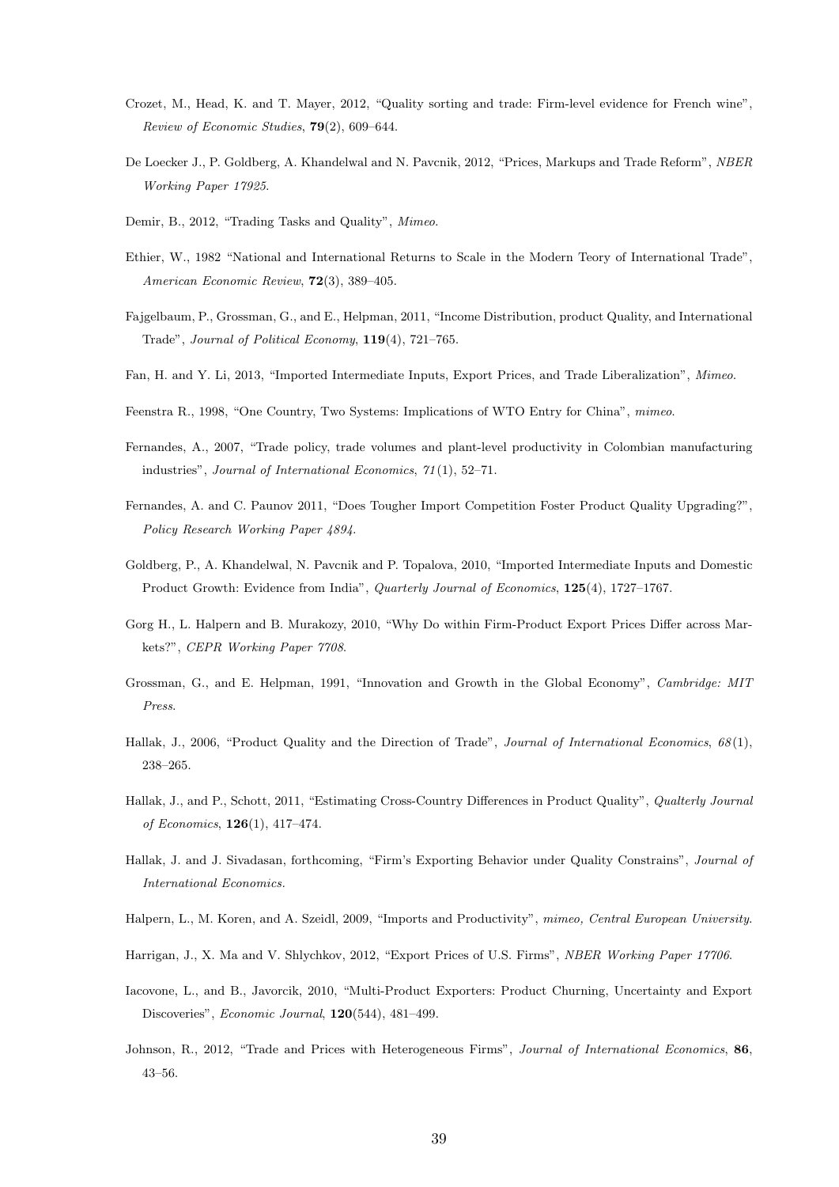Crozet, M., Head, K. and T. Mayer, 2012, "Quality sorting and trade: Firm-level evidence for French wine", *Review of Economic Studies*, **79**(2), 609–644.

De Loecker J., P. Goldberg, A. Khandelwal and N. Pavcnik, 2012, "Prices, Markups and Trade Reform", *NBER Working Paper 17925*.

Demir, B., 2012, "Trading Tasks and Quality", *Mimeo*.

Ethier, W., 1982 "National and International Returns to Scale in the Modern Teory of International Trade", *American Economic Review*, **72**(3), 389–405.

Fajgelbaum, P., Grossman, G., and E., Helpman, 2011, "Income Distribution, product Quality, and International Trade", *Journal of Political Economy*, **119**(4), 721–765.

Fan, H. and Y. Li, 2013, "Imported Intermediate Inputs, Export Prices, and Trade Liberalization", *Mimeo*.

Feenstra R., 1998, "One Country, Two Systems: Implications of WTO Entry for China", *mimeo*.

Fernandes, A., 2007, "Trade policy, trade volumes and plant-level productivity in Colombian manufacturing industries", *Journal of International Economics*, *71*(1), 52–71.

Fernandes, A. and C. Paunov 2011, "Does Tougher Import Competition Foster Product Quality Upgrading?", *Policy Research Working Paper 4894*.

Goldberg, P., A. Khandelwal, N. Pavcnik and P. Topalova, 2010, "Imported Intermediate Inputs and Domestic Product Growth: Evidence from India", *Quarterly Journal of Economics*, **125**(4), 1727–1767.

Gorg H., L. Halpern and B. Murakozy, 2010, "Why Do within Firm-Product Export Prices Differ across Markets?", *CEPR Working Paper 7708*.

Grossman, G., and E. Helpman, 1991, "Innovation and Growth in the Global Economy", *Cambridge: MIT Press*.

Hallak, J., 2006, "Product Quality and the Direction of Trade", *Journal of International Economics*, *68*(1), 238–265.

Hallak, J., and P., Schott, 2011, "Estimating Cross-Country Differences in Product Quality", *Qualterly Journal of Economics*, **126**(1), 417–474.

Hallak, J. and J. Sivadasan, forthcoming, "Firm's Exporting Behavior under Quality Constrains", *Journal of International Economics*.

Halpern, L., M. Koren, and A. Szeidl, 2009, "Imports and Productivity", *mimeo, Central European University*.

Harrigan, J., X. Ma and V. Shlychkov, 2012, "Export Prices of U.S. Firms", *NBER Working Paper 17706*.

Iacovone, L., and B., Javorcik, 2010, "Multi-Product Exporters: Product Churning, Uncertainty and Export Discoveries", *Economic Journal*, **120**(544), 481–499.

Johnson, R., 2012, "Trade and Prices with Heterogeneous Firms", *Journal of International Economics*, **86**, 43–56.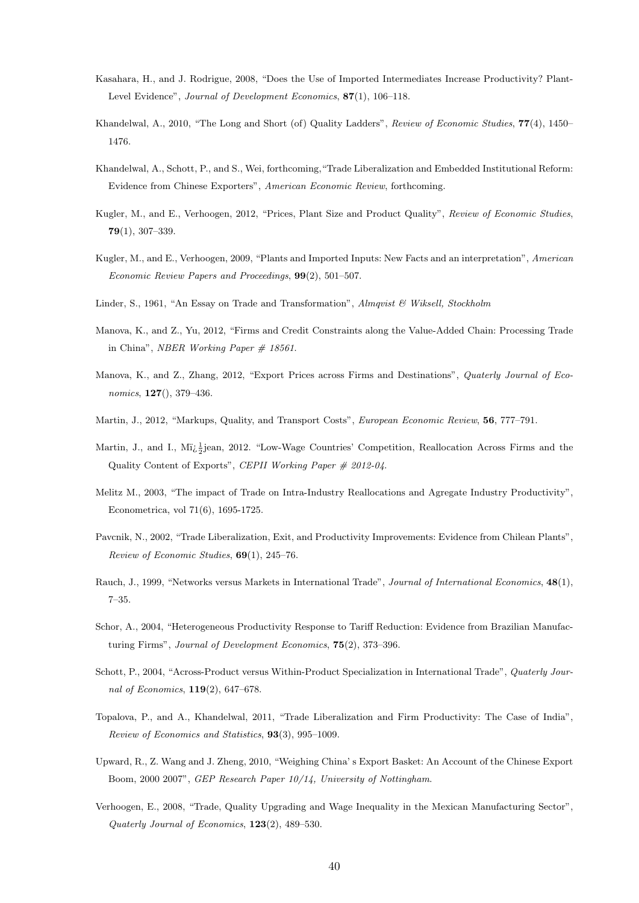Kasahara, H., and J. Rodrigue, 2008, "Does the Use of Imported Intermediates Increase Productivity? Plant-Level Evidence", *Journal of Development Economics*, **87**(1), 106–118.

Khandelwal, A., 2010, "The Long and Short (of) Quality Ladders", *Review of Economic Studies*, **77**(4), 1450–1476.

Khandelwal, A., Schott, P., and S., Wei, forthcoming,"Trade Liberalization and Embedded Institutional Reform: Evidence from Chinese Exporters", *American Economic Review*, forthcoming.

Kugler, M., and E., Verhoogen, 2012, "Prices, Plant Size and Product Quality", *Review of Economic Studies*, **79**(1), 307–339.

Kugler, M., and E., Verhoogen, 2009, "Plants and Imported Inputs: New Facts and an interpretation", *American Economic Review Papers and Proceedings*, **99**(2), 501–507.

Linder, S., 1961, "An Essay on Trade and Transformation", *Almqvist & Wiksell, Stockholm*

Manova, K., and Z., Yu, 2012, "Firms and Credit Constraints along the Value-Added Chain: Processing Trade in China", *NBER Working Paper # 18561.*

Manova, K., and Z., Zhang, 2012, "Export Prices across Firms and Destinations", *Quaterly Journal of Economics*, **127**(), 379–436.

Martin, J., 2012, "Markups, Quality, and Transport Costs", *European Economic Review*, **56**, 777–791.

Martin, J., and I., Mï¿½jean, 2012. "Low-Wage Countries' Competition, Reallocation Across Firms and the Quality Content of Exports", *CEPII Working Paper # 2012-04.*

Melitz M., 2003, "The impact of Trade on Intra-Industry Reallocations and Agregate Industry Productivity", Econometrica, vol 71(6), 1695-1725.

Pavcnik, N., 2002, "Trade Liberalization, Exit, and Productivity Improvements: Evidence from Chilean Plants", *Review of Economic Studies*, **69**(1), 245–76.

Rauch, J., 1999, "Networks versus Markets in International Trade", *Journal of International Economics*, **48**(1), 7–35.

Schor, A., 2004, "Heterogeneous Productivity Response to Tariff Reduction: Evidence from Brazilian Manufacturing Firms", *Journal of Development Economics*, **75**(2), 373–396.

Schott, P., 2004, "Across-Product versus Within-Product Specialization in International Trade", *Quaterly Journal of Economics*, **119**(2), 647–678.

Topalova, P., and A., Khandelwal, 2011, "Trade Liberalization and Firm Productivity: The Case of India", *Review of Economics and Statistics*, **93**(3), 995–1009.

Upward, R., Z. Wang and J. Zheng, 2010, "Weighing China' s Export Basket: An Account of the Chinese Export Boom, 2000 2007", *GEP Research Paper 10/14, University of Nottingham.*

Verhoogen, E., 2008, "Trade, Quality Upgrading and Wage Inequality in the Mexican Manufacturing Sector", *Quaterly Journal of Economics*, **123**(2), 489–530.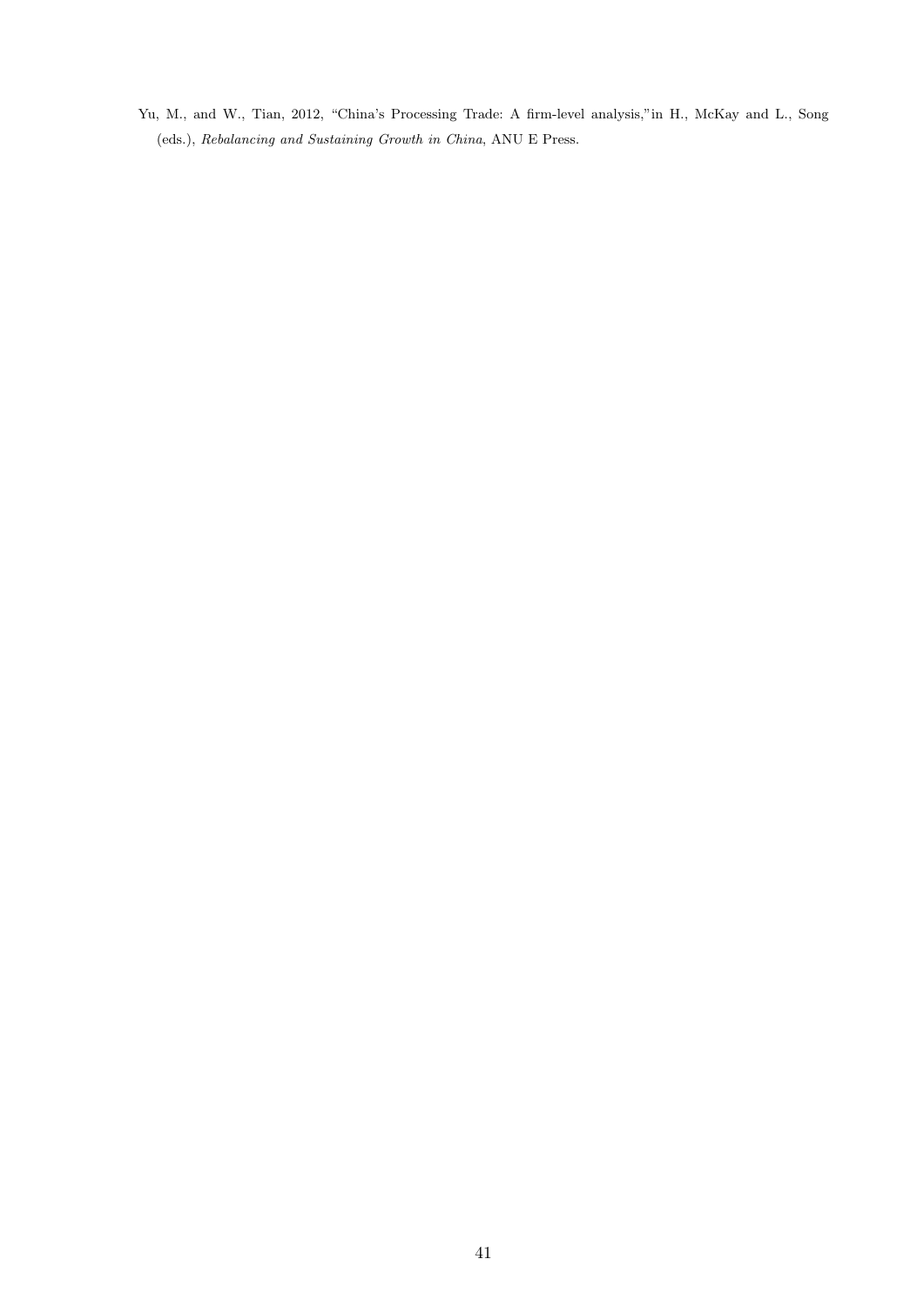Yu, M., and W., Tian, 2012, "China's Processing Trade: A firm-level analysis,"in H., McKay and L., Song (eds.), *Rebalancing and Sustaining Growth in China*, ANU E Press.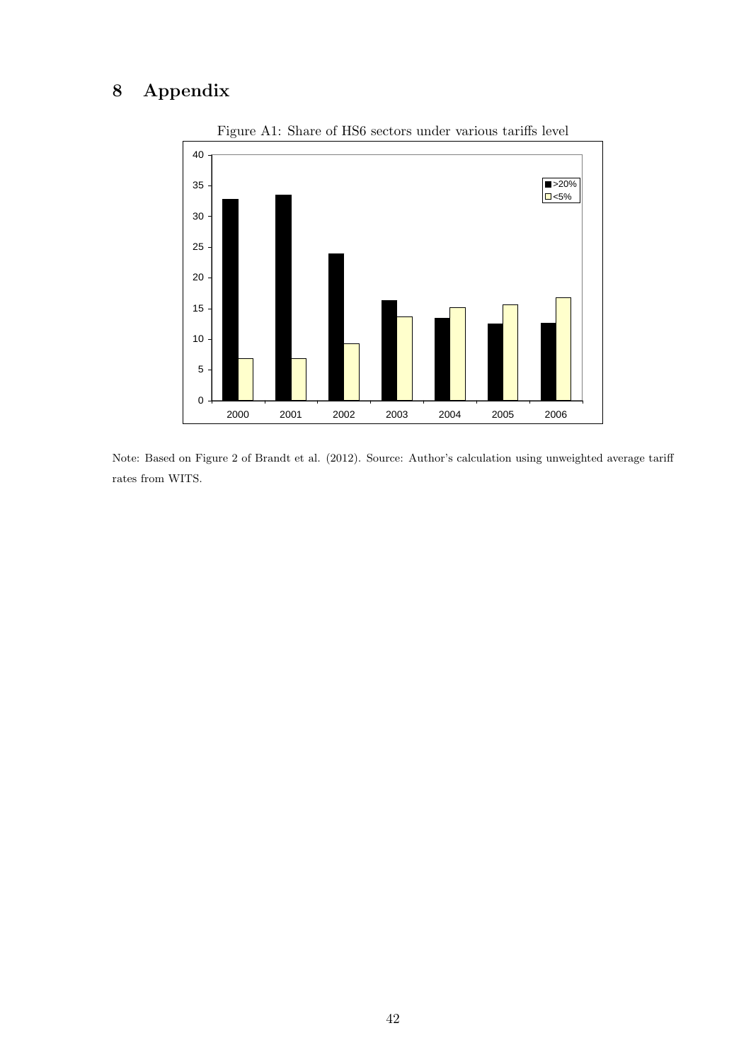# 8 Appendix

Figure A1: Share of HS6 sectors under various tariffs level

Note: Based on Figure 2 of Brandt et al. (2012). Source: Author's calculation using unweighted average tariff rates from WITS.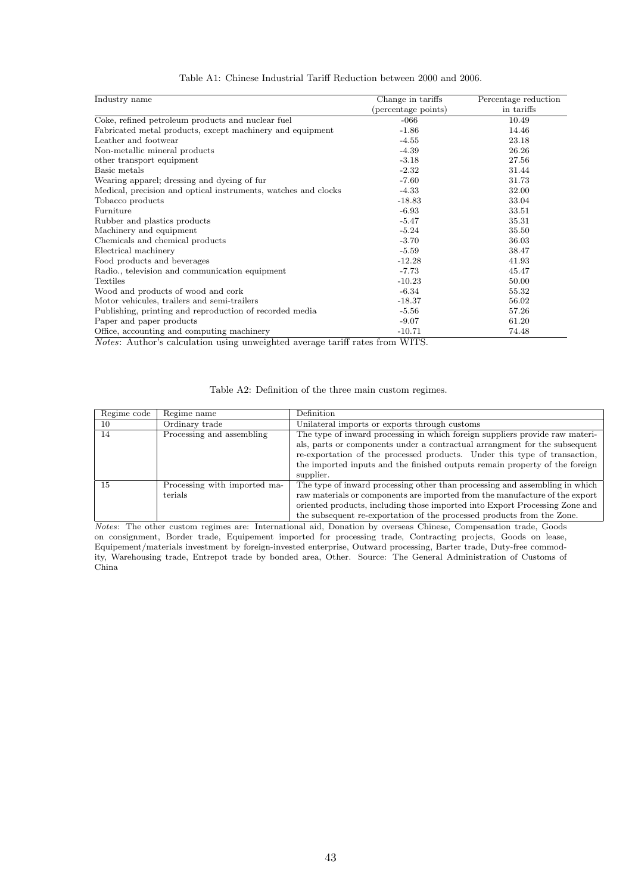Table A1: Chinese Industrial Tariff Reduction between 2000 and 2006.

| Industry name | Change in tariffs (percentage points) | Percentage reduction in tariffs |
|---|---|---|
| Coke, refined petroleum products and nuclear fuel | -066 | 10.49 |
| Fabricated metal products, except machinery and equipment | -1.86 | 14.46 |
| Leather and footwear | -4.55 | 23.18 |
| Non-metallic mineral products | -4.39 | 26.26 |
| other transport equipment | -3.18 | 27.56 |
| Basic metals | -2.32 | 31.44 |
| Wearing apparel; dressing and dyeing of fur | -7.60 | 31.73 |
| Medical, precision and optical instruments, watches and clocks | -4.33 | 32.00 |
| Tobacco products | -18.83 | 33.04 |
| Furniture | -6.93 | 33.51 |
| Rubber and plastics products | -5.47 | 35.31 |
| Machinery and equipment | -5.24 | 35.50 |
| Chemicals and chemical products | -3.70 | 36.03 |
| Electrical machinery | -5.59 | 38.47 |
| Food products and beverages | -12.28 | 41.93 |
| Radio., television and communication equipment | -7.73 | 45.47 |
| Textiles | -10.23 | 50.00 |
| Wood and products of wood and cork | -6.34 | 55.32 |
| Motor vehicules, trailers and semi-trailers | -18.37 | 56.02 |
| Publishing, printing and reproduction of recorded media | -5.56 | 57.26 |
| Paper and paper products | -9.07 | 61.20 |
| Office, accounting and computing machinery | -10.71 | 74.48 |

*Notes*: Author's calculation using unweighted average tariff rates from WITS.

Table A2: Definition of the three main custom regimes.

| Regime code | Regime name | Definition |
|---|---|---|
| 10 | Ordinary trade | Unilateral imports or exports through customs |
| 14 | Processing and assembling | The type of inward processing in which foreign suppliers provide raw materials, parts or components under a contractual arrangment for the subsequent re-exportation of the processed products. Under this type of transaction, the imported inputs and the finished outputs remain property of the foreign supplier. |
| 15 | Processing with imported materials | The type of inward processing other than processing and assembling in which raw materials or components are imported from the manufacture of the export oriented products, including those imported into Export Processing Zone and the subsequent re-exportation of the processed products from the Zone. |

*Notes*: The other custom regimes are: International aid, Donation by overseas Chinese, Compensation trade, Goods on consignment, Border trade, Equipement imported for processing trade, Contracting projects, Goods on lease, Equipement/materials investment by foreign-invested enterprise, Outward processing, Barter trade, Duty-free commodity, Warehousing trade, Entrepot trade by bonded area, Other. Source: The General Administration of Customs of China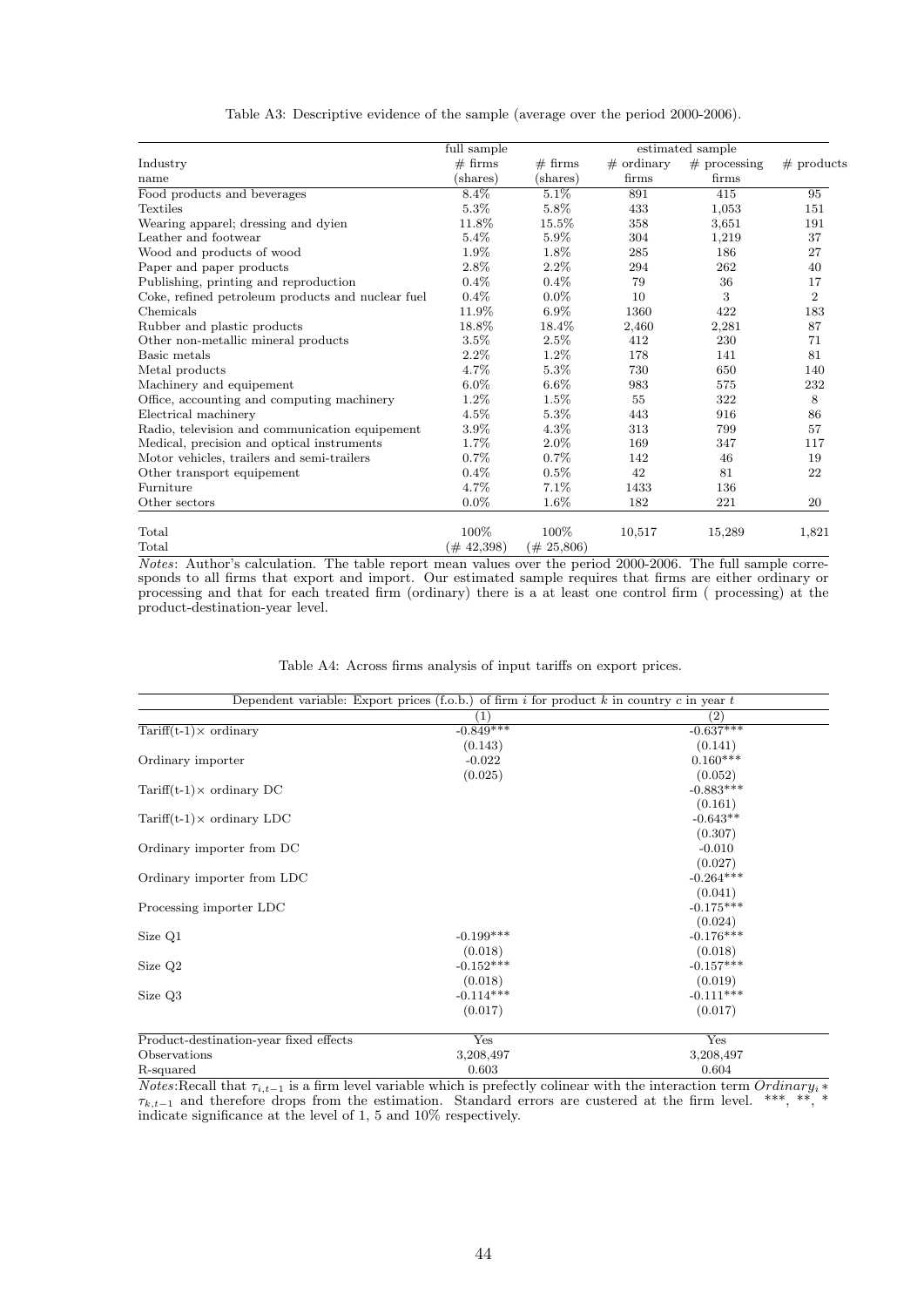Table A3: Descriptive evidence of the sample (average over the period 2000-2006).

| Industry name | full sample # firms (shares) | estimated sample # firms (shares) | # ordinary firms | # processing firms | # products |
|---|---|---|---|---|---|
| Food products and beverages | 8.4% | 5.1% | 891 | 415 | 95 |
| Textiles | 5.3% | 5.8% | 433 | 1,053 | 151 |
| Wearing apparel; dressing and dyien | 11.8% | 15.5% | 358 | 3,651 | 191 |
| Leather and footwear | 5.4% | 5.9% | 304 | 1,219 | 37 |
| Wood and products of wood | 1.9% | 1.8% | 285 | 186 | 27 |
| Paper and paper products | 2.8% | 2.2% | 294 | 262 | 40 |
| Publishing, printing and reproduction | 0.4% | 0.4% | 79 | 36 | 17 |
| Coke, refined petroleum products and nuclear fuel | 0.4% | 0.0% | 10 | 3 | 2 |
| Chemicals | 11.9% | 6.9% | 1360 | 422 | 183 |
| Rubber and plastic products | 18.8% | 18.4% | 2,460 | 2,281 | 87 |
| Other non-metallic mineral products | 3.5% | 2.5% | 412 | 230 | 71 |
| Basic metals | 2.2% | 1.2% | 178 | 141 | 81 |
| Metal products | 4.7% | 5.3% | 730 | 650 | 140 |
| Machinery and equipement | 6.0% | 6.6% | 983 | 575 | 232 |
| Office, accounting and computing machinery | 1.2% | 1.5% | 55 | 322 | 8 |
| Electrical machinery | 4.5% | 5.3% | 443 | 916 | 86 |
| Radio, television and communication equipement | 3.9% | 4.3% | 313 | 799 | 57 |
| Medical, precision and optical instruments | 1.7% | 2.0% | 169 | 347 | 117 |
| Motor vehicles, trailers and semi-trailers | 0.7% | 0.7% | 142 | 46 | 19 |
| Other transport equipement | 0.4% | 0.5% | 42 | 81 | 22 |
| Furniture | 4.7% | 7.1% | 1433 | 136 | |
| Other sectors | 0.0% | 1.6% | 182 | 221 | 20 |
| Total | 100% | 100% | 10,517 | 15,289 | 1,821 |
| Total | (# 42,398) | (# 25,806) | | | |

*Notes*: Author's calculation. The table report mean values over the period 2000-2006. The full sample corresponds to all firms that export and import. Our estimated sample requires that firms are either ordinary or processing and that for each treated firm (ordinary) there is a at least one control firm ( processing) at the product-destination-year level.

Table A4: Across firms analysis of input tariffs on export prices.

| Dependent variable: Export prices (f.o.b.) of firm $i$ for product $k$ in country $c$ in year $t$ | (1) | (2) |
|---|---|---|
| Tariff(t-1)× ordinary | -0.849*** | -0.637*** |
| | (0.143) | (0.141) |
| Ordinary importer | -0.022 | 0.160*** |
| | (0.025) | (0.052) |
| Tariff(t-1)× ordinary DC | | -0.883*** |
| | | (0.161) |
| Tariff(t-1)× ordinary LDC | | -0.643** |
| | | (0.307) |
| Ordinary importer from DC | | -0.010 |
| | | (0.027) |
| Ordinary importer from LDC | | -0.264*** |
| | | (0.041) |
| Processing importer LDC | | -0.175*** |
| | | (0.024) |
| Size Q1 | -0.199*** | -0.176*** |
| | (0.018) | (0.018) |
| Size Q2 | -0.152*** | -0.157*** |
| | (0.018) | (0.019) |
| Size Q3 | -0.114*** | -0.111*** |
| | (0.017) | (0.017) |
| Product-destination-year fixed effects | Yes | Yes |
| Observations | 3,208,497 | 3,208,497 |
| R-squared | 0.603 | 0.604 |

*Notes*:Recall that $\tau_{i,t-1}$ is a firm level variable which is prefectly colinear with the interaction term $Ordinary_i * \tau_{k,t-1}$ and therefore drops from the estimation. Standard errors are custered at the firm level. ***, **, * indicate significance at the level of 1, 5 and 10% respectively.